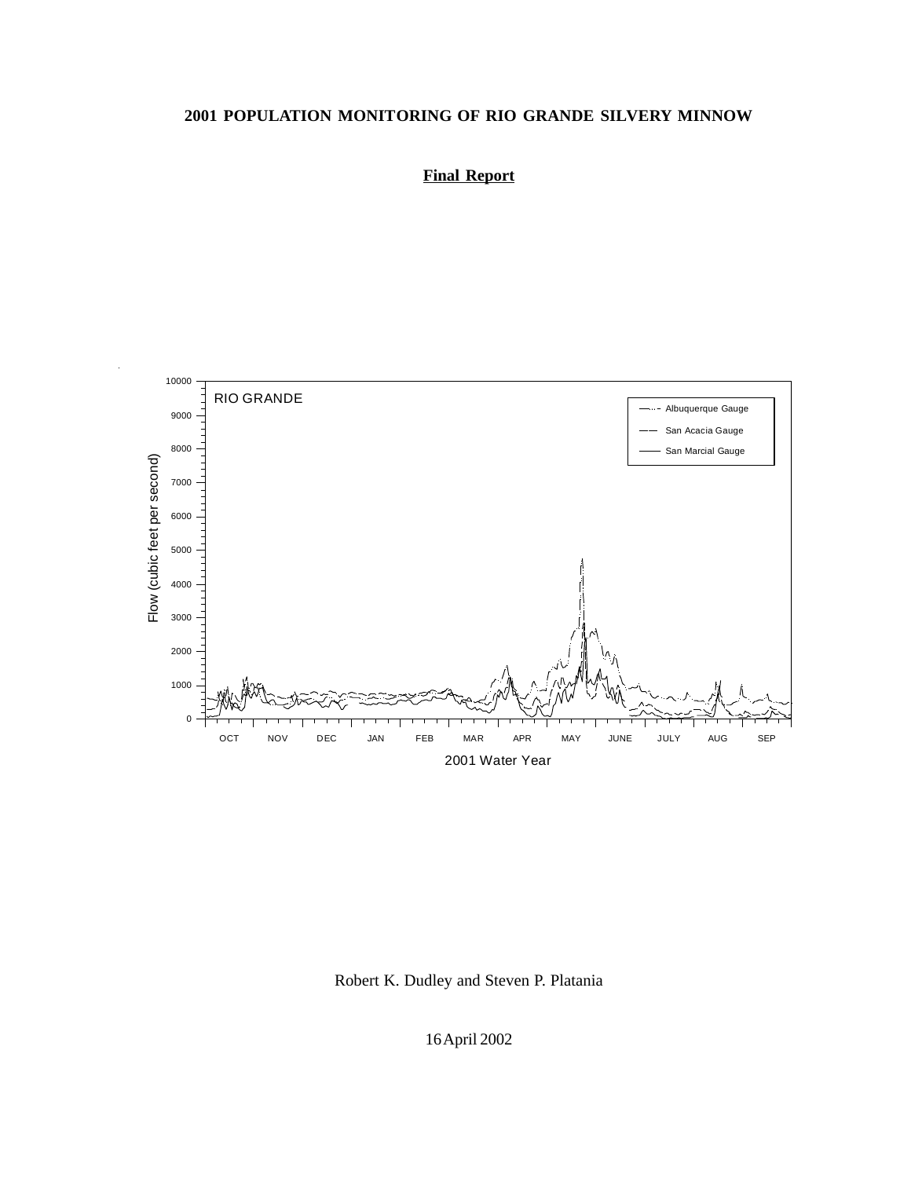**2001 POPULATION MONITORING OF RIO GRANDE SILVERY MINNOW**

**Final Report**

Robert K. Dudley and Steven P. Platania

16 April 2002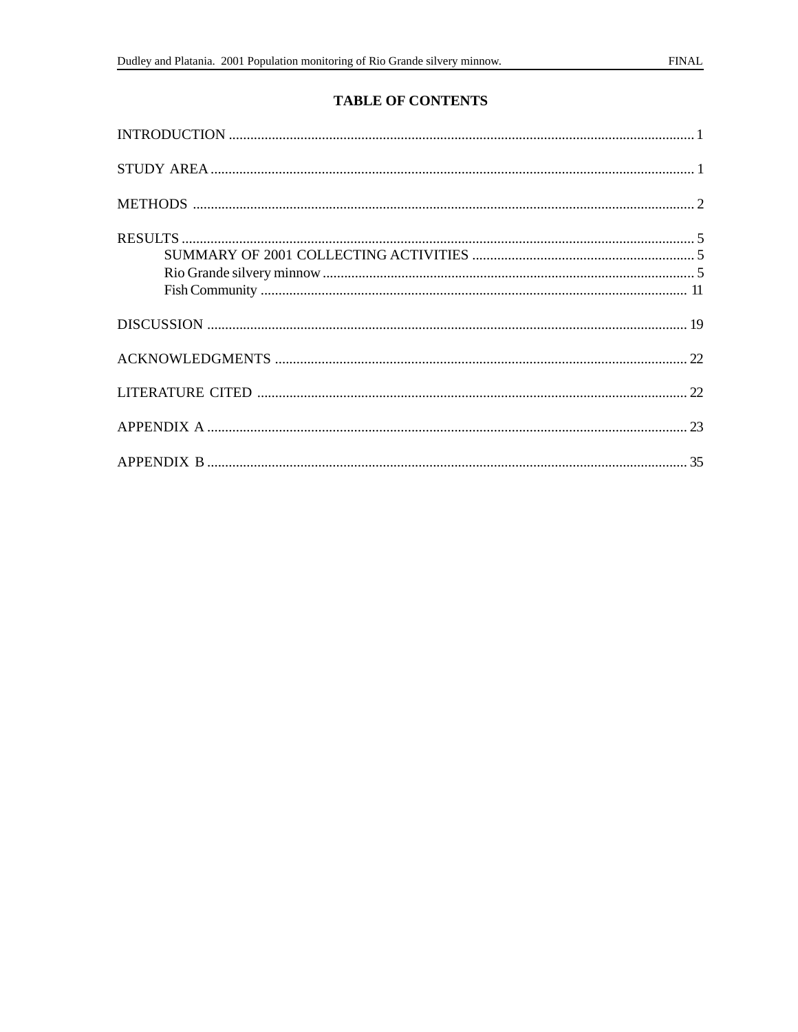# TABLE OF CONTENTS

INTRODUCTION ..... 1

STUDY AREA ..... 1

METHODS ..... 2

RESULTS ..... 5
- SUMMARY OF 2001 COLLECTING ACTIVITIES ..... 5
- Rio Grande silvery minnow ..... 5
- Fish Community ..... 11

DISCUSSION ..... 19

ACKNOWLEDGMENTS ..... 22

LITERATURE CITED ..... 22

APPENDIX A ..... 23

APPENDIX B ..... 35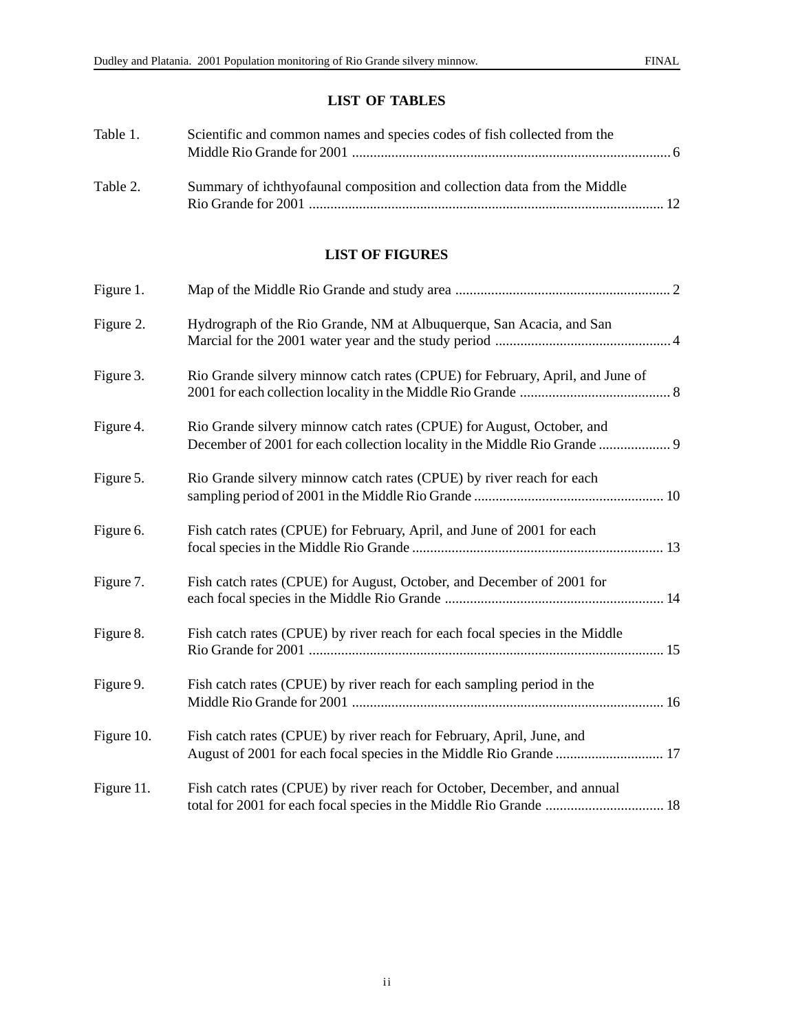## LIST OF TABLES

Table 1. Scientific and common names and species codes of fish collected from the Middle Rio Grande for 2001 ........................................................................................ 6

Table 2. Summary of ichthyofaunal composition and collection data from the Middle Rio Grande for 2001 .................................................................................................. 12

## LIST OF FIGURES

Figure 1. Map of the Middle Rio Grande and study area ............................................................ 2

Figure 2. Hydrograph of the Rio Grande, NM at Albuquerque, San Acacia, and San Marcial for the 2001 water year and the study period ................................................. 4

Figure 3. Rio Grande silvery minnow catch rates (CPUE) for February, April, and June of 2001 for each collection locality in the Middle Rio Grande .......................................... 8

Figure 4. Rio Grande silvery minnow catch rates (CPUE) for August, October, and December of 2001 for each collection locality in the Middle Rio Grande .................... 9

Figure 5. Rio Grande silvery minnow catch rates (CPUE) by river reach for each sampling period of 2001 in the Middle Rio Grande ..................................................... 10

Figure 6. Fish catch rates (CPUE) for February, April, and June of 2001 for each focal species in the Middle Rio Grande ...................................................................... 13

Figure 7. Fish catch rates (CPUE) for August, October, and December of 2001 for each focal species in the Middle Rio Grande ............................................................. 14

Figure 8. Fish catch rates (CPUE) by river reach for each focal species in the Middle Rio Grande for 2001 ................................................................................................... 15

Figure 9. Fish catch rates (CPUE) by river reach for each sampling period in the Middle Rio Grande for 2001 ....................................................................................... 16

Figure 10. Fish catch rates (CPUE) by river reach for February, April, June, and August of 2001 for each focal species in the Middle Rio Grande .............................. 17

Figure 11. Fish catch rates (CPUE) by river reach for October, December, and annual total for 2001 for each focal species in the Middle Rio Grande ................................. 18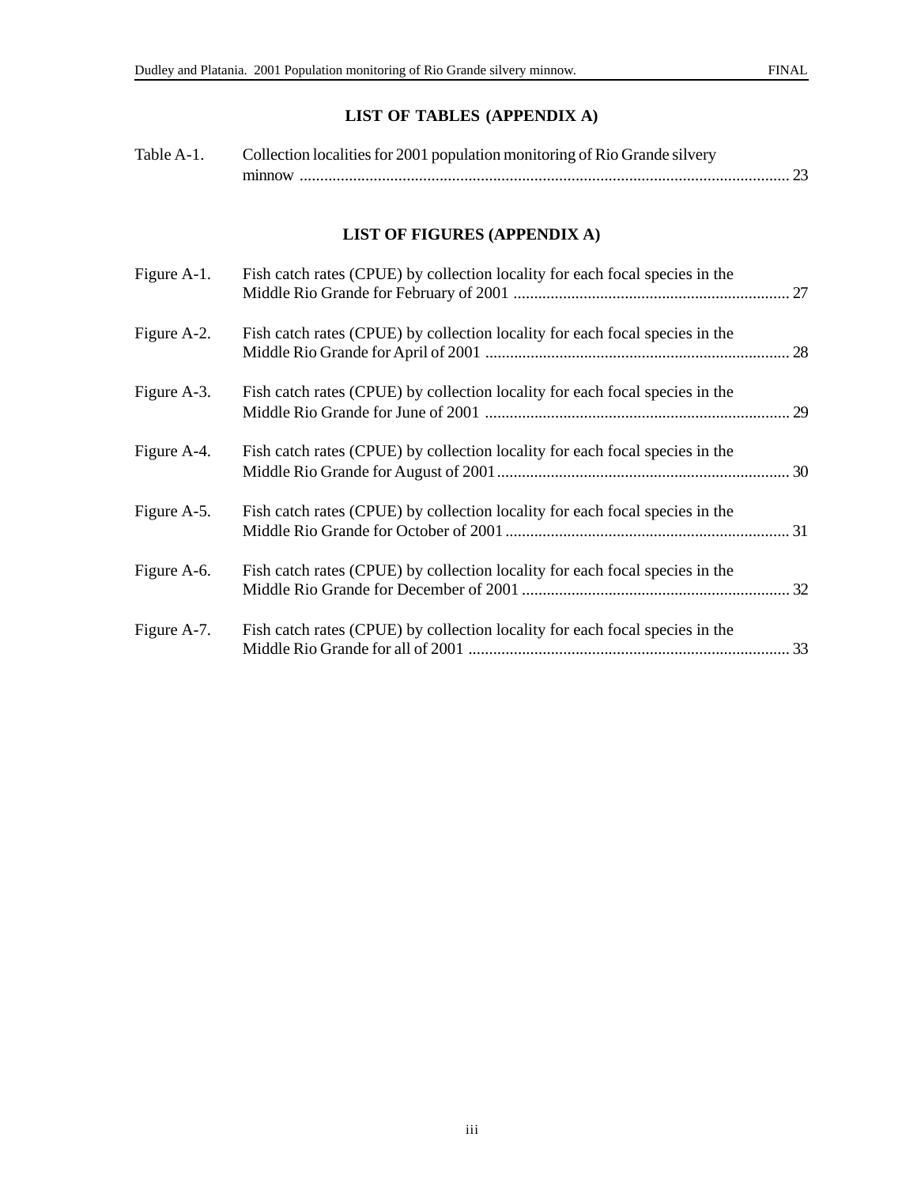## LIST OF TABLES (APPENDIX A)

Table A-1. Collection localities for 2001 population monitoring of Rio Grande silvery minnow ....................................................................................................................... 23

## LIST OF FIGURES (APPENDIX A)

Figure A-1. Fish catch rates (CPUE) by collection locality for each focal species in the Middle Rio Grande for February of 2001 .................................................................. 27

Figure A-2. Fish catch rates (CPUE) by collection locality for each focal species in the Middle Rio Grande for April of 2001 ......................................................................... 28

Figure A-3. Fish catch rates (CPUE) by collection locality for each focal species in the Middle Rio Grande for June of 2001 .......................................................................... 29

Figure A-4. Fish catch rates (CPUE) by collection locality for each focal species in the Middle Rio Grande for August of 2001 ....................................................................... 30

Figure A-5. Fish catch rates (CPUE) by collection locality for each focal species in the Middle Rio Grande for October of 2001 ..................................................................... 31

Figure A-6. Fish catch rates (CPUE) by collection locality for each focal species in the Middle Rio Grande for December of 2001 .................................................................. 32

Figure A-7. Fish catch rates (CPUE) by collection locality for each focal species in the Middle Rio Grande for all of 2001 .............................................................................. 33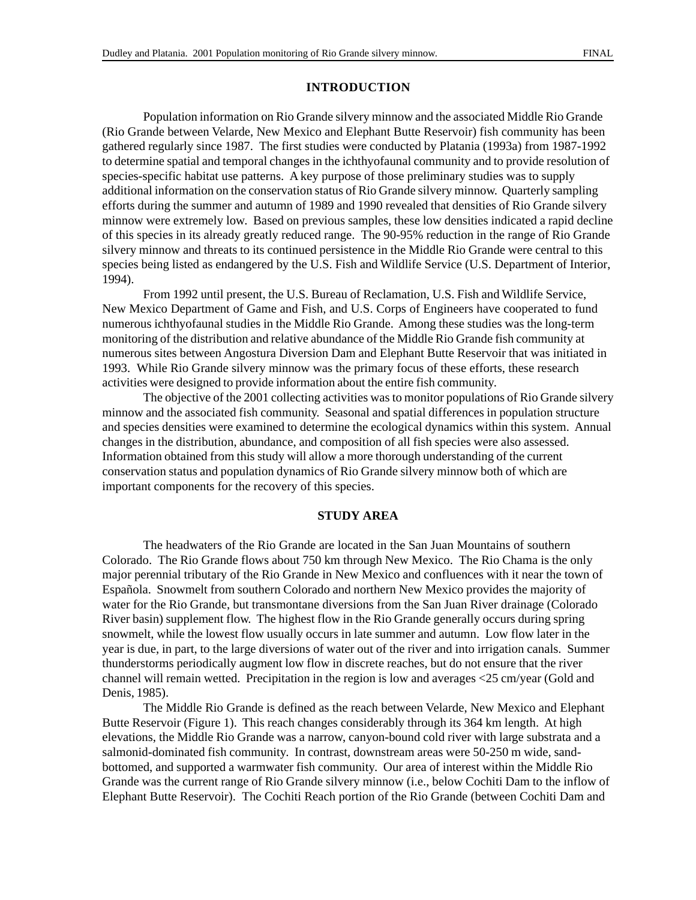## INTRODUCTION

Population information on Rio Grande silvery minnow and the associated Middle Rio Grande (Rio Grande between Velarde, New Mexico and Elephant Butte Reservoir) fish community has been gathered regularly since 1987. The first studies were conducted by Platania (1993a) from 1987-1992 to determine spatial and temporal changes in the ichthyofaunal community and to provide resolution of species-specific habitat use patterns. A key purpose of those preliminary studies was to supply additional information on the conservation status of Rio Grande silvery minnow. Quarterly sampling efforts during the summer and autumn of 1989 and 1990 revealed that densities of Rio Grande silvery minnow were extremely low. Based on previous samples, these low densities indicated a rapid decline of this species in its already greatly reduced range. The 90-95% reduction in the range of Rio Grande silvery minnow and threats to its continued persistence in the Middle Rio Grande were central to this species being listed as endangered by the U.S. Fish and Wildlife Service (U.S. Department of Interior, 1994).

From 1992 until present, the U.S. Bureau of Reclamation, U.S. Fish and Wildlife Service, New Mexico Department of Game and Fish, and U.S. Corps of Engineers have cooperated to fund numerous ichthyofaunal studies in the Middle Rio Grande. Among these studies was the long-term monitoring of the distribution and relative abundance of the Middle Rio Grande fish community at numerous sites between Angostura Diversion Dam and Elephant Butte Reservoir that was initiated in 1993. While Rio Grande silvery minnow was the primary focus of these efforts, these research activities were designed to provide information about the entire fish community.

The objective of the 2001 collecting activities was to monitor populations of Rio Grande silvery minnow and the associated fish community. Seasonal and spatial differences in population structure and species densities were examined to determine the ecological dynamics within this system. Annual changes in the distribution, abundance, and composition of all fish species were also assessed. Information obtained from this study will allow a more thorough understanding of the current conservation status and population dynamics of Rio Grande silvery minnow both of which are important components for the recovery of this species.

## STUDY AREA

The headwaters of the Rio Grande are located in the San Juan Mountains of southern Colorado. The Rio Grande flows about 750 km through New Mexico. The Rio Chama is the only major perennial tributary of the Rio Grande in New Mexico and confluences with it near the town of Española. Snowmelt from southern Colorado and northern New Mexico provides the majority of water for the Rio Grande, but transmontane diversions from the San Juan River drainage (Colorado River basin) supplement flow. The highest flow in the Rio Grande generally occurs during spring snowmelt, while the lowest flow usually occurs in late summer and autumn. Low flow later in the year is due, in part, to the large diversions of water out of the river and into irrigation canals. Summer thunderstorms periodically augment low flow in discrete reaches, but do not ensure that the river channel will remain wetted. Precipitation in the region is low and averages <25 cm/year (Gold and Denis, 1985).

The Middle Rio Grande is defined as the reach between Velarde, New Mexico and Elephant Butte Reservoir (Figure 1). This reach changes considerably through its 364 km length. At high elevations, the Middle Rio Grande was a narrow, canyon-bound cold river with large substrata and a salmonid-dominated fish community. In contrast, downstream areas were 50-250 m wide, sand-bottomed, and supported a warmwater fish community. Our area of interest within the Middle Rio Grande was the current range of Rio Grande silvery minnow (i.e., below Cochiti Dam to the inflow of Elephant Butte Reservoir). The Cochiti Reach portion of the Rio Grande (between Cochiti Dam and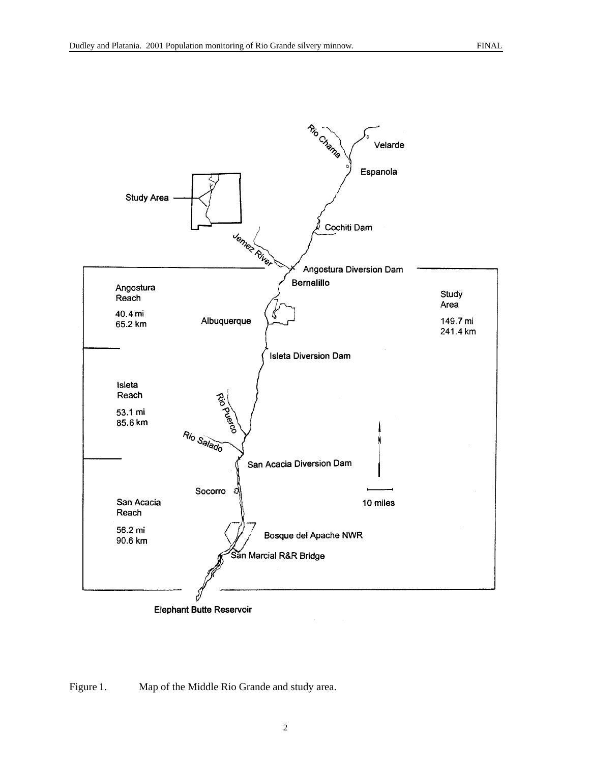Figure 1. Map of the Middle Rio Grande and study area.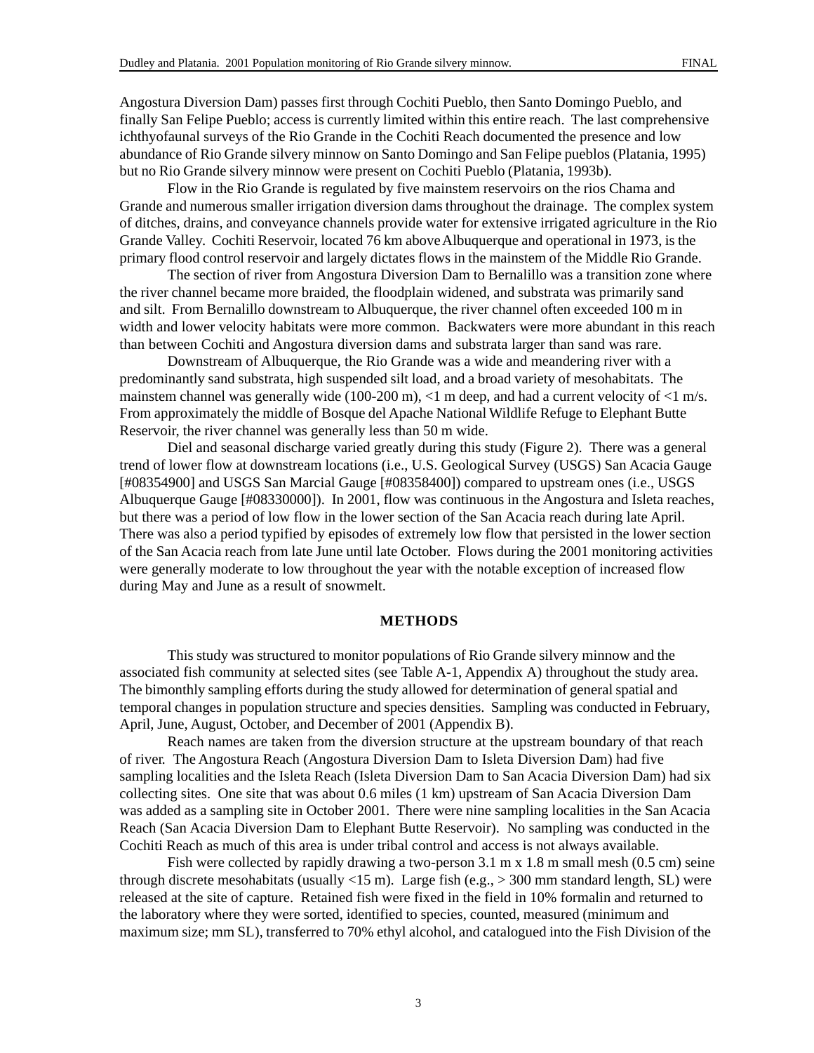Angostura Diversion Dam) passes first through Cochiti Pueblo, then Santo Domingo Pueblo, and finally San Felipe Pueblo; access is currently limited within this entire reach. The last comprehensive ichthyofaunal surveys of the Rio Grande in the Cochiti Reach documented the presence and low abundance of Rio Grande silvery minnow on Santo Domingo and San Felipe pueblos (Platania, 1995) but no Rio Grande silvery minnow were present on Cochiti Pueblo (Platania, 1993b).

Flow in the Rio Grande is regulated by five mainstem reservoirs on the rios Chama and Grande and numerous smaller irrigation diversion dams throughout the drainage. The complex system of ditches, drains, and conveyance channels provide water for extensive irrigated agriculture in the Rio Grande Valley. Cochiti Reservoir, located 76 km above Albuquerque and operational in 1973, is the primary flood control reservoir and largely dictates flows in the mainstem of the Middle Rio Grande.

The section of river from Angostura Diversion Dam to Bernalillo was a transition zone where the river channel became more braided, the floodplain widened, and substrata was primarily sand and silt. From Bernalillo downstream to Albuquerque, the river channel often exceeded 100 m in width and lower velocity habitats were more common. Backwaters were more abundant in this reach than between Cochiti and Angostura diversion dams and substrata larger than sand was rare.

Downstream of Albuquerque, the Rio Grande was a wide and meandering river with a predominantly sand substrata, high suspended silt load, and a broad variety of mesohabitats. The mainstem channel was generally wide (100-200 m), <1 m deep, and had a current velocity of <1 m/s. From approximately the middle of Bosque del Apache National Wildlife Refuge to Elephant Butte Reservoir, the river channel was generally less than 50 m wide.

Diel and seasonal discharge varied greatly during this study (Figure 2). There was a general trend of lower flow at downstream locations (i.e., U.S. Geological Survey (USGS) San Acacia Gauge [#08354900] and USGS San Marcial Gauge [#08358400]) compared to upstream ones (i.e., USGS Albuquerque Gauge [#08330000]). In 2001, flow was continuous in the Angostura and Isleta reaches, but there was a period of low flow in the lower section of the San Acacia reach during late April. There was also a period typified by episodes of extremely low flow that persisted in the lower section of the San Acacia reach from late June until late October. Flows during the 2001 monitoring activities were generally moderate to low throughout the year with the notable exception of increased flow during May and June as a result of snowmelt.

## METHODS

This study was structured to monitor populations of Rio Grande silvery minnow and the associated fish community at selected sites (see Table A-1, Appendix A) throughout the study area. The bimonthly sampling efforts during the study allowed for determination of general spatial and temporal changes in population structure and species densities. Sampling was conducted in February, April, June, August, October, and December of 2001 (Appendix B).

Reach names are taken from the diversion structure at the upstream boundary of that reach of river. The Angostura Reach (Angostura Diversion Dam to Isleta Diversion Dam) had five sampling localities and the Isleta Reach (Isleta Diversion Dam to San Acacia Diversion Dam) had six collecting sites. One site that was about 0.6 miles (1 km) upstream of San Acacia Diversion Dam was added as a sampling site in October 2001. There were nine sampling localities in the San Acacia Reach (San Acacia Diversion Dam to Elephant Butte Reservoir). No sampling was conducted in the Cochiti Reach as much of this area is under tribal control and access is not always available.

Fish were collected by rapidly drawing a two-person 3.1 m x 1.8 m small mesh (0.5 cm) seine through discrete mesohabitats (usually <15 m). Large fish (e.g., > 300 mm standard length, SL) were released at the site of capture. Retained fish were fixed in the field in 10% formalin and returned to the laboratory where they were sorted, identified to species, counted, measured (minimum and maximum size; mm SL), transferred to 70% ethyl alcohol, and catalogued into the Fish Division of the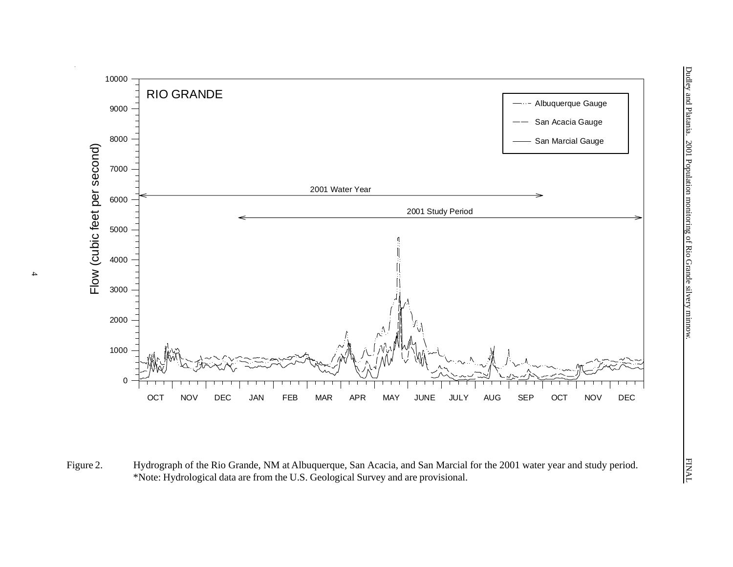Figure 2. Hydrograph of the Rio Grande, NM at Albuquerque, San Acacia, and San Marcial for the 2001 water year and study period. *Note: Hydrological data are from the U.S. Geological Survey and are provisional.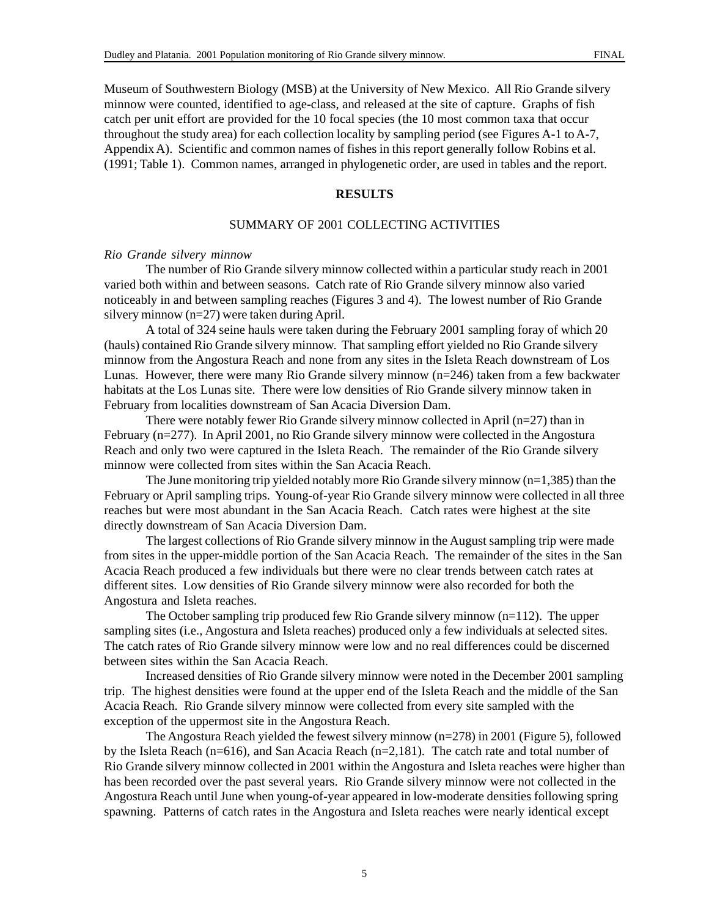Museum of Southwestern Biology (MSB) at the University of New Mexico. All Rio Grande silvery minnow were counted, identified to age-class, and released at the site of capture. Graphs of fish catch per unit effort are provided for the 10 focal species (the 10 most common taxa that occur throughout the study area) for each collection locality by sampling period (see Figures A-1 to A-7, Appendix A). Scientific and common names of fishes in this report generally follow Robins et al. (1991; Table 1). Common names, arranged in phylogenetic order, are used in tables and the report.

## RESULTS

### SUMMARY OF 2001 COLLECTING ACTIVITIES

*Rio Grande silvery minnow*

The number of Rio Grande silvery minnow collected within a particular study reach in 2001 varied both within and between seasons. Catch rate of Rio Grande silvery minnow also varied noticeably in and between sampling reaches (Figures 3 and 4). The lowest number of Rio Grande silvery minnow (n=27) were taken during April.

A total of 324 seine hauls were taken during the February 2001 sampling foray of which 20 (hauls) contained Rio Grande silvery minnow. That sampling effort yielded no Rio Grande silvery minnow from the Angostura Reach and none from any sites in the Isleta Reach downstream of Los Lunas. However, there were many Rio Grande silvery minnow (n=246) taken from a few backwater habitats at the Los Lunas site. There were low densities of Rio Grande silvery minnow taken in February from localities downstream of San Acacia Diversion Dam.

There were notably fewer Rio Grande silvery minnow collected in April (n=27) than in February (n=277). In April 2001, no Rio Grande silvery minnow were collected in the Angostura Reach and only two were captured in the Isleta Reach. The remainder of the Rio Grande silvery minnow were collected from sites within the San Acacia Reach.

The June monitoring trip yielded notably more Rio Grande silvery minnow (n=1,385) than the February or April sampling trips. Young-of-year Rio Grande silvery minnow were collected in all three reaches but were most abundant in the San Acacia Reach. Catch rates were highest at the site directly downstream of San Acacia Diversion Dam.

The largest collections of Rio Grande silvery minnow in the August sampling trip were made from sites in the upper-middle portion of the San Acacia Reach. The remainder of the sites in the San Acacia Reach produced a few individuals but there were no clear trends between catch rates at different sites. Low densities of Rio Grande silvery minnow were also recorded for both the Angostura and Isleta reaches.

The October sampling trip produced few Rio Grande silvery minnow (n=112). The upper sampling sites (i.e., Angostura and Isleta reaches) produced only a few individuals at selected sites. The catch rates of Rio Grande silvery minnow were low and no real differences could be discerned between sites within the San Acacia Reach.

Increased densities of Rio Grande silvery minnow were noted in the December 2001 sampling trip. The highest densities were found at the upper end of the Isleta Reach and the middle of the San Acacia Reach. Rio Grande silvery minnow were collected from every site sampled with the exception of the uppermost site in the Angostura Reach.

The Angostura Reach yielded the fewest silvery minnow (n=278) in 2001 (Figure 5), followed by the Isleta Reach (n=616), and San Acacia Reach (n=2,181). The catch rate and total number of Rio Grande silvery minnow collected in 2001 within the Angostura and Isleta reaches were higher than has been recorded over the past several years. Rio Grande silvery minnow were not collected in the Angostura Reach until June when young-of-year appeared in low-moderate densities following spring spawning. Patterns of catch rates in the Angostura and Isleta reaches were nearly identical except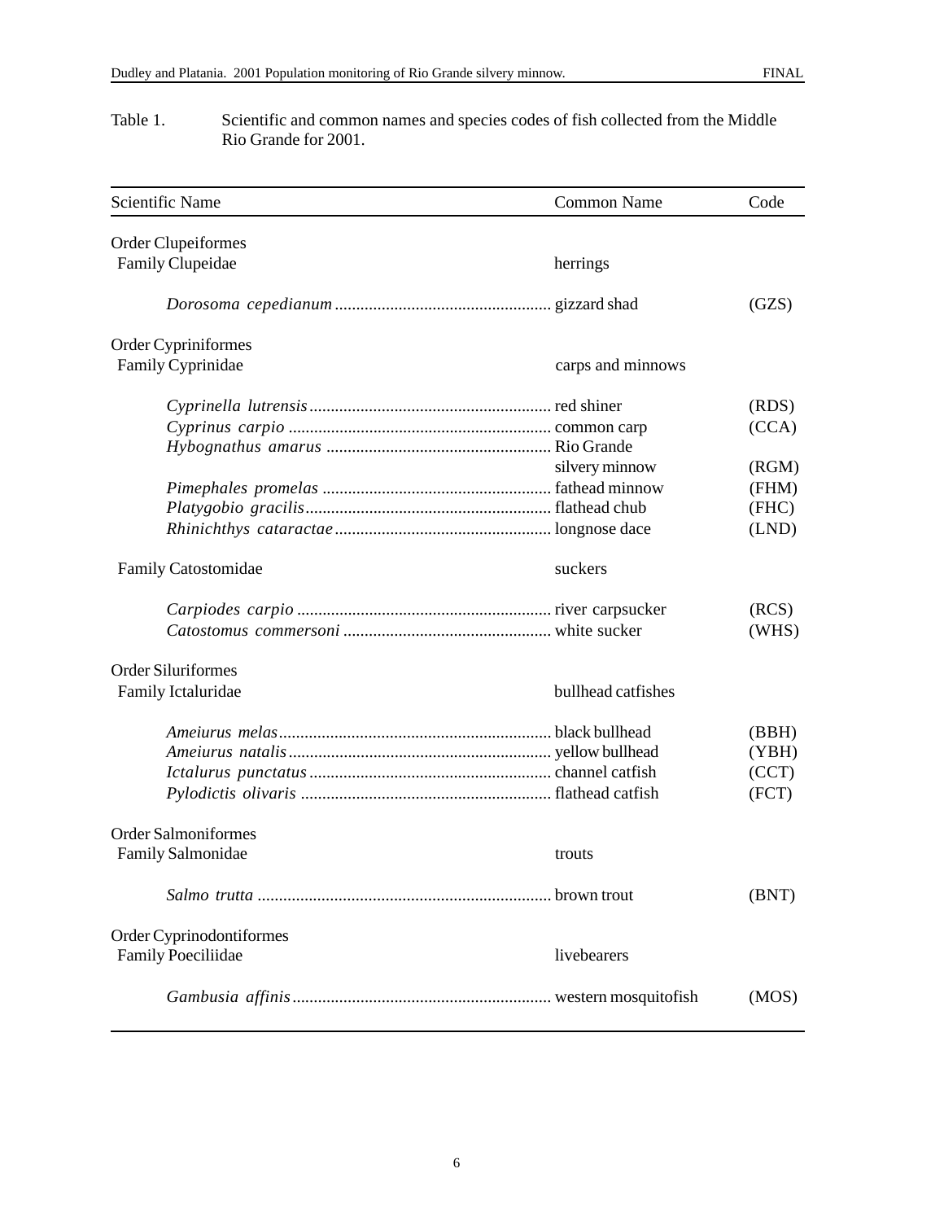Table 1. Scientific and common names and species codes of fish collected from the Middle Rio Grande for 2001.

| Scientific Name | Common Name | Code |
|---|---|---|
| Order Clupeiformes | | |
| Family Clupeidae | herrings | |
| *Dorosoma cepedianum* | gizzard shad | (GZS) |
| Order Cypriniformes | | |
| Family Cyprinidae | carps and minnows | |
| *Cyprinella lutrensis* | red shiner | (RDS) |
| *Cyprinus carpio* | common carp | (CCA) |
| *Hybognathus amarus* | Rio Grande silvery minnow | (RGM) |
| *Pimephales promelas* | fathead minnow | (FHM) |
| *Platygobio gracilis* | flathead chub | (FHC) |
| *Rhinichthys cataractae* | longnose dace | (LND) |
| Family Catostomidae | suckers | |
| *Carpiodes carpio* | river carpsucker | (RCS) |
| *Catostomus commersoni* | white sucker | (WHS) |
| Order Siluriformes | | |
| Family Ictaluridae | bullhead catfishes | |
| *Ameiurus melas* | black bullhead | (BBH) |
| *Ameiurus natalis* | yellow bullhead | (YBH) |
| *Ictalurus punctatus* | channel catfish | (CCT) |
| *Pylodictis olivaris* | flathead catfish | (FCT) |
| Order Salmoniformes | | |
| Family Salmonidae | trouts | |
| *Salmo trutta* | brown trout | (BNT) |
| Order Cyprinodontiformes | | |
| Family Poeciliidae | livebearers | |
| *Gambusia affinis* | western mosquitofish | (MOS) |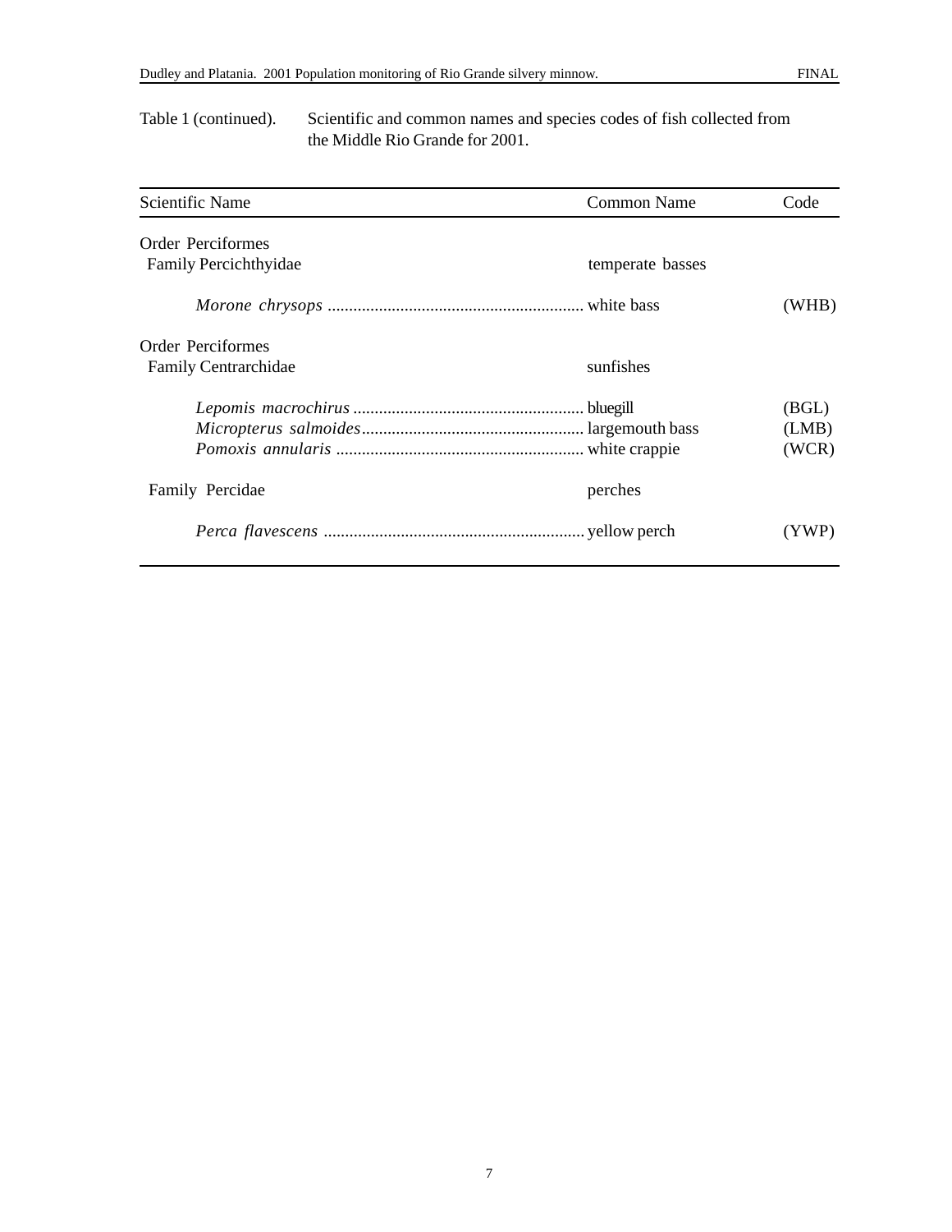Table 1 (continued). Scientific and common names and species codes of fish collected from the Middle Rio Grande for 2001.

| Scientific Name | Common Name | Code |
|---|---|---|
| Order Perciformes | | |
| Family Percichthyidae | temperate basses | |
| *Morone chrysops* | white bass | (WHB) |
| Order Perciformes | | |
| Family Centrarchidae | sunfishes | |
| *Lepomis macrochirus* | bluegill | (BGL) |
| *Micropterus salmoides* | largemouth bass | (LMB) |
| *Pomoxis annularis* | white crappie | (WCR) |
| Family Percidae | perches | |
| *Perca flavescens* | yellow perch | (YWP) |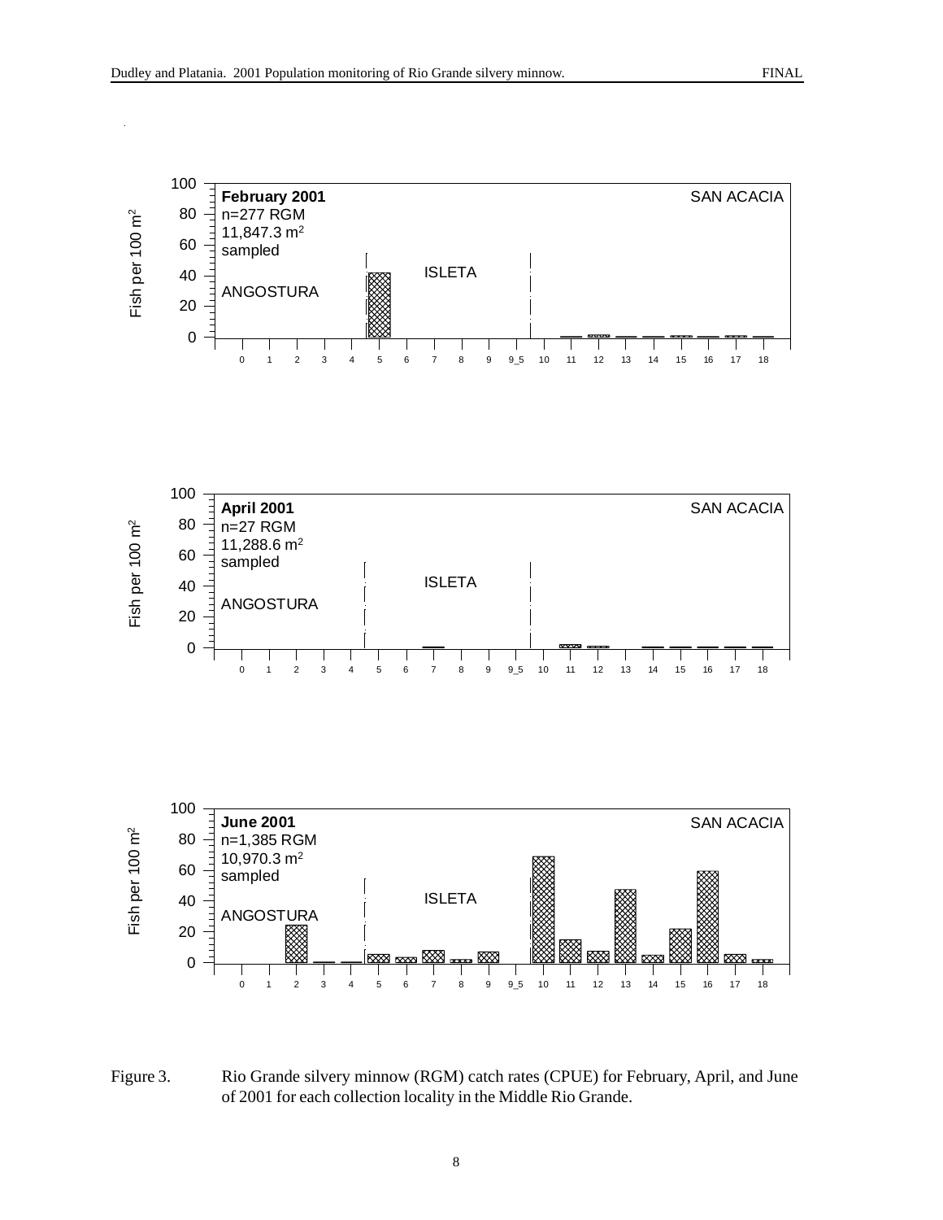February 2001
n=277 RGM
11,847.3 m$^2$
sampled

SAN ACACIA

ISLETA

ANGOSTURA

Fish per 100 m$^2$

April 2001
n=27 RGM
11,288.6 m$^2$
sampled

SAN ACACIA

ISLETA

ANGOSTURA

Fish per 100 m$^2$

June 2001
n=1,385 RGM
10,970.3 m$^2$
sampled

SAN ACACIA

ISLETA

ANGOSTURA

Fish per 100 m$^2$

Figure 3. Rio Grande silvery minnow (RGM) catch rates (CPUE) for February, April, and June of 2001 for each collection locality in the Middle Rio Grande.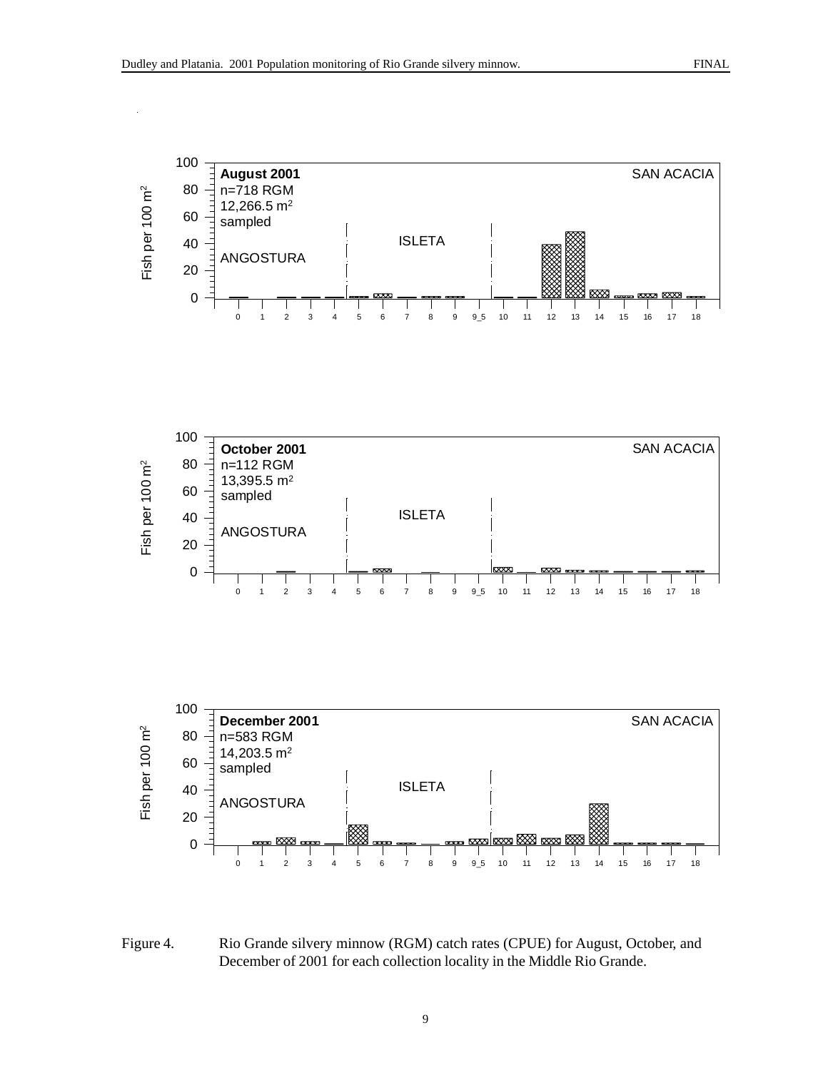Figure 4. Rio Grande silvery minnow (RGM) catch rates (CPUE) for August, October, and December of 2001 for each collection locality in the Middle Rio Grande.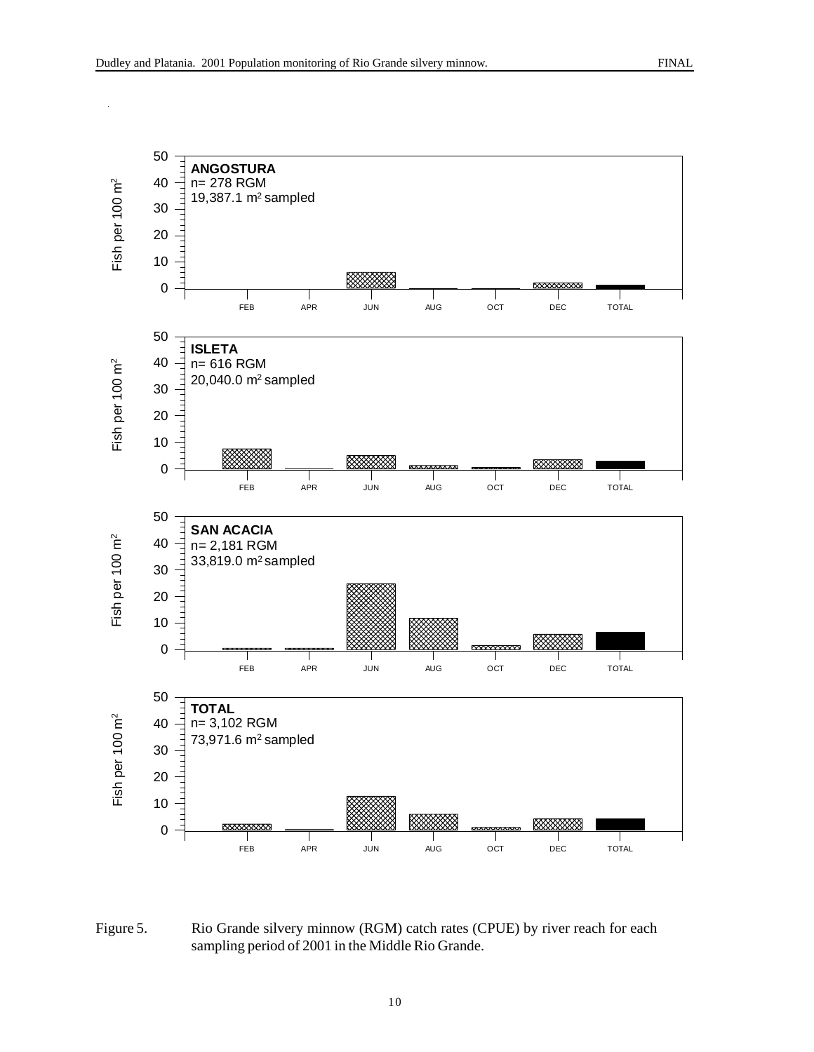Figure 5. Rio Grande silvery minnow (RGM) catch rates (CPUE) by river reach for each sampling period of 2001 in the Middle Rio Grande.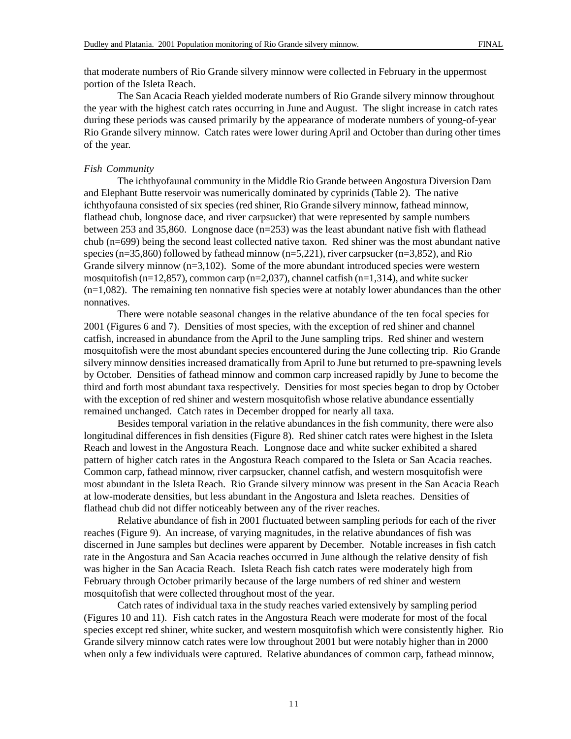that moderate numbers of Rio Grande silvery minnow were collected in February in the uppermost portion of the Isleta Reach.

The San Acacia Reach yielded moderate numbers of Rio Grande silvery minnow throughout the year with the highest catch rates occurring in June and August. The slight increase in catch rates during these periods was caused primarily by the appearance of moderate numbers of young-of-year Rio Grande silvery minnow. Catch rates were lower during April and October than during other times of the year.

*Fish Community*

The ichthyofaunal community in the Middle Rio Grande between Angostura Diversion Dam and Elephant Butte reservoir was numerically dominated by cyprinids (Table 2). The native ichthyofauna consisted of six species (red shiner, Rio Grande silvery minnow, fathead minnow, flathead chub, longnose dace, and river carpsucker) that were represented by sample numbers between 253 and 35,860. Longnose dace (n=253) was the least abundant native fish with flathead chub (n=699) being the second least collected native taxon. Red shiner was the most abundant native species (n=35,860) followed by fathead minnow (n=5,221), river carpsucker (n=3,852), and Rio Grande silvery minnow (n=3,102). Some of the more abundant introduced species were western mosquitofish (n=12,857), common carp (n=2,037), channel catfish (n=1,314), and white sucker (n=1,082). The remaining ten nonnative fish species were at notably lower abundances than the other nonnatives.

There were notable seasonal changes in the relative abundance of the ten focal species for 2001 (Figures 6 and 7). Densities of most species, with the exception of red shiner and channel catfish, increased in abundance from the April to the June sampling trips. Red shiner and western mosquitofish were the most abundant species encountered during the June collecting trip. Rio Grande silvery minnow densities increased dramatically from April to June but returned to pre-spawning levels by October. Densities of fathead minnow and common carp increased rapidly by June to become the third and forth most abundant taxa respectively. Densities for most species began to drop by October with the exception of red shiner and western mosquitofish whose relative abundance essentially remained unchanged. Catch rates in December dropped for nearly all taxa.

Besides temporal variation in the relative abundances in the fish community, there were also longitudinal differences in fish densities (Figure 8). Red shiner catch rates were highest in the Isleta Reach and lowest in the Angostura Reach. Longnose dace and white sucker exhibited a shared pattern of higher catch rates in the Angostura Reach compared to the Isleta or San Acacia reaches. Common carp, fathead minnow, river carpsucker, channel catfish, and western mosquitofish were most abundant in the Isleta Reach. Rio Grande silvery minnow was present in the San Acacia Reach at low-moderate densities, but less abundant in the Angostura and Isleta reaches. Densities of flathead chub did not differ noticeably between any of the river reaches.

Relative abundance of fish in 2001 fluctuated between sampling periods for each of the river reaches (Figure 9). An increase, of varying magnitudes, in the relative abundances of fish was discerned in June samples but declines were apparent by December. Notable increases in fish catch rate in the Angostura and San Acacia reaches occurred in June although the relative density of fish was higher in the San Acacia Reach. Isleta Reach fish catch rates were moderately high from February through October primarily because of the large numbers of red shiner and western mosquitofish that were collected throughout most of the year.

Catch rates of individual taxa in the study reaches varied extensively by sampling period (Figures 10 and 11). Fish catch rates in the Angostura Reach were moderate for most of the focal species except red shiner, white sucker, and western mosquitofish which were consistently higher. Rio Grande silvery minnow catch rates were low throughout 2001 but were notably higher than in 2000 when only a few individuals were captured. Relative abundances of common carp, fathead minnow,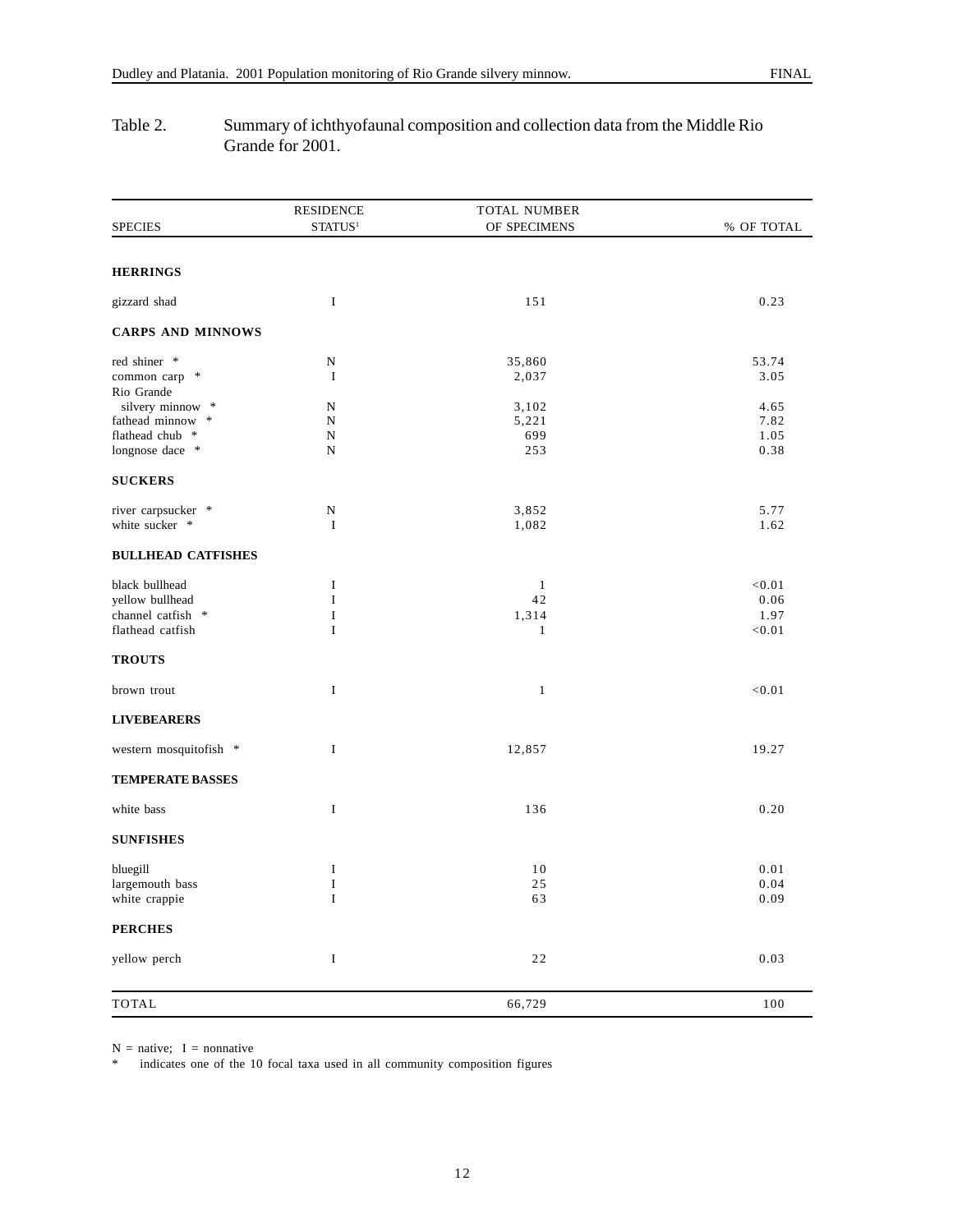Table 2. Summary of ichthyofaunal composition and collection data from the Middle Rio Grande for 2001.

| SPECIES | RESIDENCE STATUS[1] | TOTAL NUMBER OF SPECIMENS | % OF TOTAL |
|---|---|---|---|
| **HERRINGS** | | | |
| gizzard shad | I | 151 | 0.23 |
| **CARPS AND MINNOWS** | | | |
| red shiner * | N | 35,860 | 53.74 |
| common carp * | I | 2,037 | 3.05 |
| Rio Grande silvery minnow * | N | 3,102 | 4.65 |
| fathead minnow * | N | 5,221 | 7.82 |
| flathead chub * | N | 699 | 1.05 |
| longnose dace * | N | 253 | 0.38 |
| **SUCKERS** | | | |
| river carpsucker * | N | 3,852 | 5.77 |
| white sucker * | I | 1,082 | 1.62 |
| **BULLHEAD CATFISHES** | | | |
| black bullhead | I | 1 | <0.01 |
| yellow bullhead | I | 42 | 0.06 |
| channel catfish * | I | 1,314 | 1.97 |
| flathead catfish | I | 1 | <0.01 |
| **TROUTS** | | | |
| brown trout | I | 1 | <0.01 |
| **LIVEBEARERS** | | | |
| western mosquitofish * | I | 12,857 | 19.27 |
| **TEMPERATE BASSES** | | | |
| white bass | I | 136 | 0.20 |
| **SUNFISHES** | | | |
| bluegill | I | 10 | 0.01 |
| largemouth bass | I | 25 | 0.04 |
| white crappie | I | 63 | 0.09 |
| **PERCHES** | | | |
| yellow perch | I | 22 | 0.03 |
| TOTAL | | 66,729 | 100 |

N = native; I = nonnative

\* indicates one of the 10 focal taxa used in all community composition figures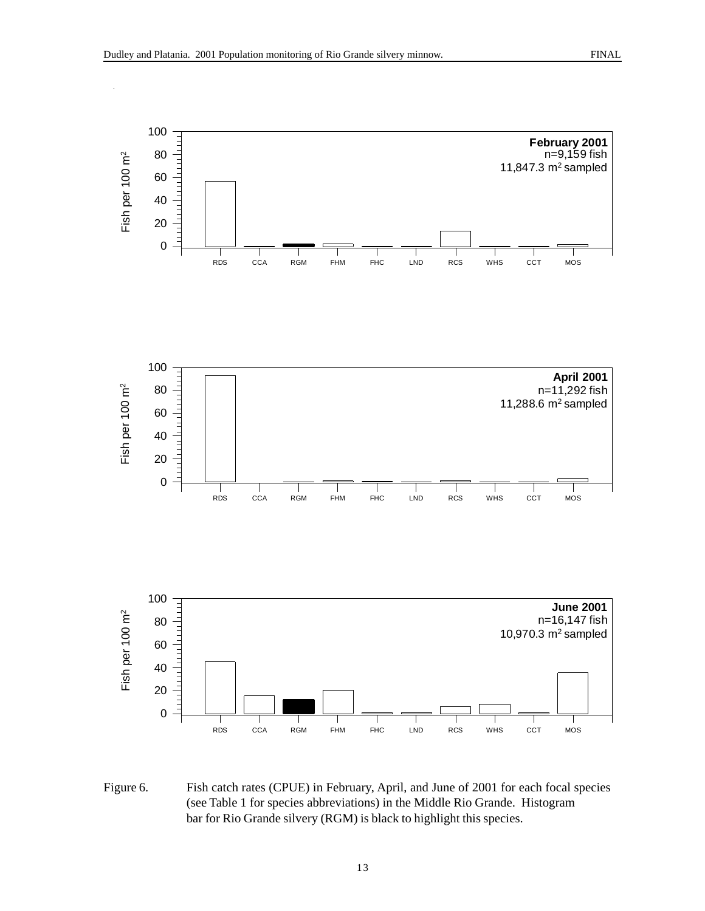February 2001
n=9,159 fish
11,847.3 $m^2$ sampled

April 2001
n=11,292 fish
11,288.6 $m^2$ sampled

June 2001
n=16,147 fish
10,970.3 $m^2$ sampled

Figure 6. Fish catch rates (CPUE) in February, April, and June of 2001 for each focal species (see Table 1 for species abbreviations) in the Middle Rio Grande. Histogram bar for Rio Grande silvery (RGM) is black to highlight this species.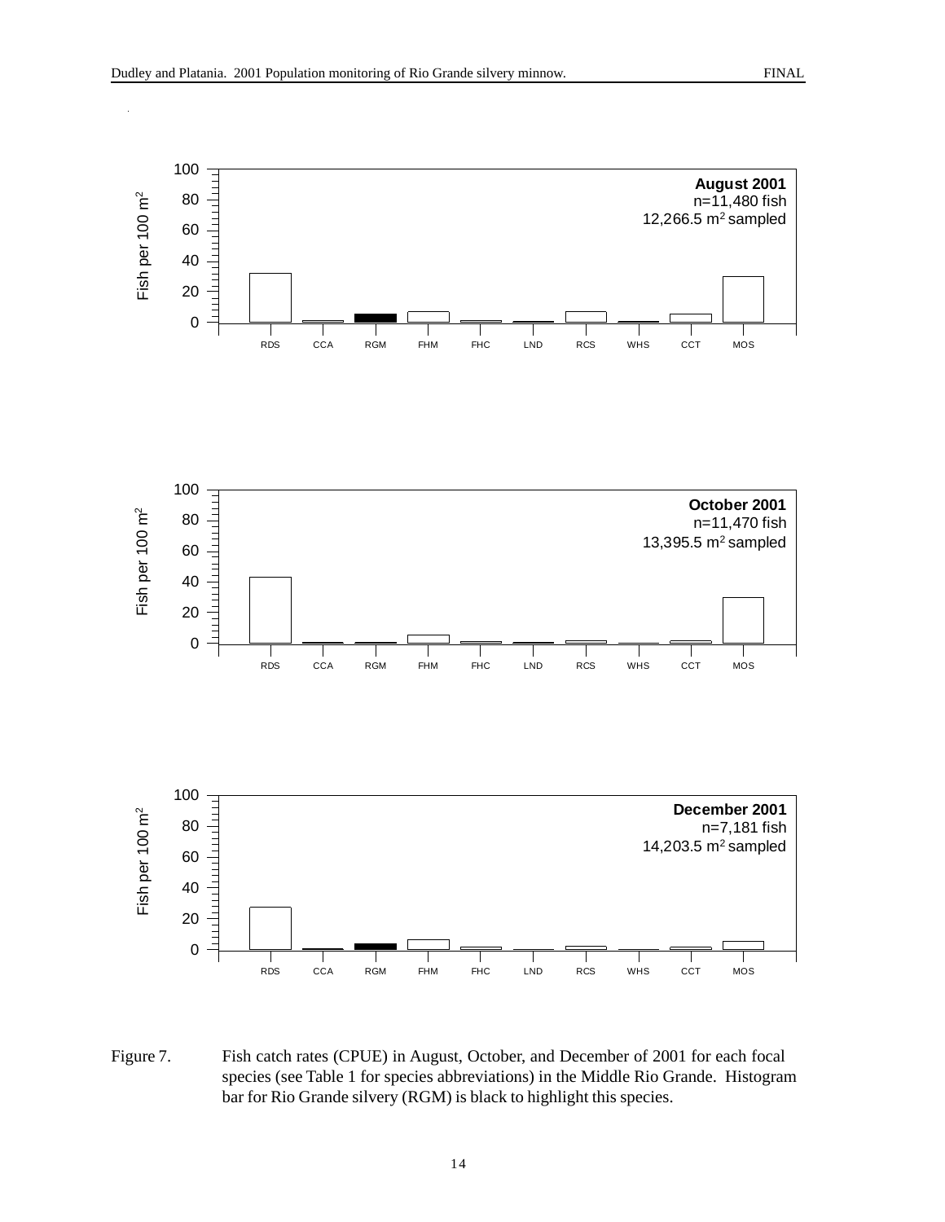August 2001
n=11,480 fish
12,266.5 $m^2$ sampled

October 2001
n=11,470 fish
13,395.5 $m^2$ sampled

December 2001
n=7,181 fish
14,203.5 $m^2$ sampled

Figure 7. Fish catch rates (CPUE) in August, October, and December of 2001 for each focal species (see Table 1 for species abbreviations) in the Middle Rio Grande. Histogram bar for Rio Grande silvery (RGM) is black to highlight this species.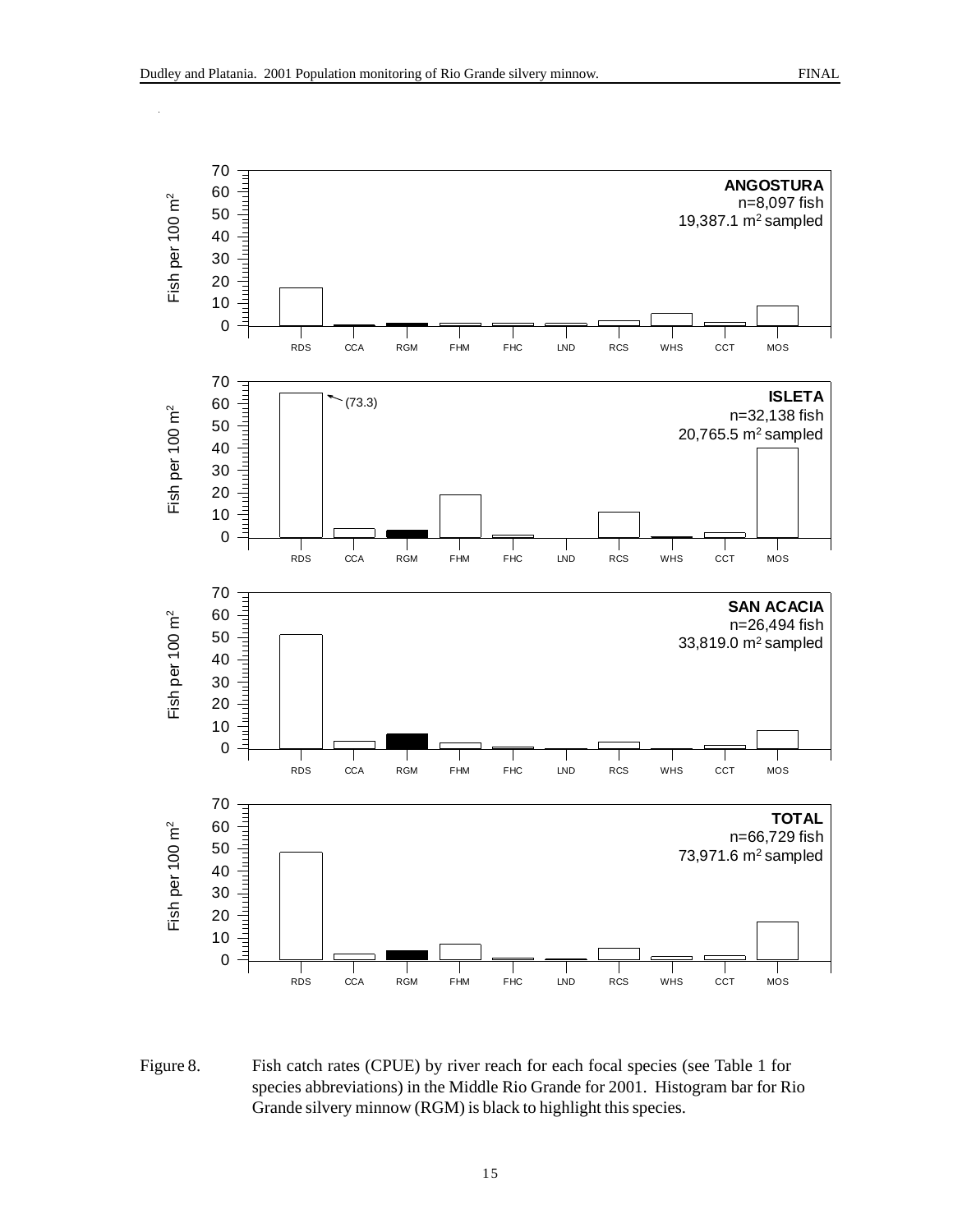Figure 8. Fish catch rates (CPUE) by river reach for each focal species (see Table 1 for species abbreviations) in the Middle Rio Grande for 2001. Histogram bar for Rio Grande silvery minnow (RGM) is black to highlight this species.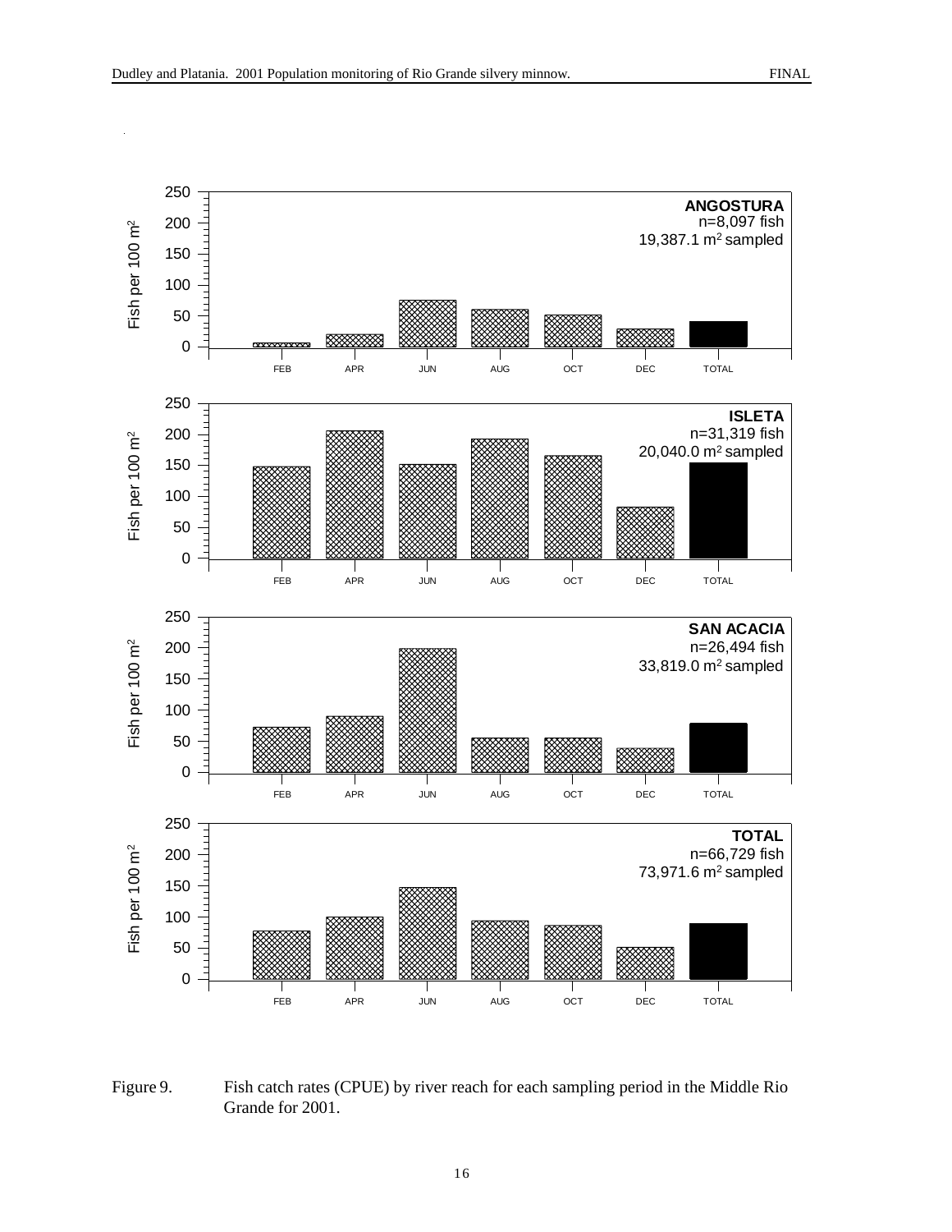Figure 9. Fish catch rates (CPUE) by river reach for each sampling period in the Middle Rio Grande for 2001.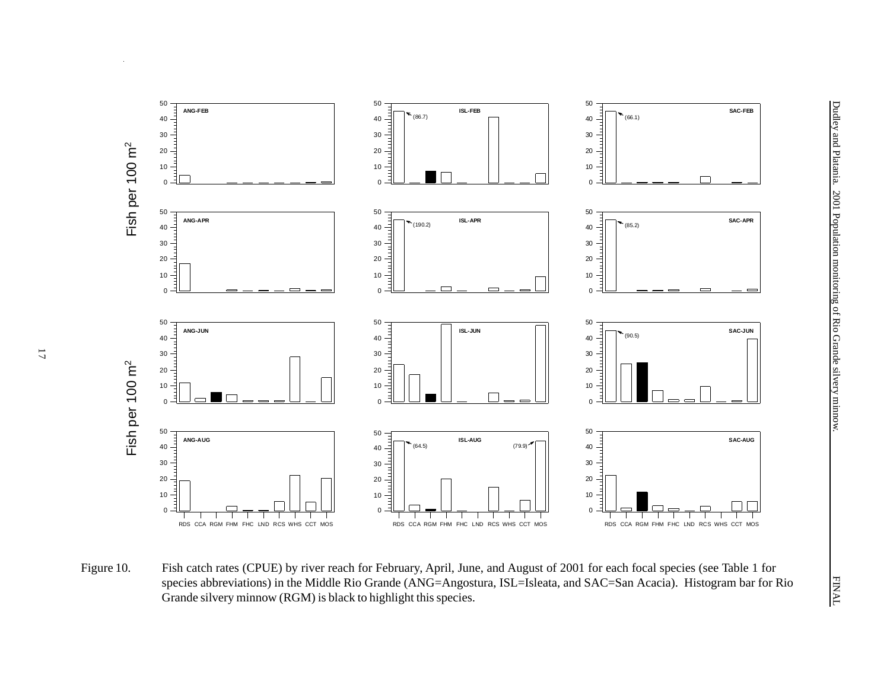Figure 10. Fish catch rates (CPUE) by river reach for February, April, June, and August of 2001 for each focal species (see Table 1 for species abbreviations) in the Middle Rio Grande (ANG=Angostura, ISL=Isleata, and SAC=San Acacia). Histogram bar for Rio Grande silvery minnow (RGM) is black to highlight this species.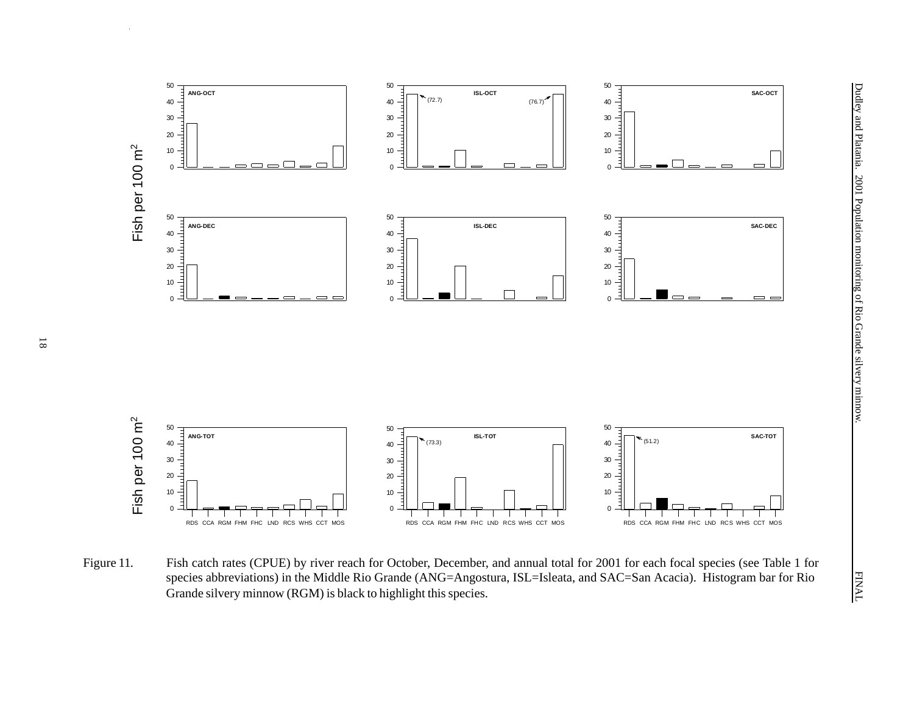Figure 11. Fish catch rates (CPUE) by river reach for October, December, and annual total for 2001 for each focal species (see Table 1 for species abbreviations) in the Middle Rio Grande (ANG=Angostura, ISL=Isleata, and SAC=San Acacia). Histogram bar for Rio Grande silvery minnow (RGM) is black to highlight this species.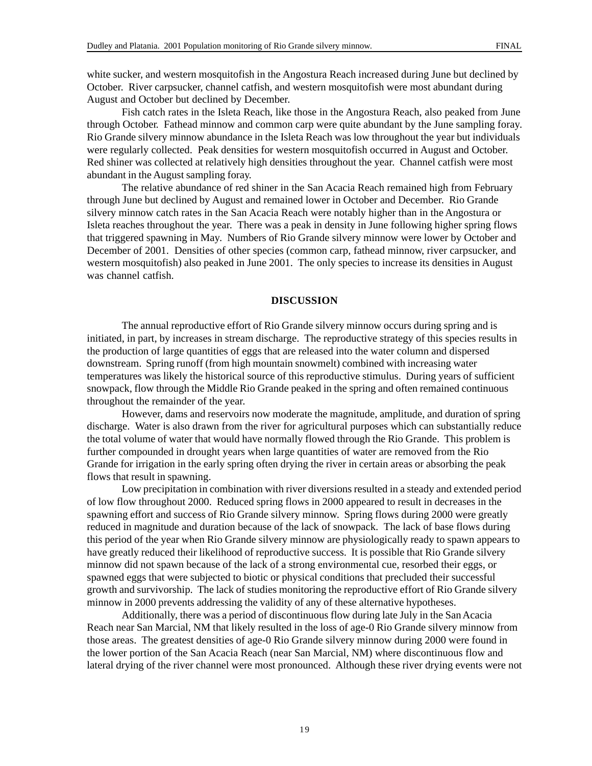white sucker, and western mosquitofish in the Angostura Reach increased during June but declined by October. River carpsucker, channel catfish, and western mosquitofish were most abundant during August and October but declined by December.

Fish catch rates in the Isleta Reach, like those in the Angostura Reach, also peaked from June through October. Fathead minnow and common carp were quite abundant by the June sampling foray. Rio Grande silvery minnow abundance in the Isleta Reach was low throughout the year but individuals were regularly collected. Peak densities for western mosquitofish occurred in August and October. Red shiner was collected at relatively high densities throughout the year. Channel catfish were most abundant in the August sampling foray.

The relative abundance of red shiner in the San Acacia Reach remained high from February through June but declined by August and remained lower in October and December. Rio Grande silvery minnow catch rates in the San Acacia Reach were notably higher than in the Angostura or Isleta reaches throughout the year. There was a peak in density in June following higher spring flows that triggered spawning in May. Numbers of Rio Grande silvery minnow were lower by October and December of 2001. Densities of other species (common carp, fathead minnow, river carpsucker, and western mosquitofish) also peaked in June 2001. The only species to increase its densities in August was channel catfish.

## DISCUSSION

The annual reproductive effort of Rio Grande silvery minnow occurs during spring and is initiated, in part, by increases in stream discharge. The reproductive strategy of this species results in the production of large quantities of eggs that are released into the water column and dispersed downstream. Spring runoff (from high mountain snowmelt) combined with increasing water temperatures was likely the historical source of this reproductive stimulus. During years of sufficient snowpack, flow through the Middle Rio Grande peaked in the spring and often remained continuous throughout the remainder of the year.

However, dams and reservoirs now moderate the magnitude, amplitude, and duration of spring discharge. Water is also drawn from the river for agricultural purposes which can substantially reduce the total volume of water that would have normally flowed through the Rio Grande. This problem is further compounded in drought years when large quantities of water are removed from the Rio Grande for irrigation in the early spring often drying the river in certain areas or absorbing the peak flows that result in spawning.

Low precipitation in combination with river diversions resulted in a steady and extended period of low flow throughout 2000. Reduced spring flows in 2000 appeared to result in decreases in the spawning effort and success of Rio Grande silvery minnow. Spring flows during 2000 were greatly reduced in magnitude and duration because of the lack of snowpack. The lack of base flows during this period of the year when Rio Grande silvery minnow are physiologically ready to spawn appears to have greatly reduced their likelihood of reproductive success. It is possible that Rio Grande silvery minnow did not spawn because of the lack of a strong environmental cue, resorbed their eggs, or spawned eggs that were subjected to biotic or physical conditions that precluded their successful growth and survivorship. The lack of studies monitoring the reproductive effort of Rio Grande silvery minnow in 2000 prevents addressing the validity of any of these alternative hypotheses.

Additionally, there was a period of discontinuous flow during late July in the San Acacia Reach near San Marcial, NM that likely resulted in the loss of age-0 Rio Grande silvery minnow from those areas. The greatest densities of age-0 Rio Grande silvery minnow during 2000 were found in the lower portion of the San Acacia Reach (near San Marcial, NM) where discontinuous flow and lateral drying of the river channel were most pronounced. Although these river drying events were not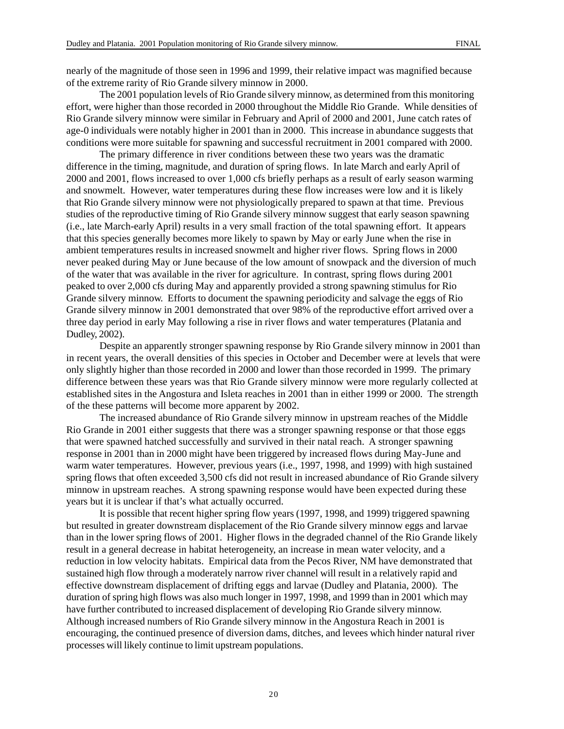nearly of the magnitude of those seen in 1996 and 1999, their relative impact was magnified because of the extreme rarity of Rio Grande silvery minnow in 2000.

The 2001 population levels of Rio Grande silvery minnow, as determined from this monitoring effort, were higher than those recorded in 2000 throughout the Middle Rio Grande. While densities of Rio Grande silvery minnow were similar in February and April of 2000 and 2001, June catch rates of age-0 individuals were notably higher in 2001 than in 2000. This increase in abundance suggests that conditions were more suitable for spawning and successful recruitment in 2001 compared with 2000.

The primary difference in river conditions between these two years was the dramatic difference in the timing, magnitude, and duration of spring flows. In late March and early April of 2000 and 2001, flows increased to over 1,000 cfs briefly perhaps as a result of early season warming and snowmelt. However, water temperatures during these flow increases were low and it is likely that Rio Grande silvery minnow were not physiologically prepared to spawn at that time. Previous studies of the reproductive timing of Rio Grande silvery minnow suggest that early season spawning (i.e., late March-early April) results in a very small fraction of the total spawning effort. It appears that this species generally becomes more likely to spawn by May or early June when the rise in ambient temperatures results in increased snowmelt and higher river flows. Spring flows in 2000 never peaked during May or June because of the low amount of snowpack and the diversion of much of the water that was available in the river for agriculture. In contrast, spring flows during 2001 peaked to over 2,000 cfs during May and apparently provided a strong spawning stimulus for Rio Grande silvery minnow. Efforts to document the spawning periodicity and salvage the eggs of Rio Grande silvery minnow in 2001 demonstrated that over 98% of the reproductive effort arrived over a three day period in early May following a rise in river flows and water temperatures (Platania and Dudley, 2002).

Despite an apparently stronger spawning response by Rio Grande silvery minnow in 2001 than in recent years, the overall densities of this species in October and December were at levels that were only slightly higher than those recorded in 2000 and lower than those recorded in 1999. The primary difference between these years was that Rio Grande silvery minnow were more regularly collected at established sites in the Angostura and Isleta reaches in 2001 than in either 1999 or 2000. The strength of the these patterns will become more apparent by 2002.

The increased abundance of Rio Grande silvery minnow in upstream reaches of the Middle Rio Grande in 2001 either suggests that there was a stronger spawning response or that those eggs that were spawned hatched successfully and survived in their natal reach. A stronger spawning response in 2001 than in 2000 might have been triggered by increased flows during May-June and warm water temperatures. However, previous years (i.e., 1997, 1998, and 1999) with high sustained spring flows that often exceeded 3,500 cfs did not result in increased abundance of Rio Grande silvery minnow in upstream reaches. A strong spawning response would have been expected during these years but it is unclear if that's what actually occurred.

It is possible that recent higher spring flow years (1997, 1998, and 1999) triggered spawning but resulted in greater downstream displacement of the Rio Grande silvery minnow eggs and larvae than in the lower spring flows of 2001. Higher flows in the degraded channel of the Rio Grande likely result in a general decrease in habitat heterogeneity, an increase in mean water velocity, and a reduction in low velocity habitats. Empirical data from the Pecos River, NM have demonstrated that sustained high flow through a moderately narrow river channel will result in a relatively rapid and effective downstream displacement of drifting eggs and larvae (Dudley and Platania, 2000). The duration of spring high flows was also much longer in 1997, 1998, and 1999 than in 2001 which may have further contributed to increased displacement of developing Rio Grande silvery minnow. Although increased numbers of Rio Grande silvery minnow in the Angostura Reach in 2001 is encouraging, the continued presence of diversion dams, ditches, and levees which hinder natural river processes will likely continue to limit upstream populations.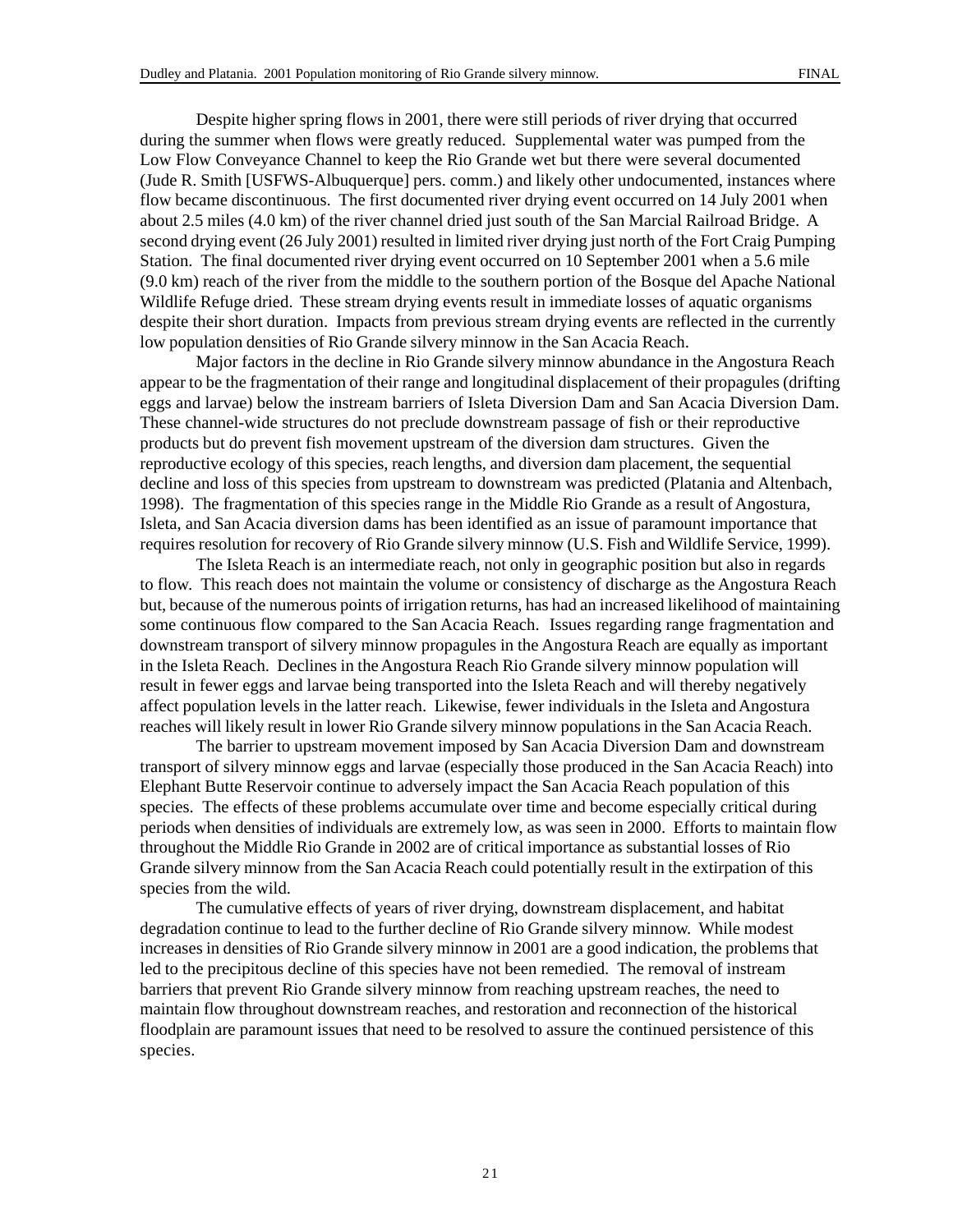Despite higher spring flows in 2001, there were still periods of river drying that occurred during the summer when flows were greatly reduced. Supplemental water was pumped from the Low Flow Conveyance Channel to keep the Rio Grande wet but there were several documented (Jude R. Smith [USFWS-Albuquerque] pers. comm.) and likely other undocumented, instances where flow became discontinuous. The first documented river drying event occurred on 14 July 2001 when about 2.5 miles (4.0 km) of the river channel dried just south of the San Marcial Railroad Bridge. A second drying event (26 July 2001) resulted in limited river drying just north of the Fort Craig Pumping Station. The final documented river drying event occurred on 10 September 2001 when a 5.6 mile (9.0 km) reach of the river from the middle to the southern portion of the Bosque del Apache National Wildlife Refuge dried. These stream drying events result in immediate losses of aquatic organisms despite their short duration. Impacts from previous stream drying events are reflected in the currently low population densities of Rio Grande silvery minnow in the San Acacia Reach.

Major factors in the decline in Rio Grande silvery minnow abundance in the Angostura Reach appear to be the fragmentation of their range and longitudinal displacement of their propagules (drifting eggs and larvae) below the instream barriers of Isleta Diversion Dam and San Acacia Diversion Dam. These channel-wide structures do not preclude downstream passage of fish or their reproductive products but do prevent fish movement upstream of the diversion dam structures. Given the reproductive ecology of this species, reach lengths, and diversion dam placement, the sequential decline and loss of this species from upstream to downstream was predicted (Platania and Altenbach, 1998). The fragmentation of this species range in the Middle Rio Grande as a result of Angostura, Isleta, and San Acacia diversion dams has been identified as an issue of paramount importance that requires resolution for recovery of Rio Grande silvery minnow (U.S. Fish and Wildlife Service, 1999).

The Isleta Reach is an intermediate reach, not only in geographic position but also in regards to flow. This reach does not maintain the volume or consistency of discharge as the Angostura Reach but, because of the numerous points of irrigation returns, has had an increased likelihood of maintaining some continuous flow compared to the San Acacia Reach. Issues regarding range fragmentation and downstream transport of silvery minnow propagules in the Angostura Reach are equally as important in the Isleta Reach. Declines in the Angostura Reach Rio Grande silvery minnow population will result in fewer eggs and larvae being transported into the Isleta Reach and will thereby negatively affect population levels in the latter reach. Likewise, fewer individuals in the Isleta and Angostura reaches will likely result in lower Rio Grande silvery minnow populations in the San Acacia Reach.

The barrier to upstream movement imposed by San Acacia Diversion Dam and downstream transport of silvery minnow eggs and larvae (especially those produced in the San Acacia Reach) into Elephant Butte Reservoir continue to adversely impact the San Acacia Reach population of this species. The effects of these problems accumulate over time and become especially critical during periods when densities of individuals are extremely low, as was seen in 2000. Efforts to maintain flow throughout the Middle Rio Grande in 2002 are of critical importance as substantial losses of Rio Grande silvery minnow from the San Acacia Reach could potentially result in the extirpation of this species from the wild.

The cumulative effects of years of river drying, downstream displacement, and habitat degradation continue to lead to the further decline of Rio Grande silvery minnow. While modest increases in densities of Rio Grande silvery minnow in 2001 are a good indication, the problems that led to the precipitous decline of this species have not been remedied. The removal of instream barriers that prevent Rio Grande silvery minnow from reaching upstream reaches, the need to maintain flow throughout downstream reaches, and restoration and reconnection of the historical floodplain are paramount issues that need to be resolved to assure the continued persistence of this species.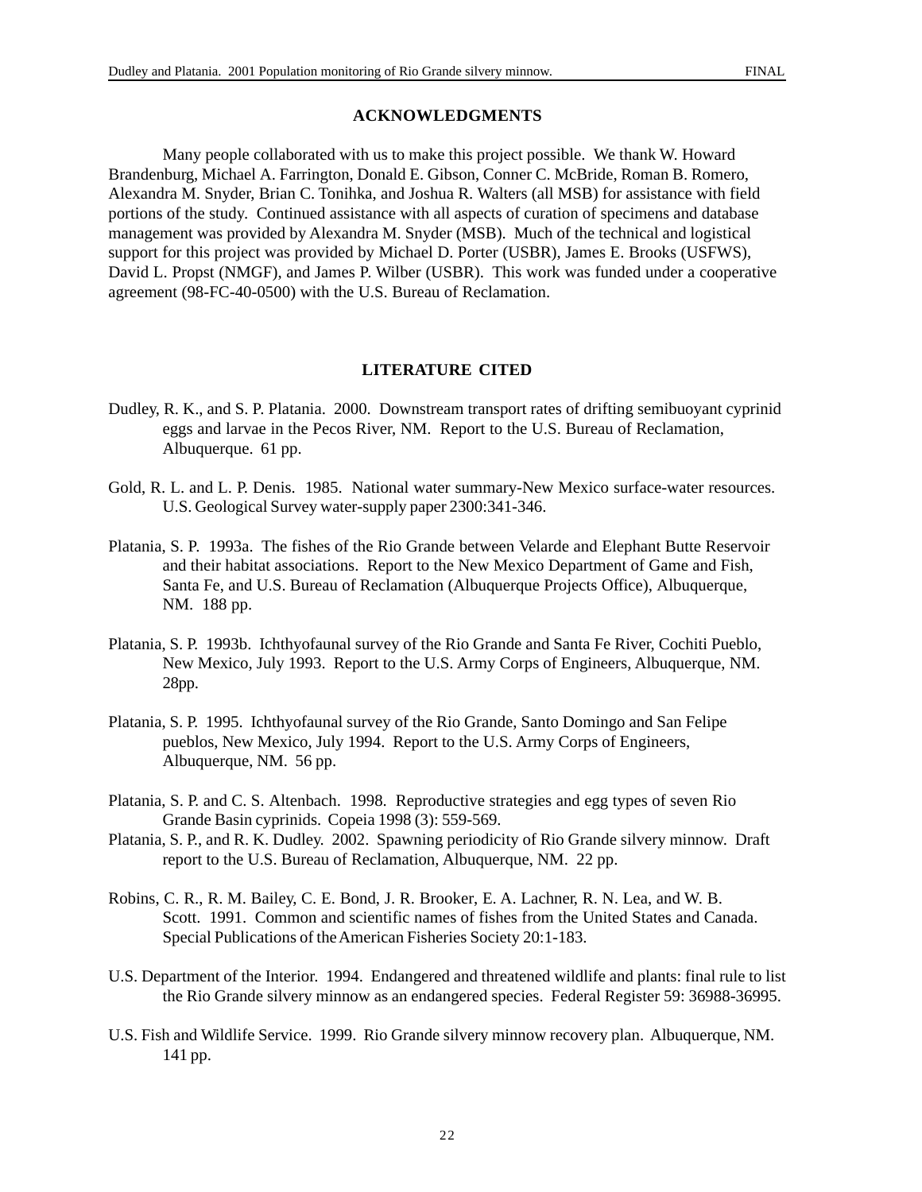## ACKNOWLEDGMENTS

Many people collaborated with us to make this project possible. We thank W. Howard Brandenburg, Michael A. Farrington, Donald E. Gibson, Conner C. McBride, Roman B. Romero, Alexandra M. Snyder, Brian C. Tonihka, and Joshua R. Walters (all MSB) for assistance with field portions of the study. Continued assistance with all aspects of curation of specimens and database management was provided by Alexandra M. Snyder (MSB). Much of the technical and logistical support for this project was provided by Michael D. Porter (USBR), James E. Brooks (USFWS), David L. Propst (NMGF), and James P. Wilber (USBR). This work was funded under a cooperative agreement (98-FC-40-0500) with the U.S. Bureau of Reclamation.

## LITERATURE CITED

Dudley, R. K., and S. P. Platania. 2000. Downstream transport rates of drifting semibuoyant cyprinid eggs and larvae in the Pecos River, NM. Report to the U.S. Bureau of Reclamation, Albuquerque. 61 pp.

Gold, R. L. and L. P. Denis. 1985. National water summary-New Mexico surface-water resources. U.S. Geological Survey water-supply paper 2300:341-346.

Platania, S. P. 1993a. The fishes of the Rio Grande between Velarde and Elephant Butte Reservoir and their habitat associations. Report to the New Mexico Department of Game and Fish, Santa Fe, and U.S. Bureau of Reclamation (Albuquerque Projects Office), Albuquerque, NM. 188 pp.

Platania, S. P. 1993b. Ichthyofaunal survey of the Rio Grande and Santa Fe River, Cochiti Pueblo, New Mexico, July 1993. Report to the U.S. Army Corps of Engineers, Albuquerque, NM. 28pp.

Platania, S. P. 1995. Ichthyofaunal survey of the Rio Grande, Santo Domingo and San Felipe pueblos, New Mexico, July 1994. Report to the U.S. Army Corps of Engineers, Albuquerque, NM. 56 pp.

Platania, S. P. and C. S. Altenbach. 1998. Reproductive strategies and egg types of seven Rio Grande Basin cyprinids. Copeia 1998 (3): 559-569.

Platania, S. P., and R. K. Dudley. 2002. Spawning periodicity of Rio Grande silvery minnow. Draft report to the U.S. Bureau of Reclamation, Albuquerque, NM. 22 pp.

Robins, C. R., R. M. Bailey, C. E. Bond, J. R. Brooker, E. A. Lachner, R. N. Lea, and W. B. Scott. 1991. Common and scientific names of fishes from the United States and Canada. Special Publications of the American Fisheries Society 20:1-183.

U.S. Department of the Interior. 1994. Endangered and threatened wildlife and plants: final rule to list the Rio Grande silvery minnow as an endangered species. Federal Register 59: 36988-36995.

U.S. Fish and Wildlife Service. 1999. Rio Grande silvery minnow recovery plan. Albuquerque, NM. 141 pp.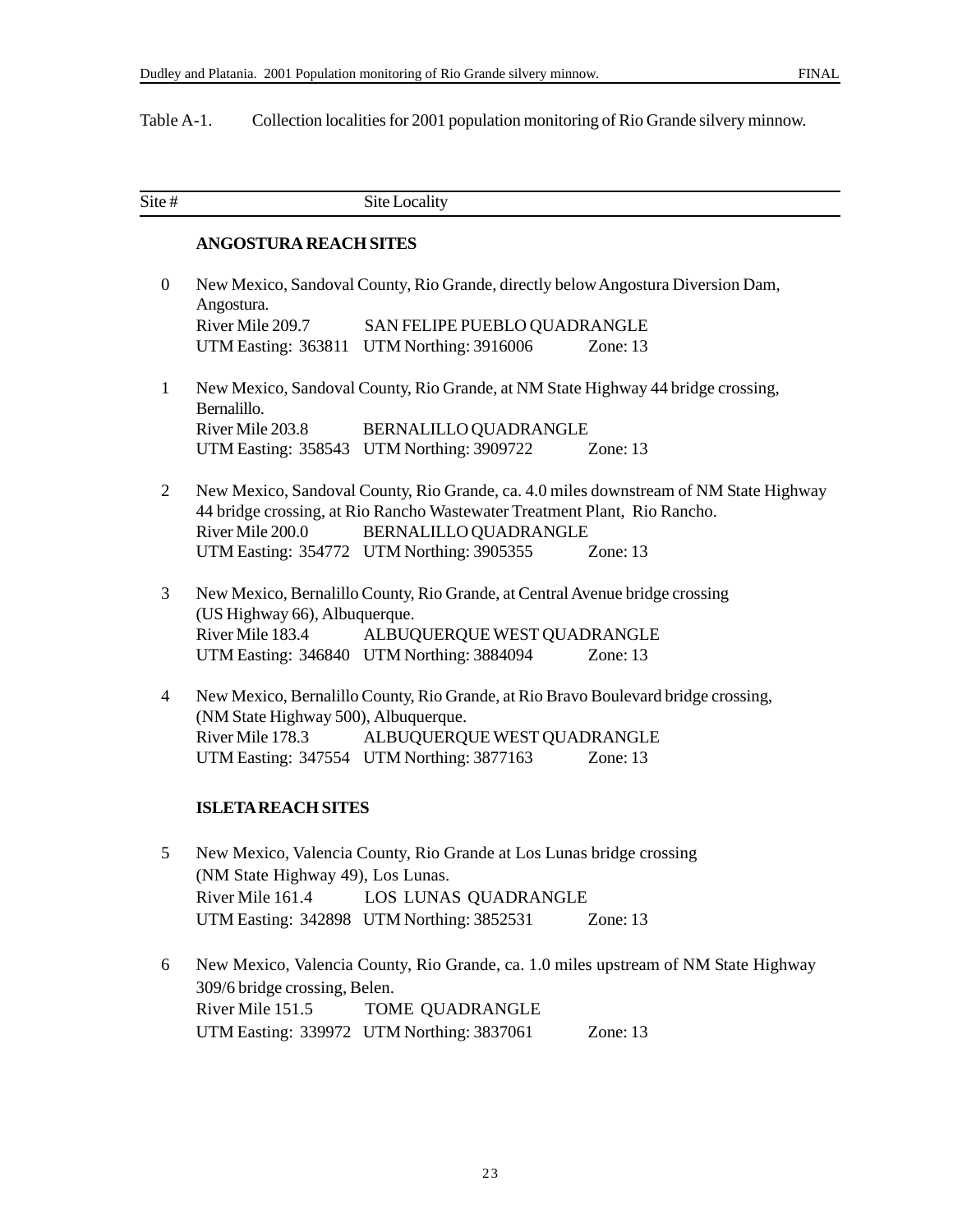Table A-1. Collection localities for 2001 population monitoring of Rio Grande silvery minnow.

| Site # | Site Locality |
|---|---|
| | **ANGOSTURA REACH SITES** |
| 0 | New Mexico, Sandoval County, Rio Grande, directly below Angostura Diversion Dam, Angostura.<br>River Mile 209.7 SAN FELIPE PUEBLO QUADRANGLE<br>UTM Easting: 363811 UTM Northing: 3916006 Zone: 13 |
| 1 | New Mexico, Sandoval County, Rio Grande, at NM State Highway 44 bridge crossing, Bernalillo.<br>River Mile 203.8 BERNALILLO QUADRANGLE<br>UTM Easting: 358543 UTM Northing: 3909722 Zone: 13 |
| 2 | New Mexico, Sandoval County, Rio Grande, ca. 4.0 miles downstream of NM State Highway 44 bridge crossing, at Rio Rancho Wastewater Treatment Plant, Rio Rancho.<br>River Mile 200.0 BERNALILLO QUADRANGLE<br>UTM Easting: 354772 UTM Northing: 3905355 Zone: 13 |
| 3 | New Mexico, Bernalillo County, Rio Grande, at Central Avenue bridge crossing (US Highway 66), Albuquerque.<br>River Mile 183.4 ALBUQUERQUE WEST QUADRANGLE<br>UTM Easting: 346840 UTM Northing: 3884094 Zone: 13 |
| 4 | New Mexico, Bernalillo County, Rio Grande, at Rio Bravo Boulevard bridge crossing, (NM State Highway 500), Albuquerque.<br>River Mile 178.3 ALBUQUERQUE WEST QUADRANGLE<br>UTM Easting: 347554 UTM Northing: 3877163 Zone: 13 |
| | **ISLETA REACH SITES** |
| 5 | New Mexico, Valencia County, Rio Grande at Los Lunas bridge crossing (NM State Highway 49), Los Lunas.<br>River Mile 161.4 LOS LUNAS QUADRANGLE<br>UTM Easting: 342898 UTM Northing: 3852531 Zone: 13 |
| 6 | New Mexico, Valencia County, Rio Grande, ca. 1.0 miles upstream of NM State Highway 309/6 bridge crossing, Belen.<br>River Mile 151.5 TOME QUADRANGLE<br>UTM Easting: 339972 UTM Northing: 3837061 Zone: 13 |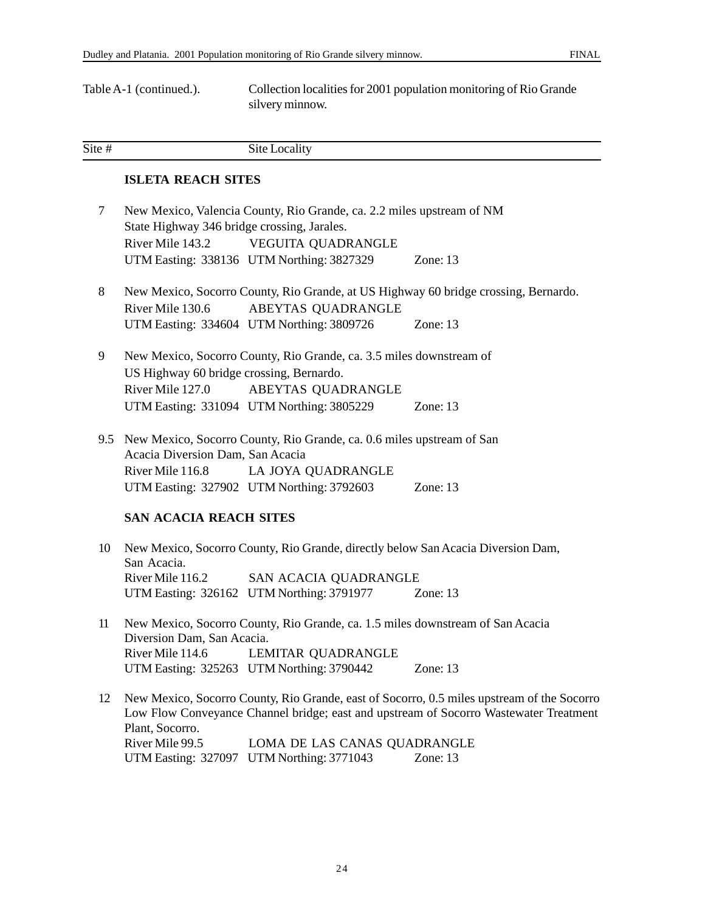Table A-1 (continued.). Collection localities for 2001 population monitoring of Rio Grande silvery minnow.

| Site # | Site Locality |
|---|---|
| | **ISLETA REACH SITES** |
| 7 | New Mexico, Valencia County, Rio Grande, ca. 2.2 miles upstream of NM State Highway 346 bridge crossing, Jarales.<br>River Mile 143.2 VEGUITA QUADRANGLE<br>UTM Easting: 338136 UTM Northing: 3827329 Zone: 13 |
| 8 | New Mexico, Socorro County, Rio Grande, at US Highway 60 bridge crossing, Bernardo.<br>River Mile 130.6 ABEYTAS QUADRANGLE<br>UTM Easting: 334604 UTM Northing: 3809726 Zone: 13 |
| 9 | New Mexico, Socorro County, Rio Grande, ca. 3.5 miles downstream of US Highway 60 bridge crossing, Bernardo.<br>River Mile 127.0 ABEYTAS QUADRANGLE<br>UTM Easting: 331094 UTM Northing: 3805229 Zone: 13 |
| 9.5 | New Mexico, Socorro County, Rio Grande, ca. 0.6 miles upstream of San Acacia Diversion Dam, San Acacia<br>River Mile 116.8 LA JOYA QUADRANGLE<br>UTM Easting: 327902 UTM Northing: 3792603 Zone: 13 |
| | **SAN ACACIA REACH SITES** |
| 10 | New Mexico, Socorro County, Rio Grande, directly below San Acacia Diversion Dam, San Acacia.<br>River Mile 116.2 SAN ACACIA QUADRANGLE<br>UTM Easting: 326162 UTM Northing: 3791977 Zone: 13 |
| 11 | New Mexico, Socorro County, Rio Grande, ca. 1.5 miles downstream of San Acacia Diversion Dam, San Acacia.<br>River Mile 114.6 LEMITAR QUADRANGLE<br>UTM Easting: 325263 UTM Northing: 3790442 Zone: 13 |
| 12 | New Mexico, Socorro County, Rio Grande, east of Socorro, 0.5 miles upstream of the Socorro Low Flow Conveyance Channel bridge; east and upstream of Socorro Wastewater Treatment Plant, Socorro.<br>River Mile 99.5 LOMA DE LAS CANAS QUADRANGLE<br>UTM Easting: 327097 UTM Northing: 3771043 Zone: 13 |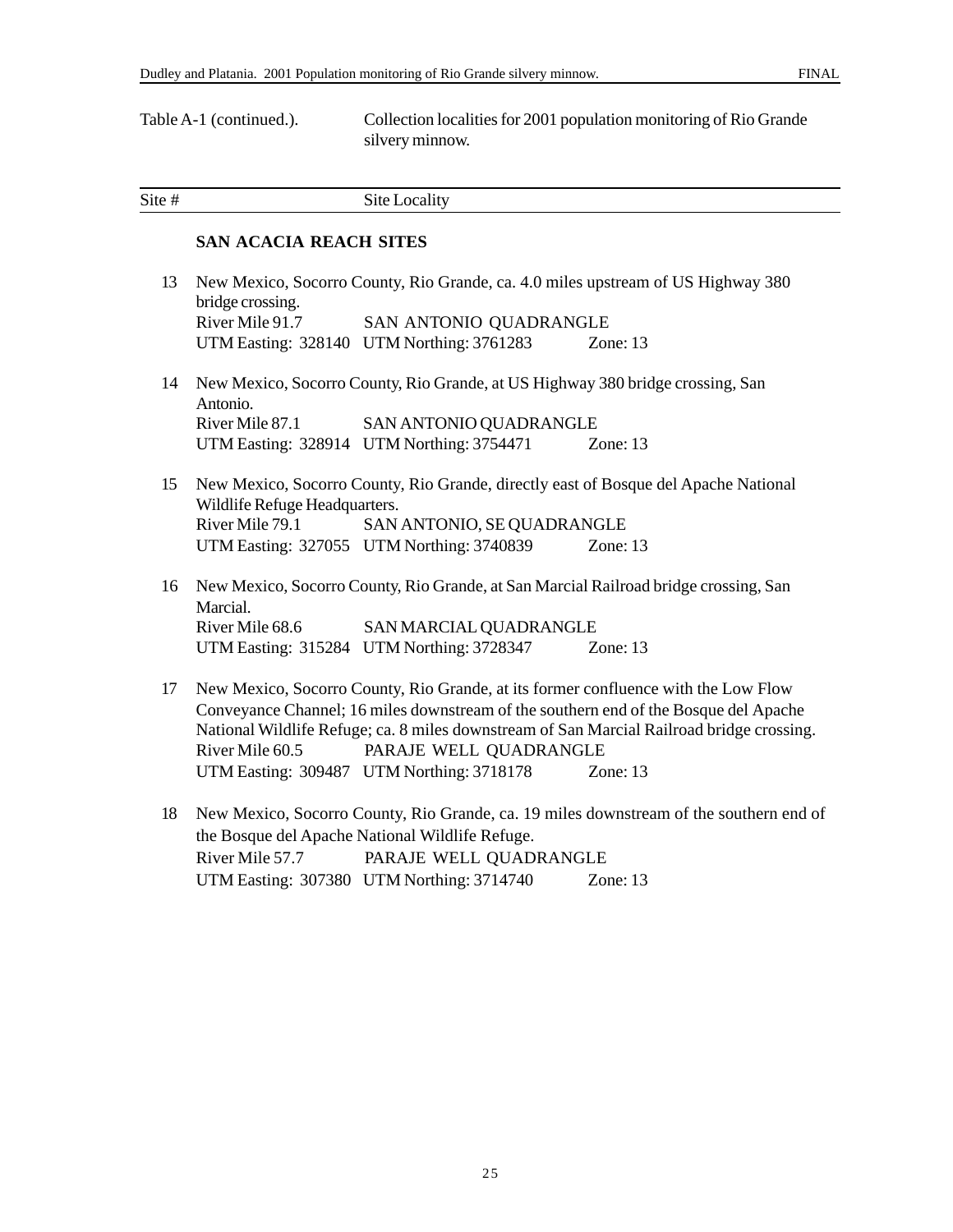Table A-1 (continued.). Collection localities for 2001 population monitoring of Rio Grande silvery minnow.

| Site # | Site Locality |
|---|---|
| | **SAN ACACIA REACH SITES** |
| 13 | New Mexico, Socorro County, Rio Grande, ca. 4.0 miles upstream of US Highway 380 bridge crossing.<br>River Mile 91.7 SAN ANTONIO QUADRANGLE<br>UTM Easting: 328140 UTM Northing: 3761283 Zone: 13 |
| 14 | New Mexico, Socorro County, Rio Grande, at US Highway 380 bridge crossing, San Antonio.<br>River Mile 87.1 SAN ANTONIO QUADRANGLE<br>UTM Easting: 328914 UTM Northing: 3754471 Zone: 13 |
| 15 | New Mexico, Socorro County, Rio Grande, directly east of Bosque del Apache National Wildlife Refuge Headquarters.<br>River Mile 79.1 SAN ANTONIO, SE QUADRANGLE<br>UTM Easting: 327055 UTM Northing: 3740839 Zone: 13 |
| 16 | New Mexico, Socorro County, Rio Grande, at San Marcial Railroad bridge crossing, San Marcial.<br>River Mile 68.6 SAN MARCIAL QUADRANGLE<br>UTM Easting: 315284 UTM Northing: 3728347 Zone: 13 |
| 17 | New Mexico, Socorro County, Rio Grande, at its former confluence with the Low Flow Conveyance Channel; 16 miles downstream of the southern end of the Bosque del Apache National Wildlife Refuge; ca. 8 miles downstream of San Marcial Railroad bridge crossing.<br>River Mile 60.5 PARAJE WELL QUADRANGLE<br>UTM Easting: 309487 UTM Northing: 3718178 Zone: 13 |
| 18 | New Mexico, Socorro County, Rio Grande, ca. 19 miles downstream of the southern end of the Bosque del Apache National Wildlife Refuge.<br>River Mile 57.7 PARAJE WELL QUADRANGLE<br>UTM Easting: 307380 UTM Northing: 3714740 Zone: 13 |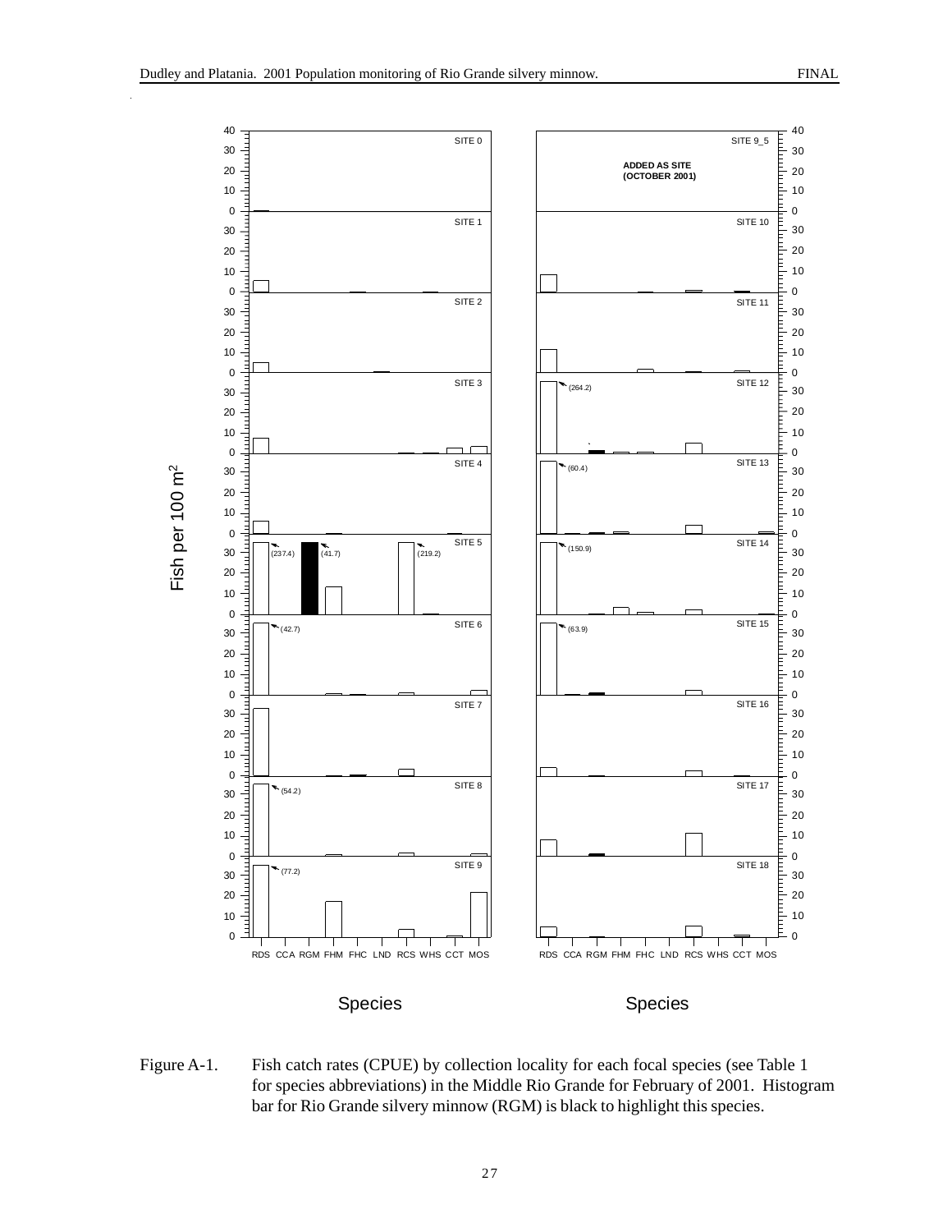Figure A-1. Fish catch rates (CPUE) by collection locality for each focal species (see Table 1 for species abbreviations) in the Middle Rio Grande for February of 2001. Histogram bar for Rio Grande silvery minnow (RGM) is black to highlight this species.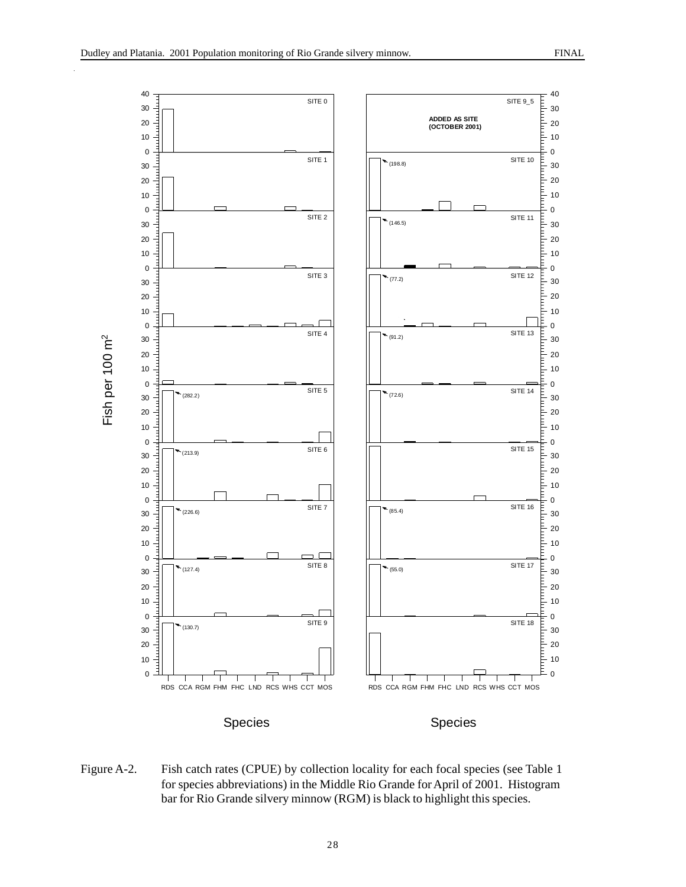Figure A-2. Fish catch rates (CPUE) by collection locality for each focal species (see Table 1 for species abbreviations) in the Middle Rio Grande for April of 2001. Histogram bar for Rio Grande silvery minnow (RGM) is black to highlight this species.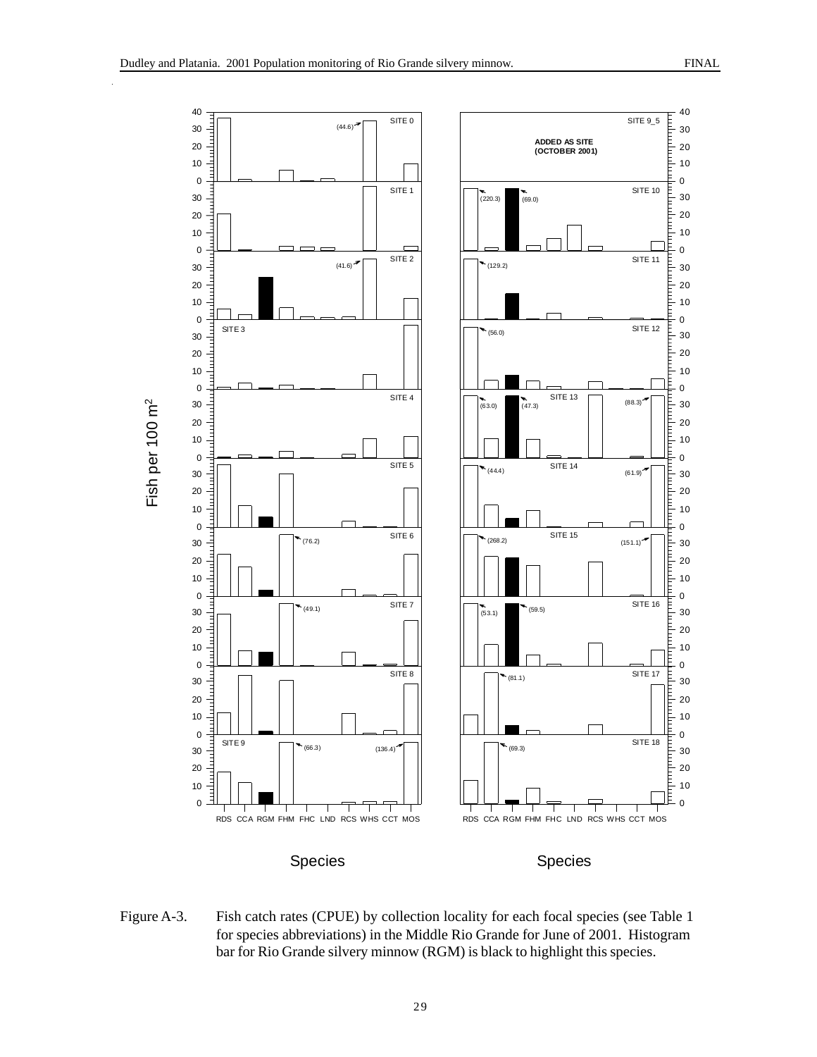Figure A-3. Fish catch rates (CPUE) by collection locality for each focal species (see Table 1 for species abbreviations) in the Middle Rio Grande for June of 2001. Histogram bar for Rio Grande silvery minnow (RGM) is black to highlight this species.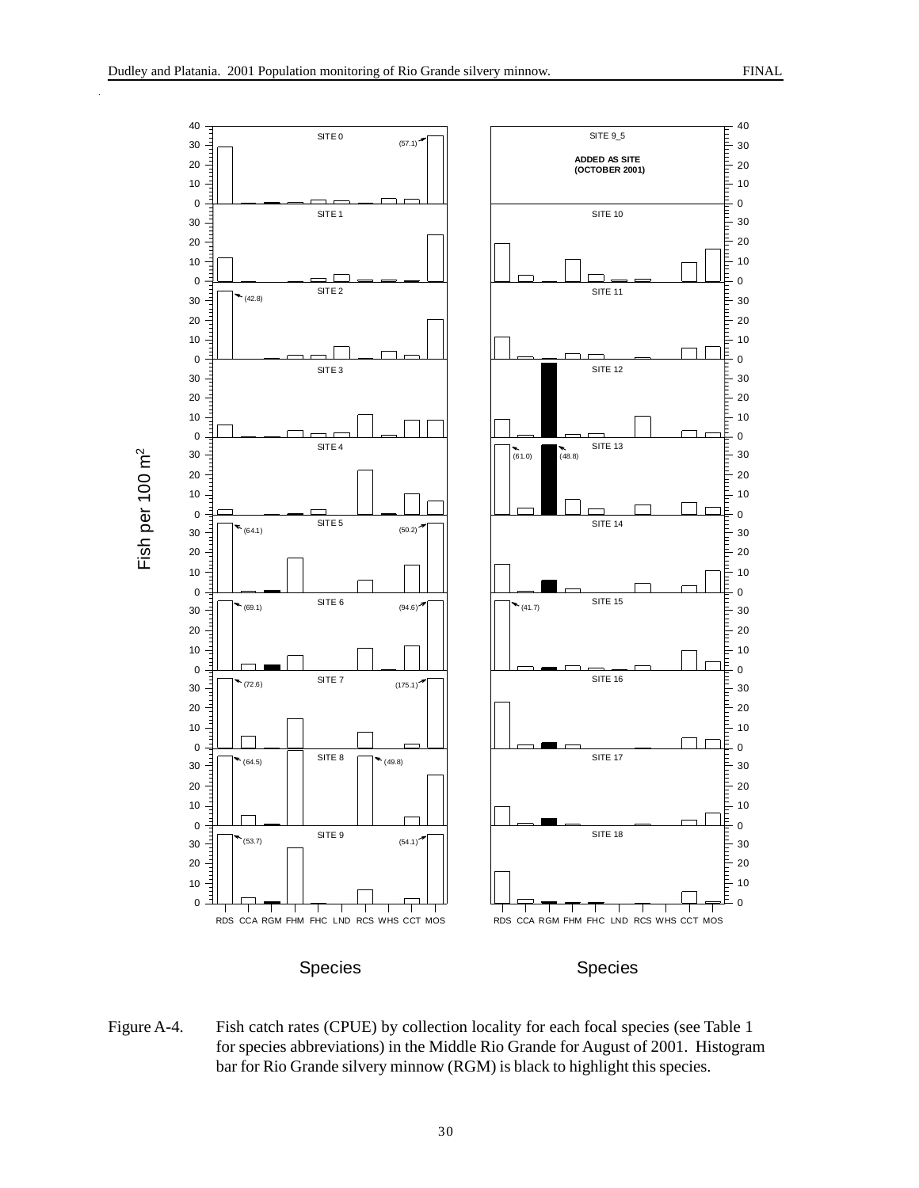Figure A-4. Fish catch rates (CPUE) by collection locality for each focal species (see Table 1 for species abbreviations) in the Middle Rio Grande for August of 2001. Histogram bar for Rio Grande silvery minnow (RGM) is black to highlight this species.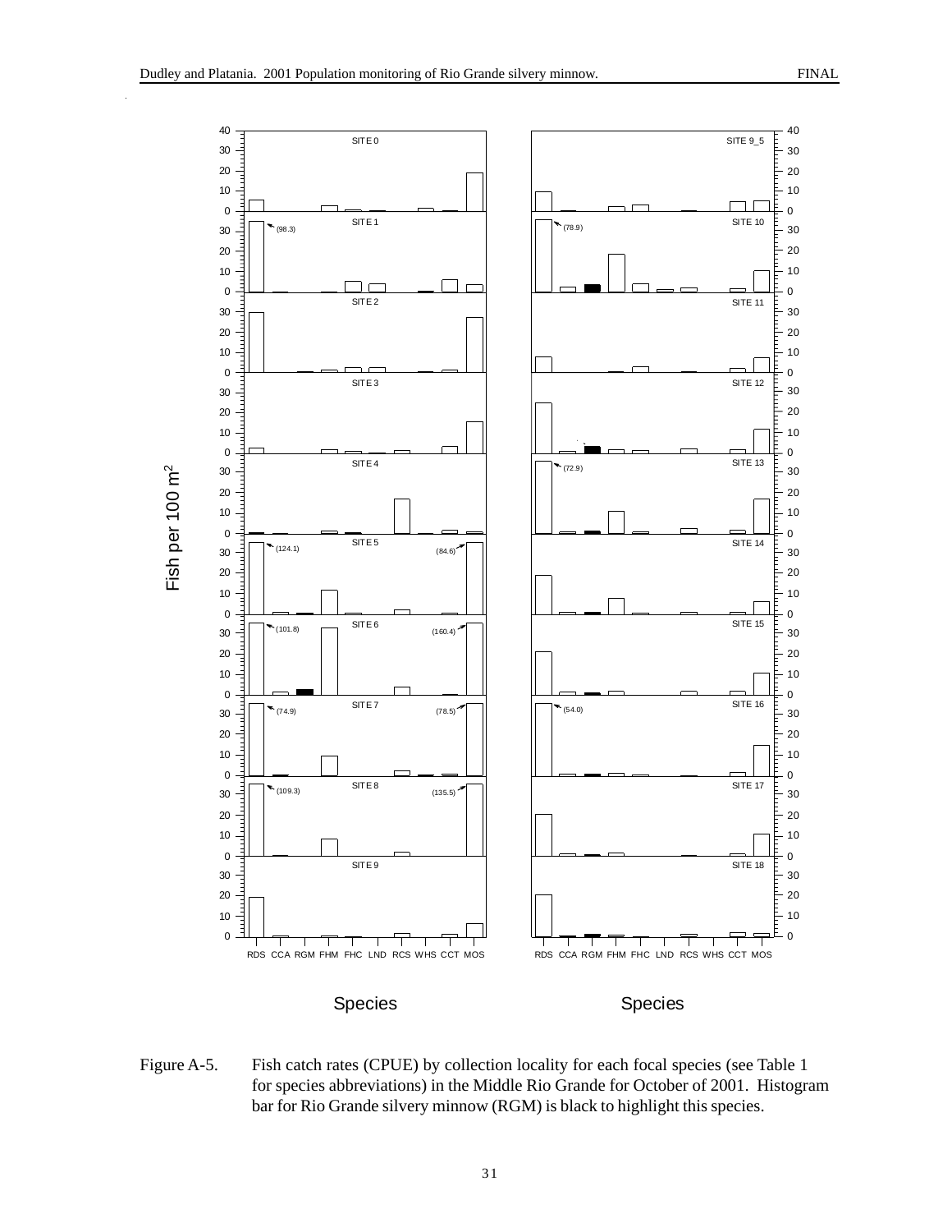Figure A-5. Fish catch rates (CPUE) by collection locality for each focal species (see Table 1 for species abbreviations) in the Middle Rio Grande for October of 2001. Histogram bar for Rio Grande silvery minnow (RGM) is black to highlight this species.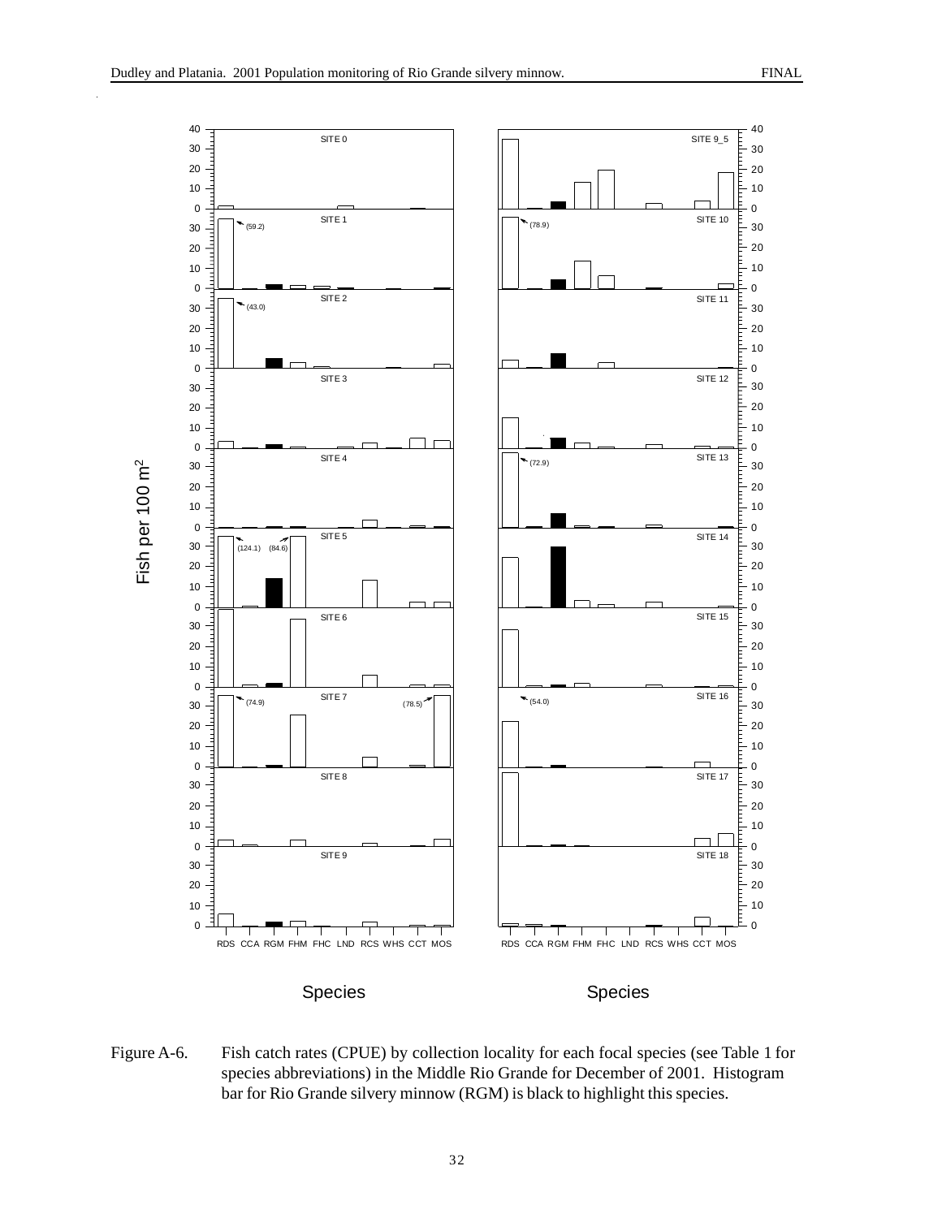Figure A-6. Fish catch rates (CPUE) by collection locality for each focal species (see Table 1 for species abbreviations) in the Middle Rio Grande for December of 2001. Histogram bar for Rio Grande silvery minnow (RGM) is black to highlight this species.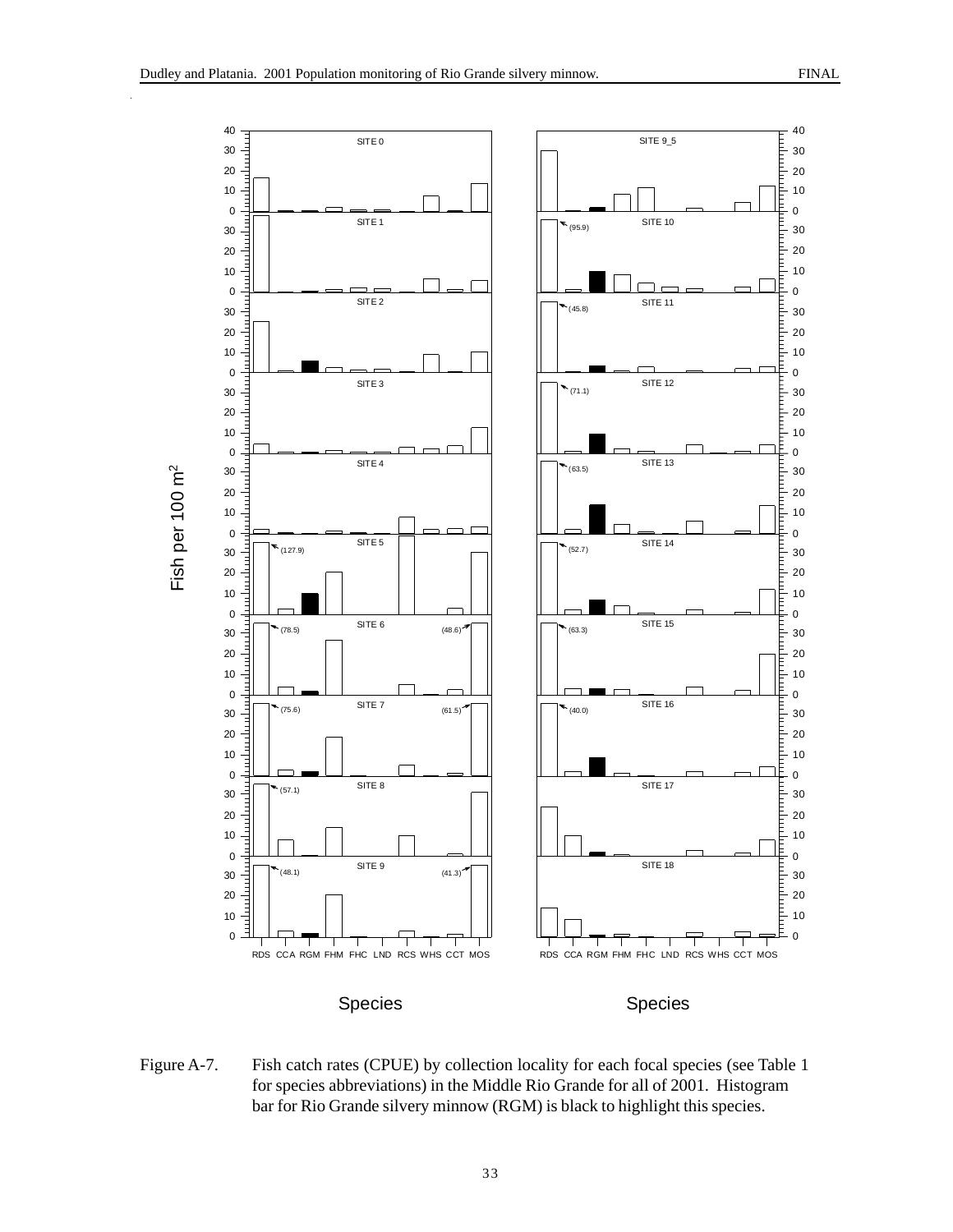Figure A-7. Fish catch rates (CPUE) by collection locality for each focal species (see Table 1 for species abbreviations) in the Middle Rio Grande for all of 2001. Histogram bar for Rio Grande silvery minnow (RGM) is black to highlight this species.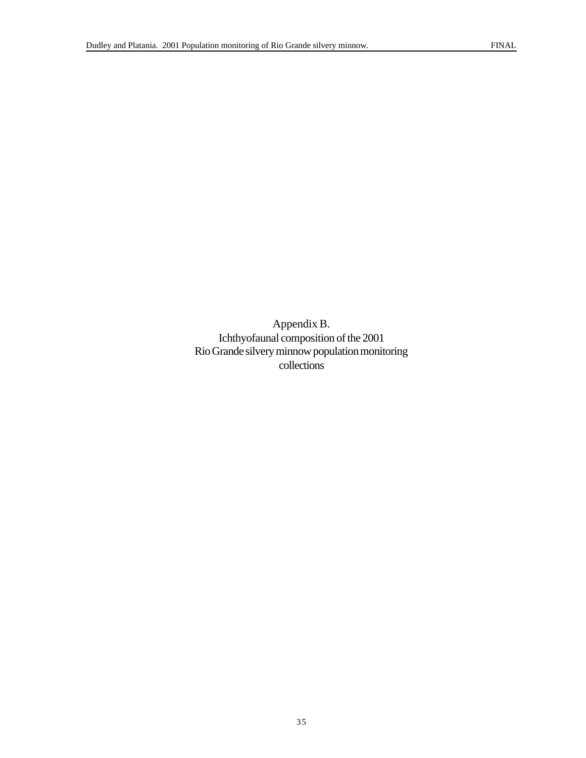# Appendix B.

## Ichthyofaunal composition of the 2001 Rio Grande silvery minnow population monitoring collections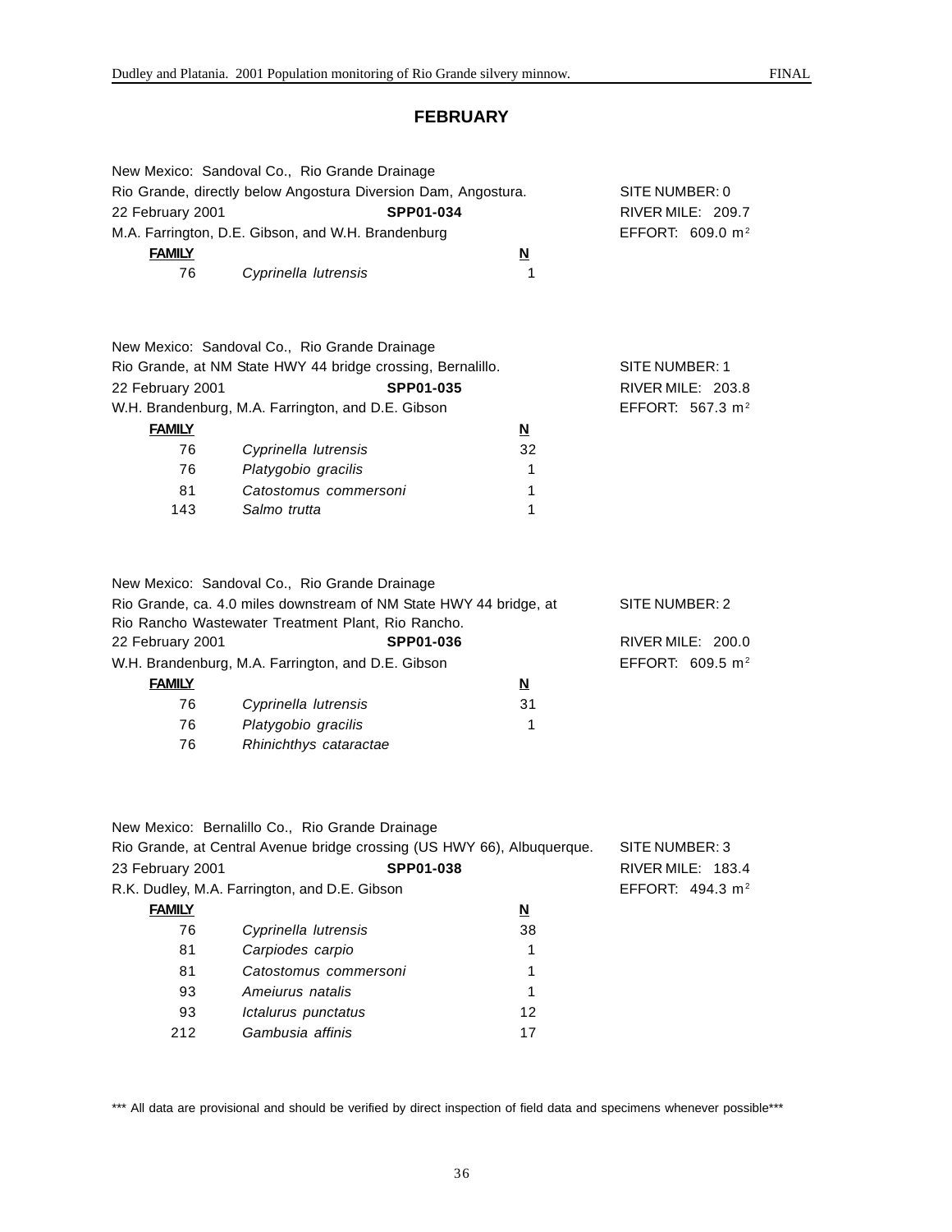## FEBRUARY

New Mexico: Sandoval Co., Rio Grande Drainage
Rio Grande, directly below Angostura Diversion Dam, Angostura. SITE NUMBER: 0
22 February 2001 **SPP01-034** RIVER MILE: 209.7
M.A. Farrington, D.E. Gibson, and W.H. Brandenburg EFFORT: 609.0 $m^2$

| FAMILY | | N |
|---|---|---|
| 76 | *Cyprinella lutrensis* | 1 |

New Mexico: Sandoval Co., Rio Grande Drainage
Rio Grande, at NM State HWY 44 bridge crossing, Bernalillo. SITE NUMBER: 1
22 February 2001 **SPP01-035** RIVER MILE: 203.8
W.H. Brandenburg, M.A. Farrington, and D.E. Gibson EFFORT: 567.3 $m^2$

| FAMILY | | N |
|---|---|---|
| 76 | *Cyprinella lutrensis* | 32 |
| 76 | *Platygobio gracilis* | 1 |
| 81 | *Catostomus commersoni* | 1 |
| 143 | *Salmo trutta* | 1 |

New Mexico: Sandoval Co., Rio Grande Drainage
Rio Grande, ca. 4.0 miles downstream of NM State HWY 44 bridge, at Rio Rancho Wastewater Treatment Plant, Rio Rancho. SITE NUMBER: 2
22 February 2001 **SPP01-036** RIVER MILE: 200.0
W.H. Brandenburg, M.A. Farrington, and D.E. Gibson EFFORT: 609.5 $m^2$

| FAMILY | | N |
|---|---|---|
| 76 | *Cyprinella lutrensis* | 31 |
| 76 | *Platygobio gracilis* | 1 |
| 76 | *Rhinichthys cataractae* | |

New Mexico: Bernalillo Co., Rio Grande Drainage
Rio Grande, at Central Avenue bridge crossing (US HWY 66), Albuquerque. SITE NUMBER: 3
23 February 2001 **SPP01-038** RIVER MILE: 183.4
R.K. Dudley, M.A. Farrington, and D.E. Gibson EFFORT: 494.3 $m^2$

| FAMILY | | N |
|---|---|---|
| 76 | *Cyprinella lutrensis* | 38 |
| 81 | *Carpiodes carpio* | 1 |
| 81 | *Catostomus commersoni* | 1 |
| 93 | *Ameiurus natalis* | 1 |
| 93 | *Ictalurus punctatus* | 12 |
| 212 | *Gambusia affinis* | 17 |

*** All data are provisional and should be verified by direct inspection of field data and specimens whenever possible***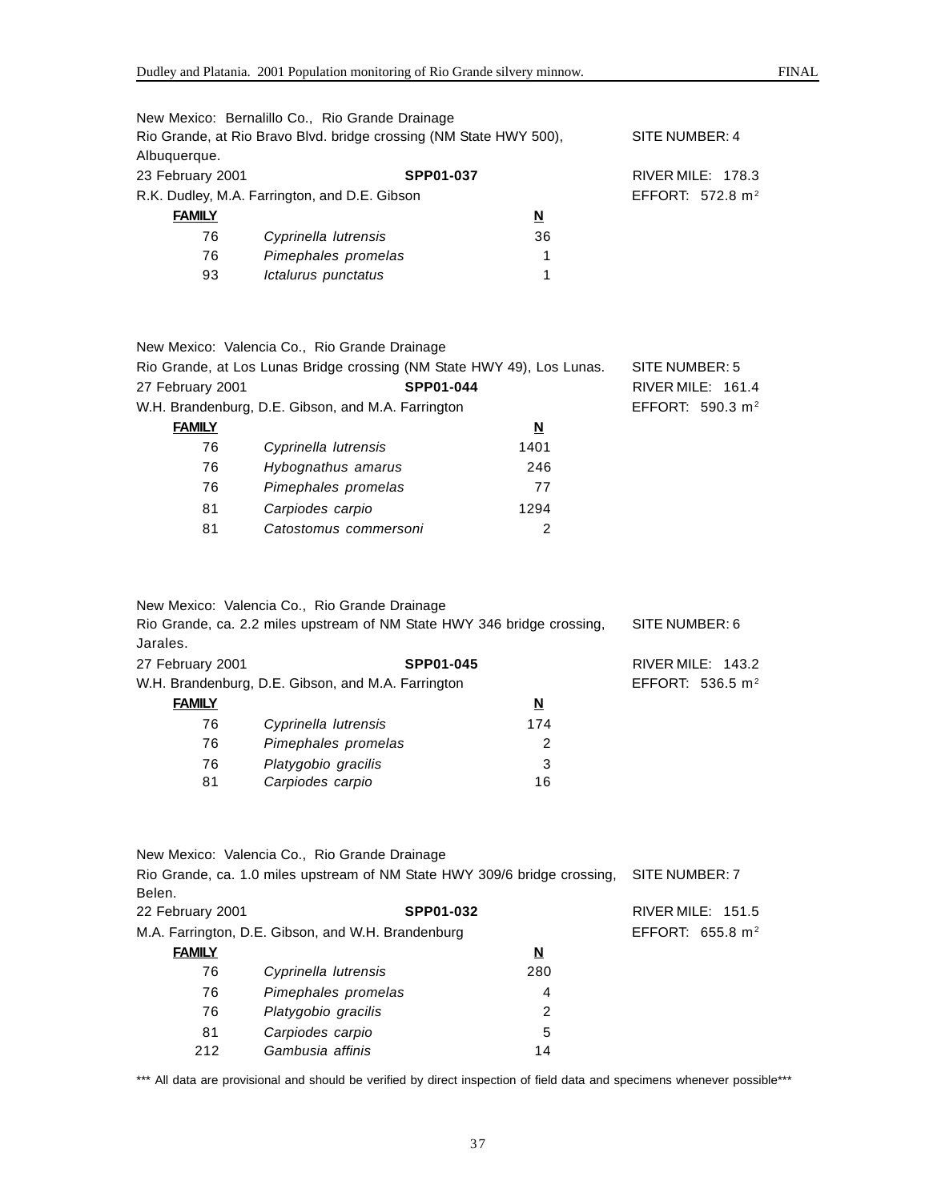New Mexico: Bernalillo Co., Rio Grande Drainage
Rio Grande, at Rio Bravo Blvd. bridge crossing (NM State HWY 500), Albuquerque. SITE NUMBER: 4
23 February 2001 **SPP01-037** RIVER MILE: 178.3
R.K. Dudley, M.A. Farrington, and D.E. Gibson EFFORT: 572.8 m²

| FAMILY | | N |
|---|---|---|
| 76 | *Cyprinella lutrensis* | 36 |
| 76 | *Pimephales promelas* | 1 |
| 93 | *Ictalurus punctatus* | 1 |

New Mexico: Valencia Co., Rio Grande Drainage
Rio Grande, at Los Lunas Bridge crossing (NM State HWY 49), Los Lunas. SITE NUMBER: 5
27 February 2001 **SPP01-044** RIVER MILE: 161.4
W.H. Brandenburg, D.E. Gibson, and M.A. Farrington EFFORT: 590.3 m²

| FAMILY | | N |
|---|---|---|
| 76 | *Cyprinella lutrensis* | 1401 |
| 76 | *Hybognathus amarus* | 246 |
| 76 | *Pimephales promelas* | 77 |
| 81 | *Carpiodes carpio* | 1294 |
| 81 | *Catostomus commersoni* | 2 |

New Mexico: Valencia Co., Rio Grande Drainage
Rio Grande, ca. 2.2 miles upstream of NM State HWY 346 bridge crossing, Jarales. SITE NUMBER: 6
27 February 2001 **SPP01-045** RIVER MILE: 143.2
W.H. Brandenburg, D.E. Gibson, and M.A. Farrington EFFORT: 536.5 m²

| FAMILY | | N |
|---|---|---|
| 76 | *Cyprinella lutrensis* | 174 |
| 76 | *Pimephales promelas* | 2 |
| 76 | *Platygobio gracilis* | 3 |
| 81 | *Carpiodes carpio* | 16 |

New Mexico: Valencia Co., Rio Grande Drainage
Rio Grande, ca. 1.0 miles upstream of NM State HWY 309/6 bridge crossing, Belen. SITE NUMBER: 7
22 February 2001 **SPP01-032** RIVER MILE: 151.5
M.A. Farrington, D.E. Gibson, and W.H. Brandenburg EFFORT: 655.8 m²

| FAMILY | | N |
|---|---|---|
| 76 | *Cyprinella lutrensis* | 280 |
| 76 | *Pimephales promelas* | 4 |
| 76 | *Platygobio gracilis* | 2 |
| 81 | *Carpiodes carpio* | 5 |
| 212 | *Gambusia affinis* | 14 |

*** All data are provisional and should be verified by direct inspection of field data and specimens whenever possible***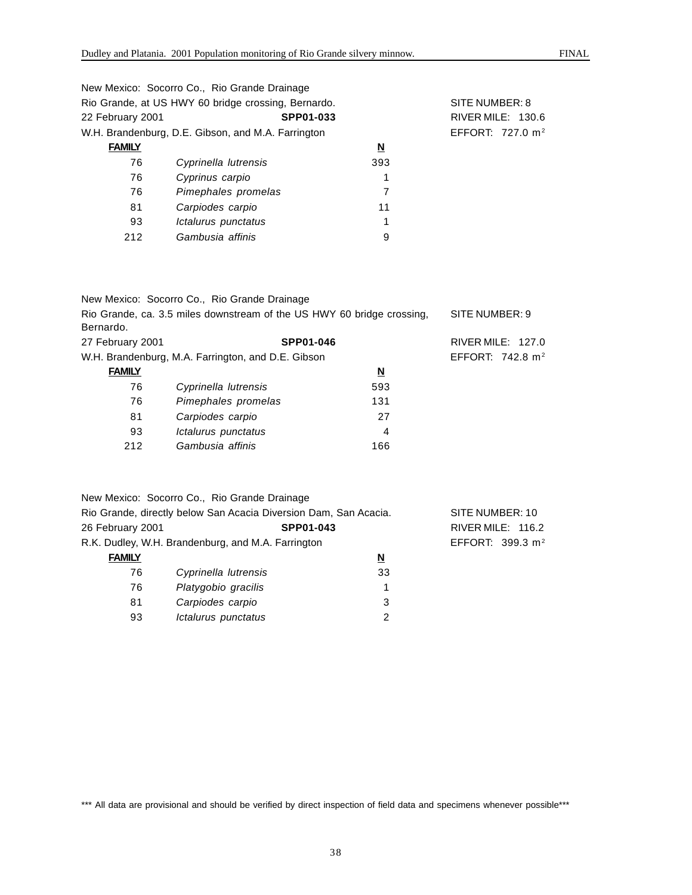New Mexico: Socorro Co., Rio Grande Drainage
Rio Grande, at US HWY 60 bridge crossing, Bernardo. SITE NUMBER: 8
22 February 2001 **SPP01-033** RIVER MILE: 130.6
W.H. Brandenburg, D.E. Gibson, and M.A. Farrington EFFORT: 727.0 $m^2$

| FAMILY | | N |
|---|---|---|
| 76 | *Cyprinella lutrensis* | 393 |
| 76 | *Cyprinus carpio* | 1 |
| 76 | *Pimephales promelas* | 7 |
| 81 | *Carpiodes carpio* | 11 |
| 93 | *Ictalurus punctatus* | 1 |
| 212 | *Gambusia affinis* | 9 |

New Mexico: Socorro Co., Rio Grande Drainage
Rio Grande, ca. 3.5 miles downstream of the US HWY 60 bridge crossing, Bernardo. SITE NUMBER: 9
27 February 2001 **SPP01-046** RIVER MILE: 127.0
W.H. Brandenburg, M.A. Farrington, and D.E. Gibson EFFORT: 742.8 $m^2$

| FAMILY | | N |
|---|---|---|
| 76 | *Cyprinella lutrensis* | 593 |
| 76 | *Pimephales promelas* | 131 |
| 81 | *Carpiodes carpio* | 27 |
| 93 | *Ictalurus punctatus* | 4 |
| 212 | *Gambusia affinis* | 166 |

New Mexico: Socorro Co., Rio Grande Drainage
Rio Grande, directly below San Acacia Diversion Dam, San Acacia. SITE NUMBER: 10
26 February 2001 **SPP01-043** RIVER MILE: 116.2
R.K. Dudley, W.H. Brandenburg, and M.A. Farrington EFFORT: 399.3 $m^2$

| FAMILY | | N |
|---|---|---|
| 76 | *Cyprinella lutrensis* | 33 |
| 76 | *Platygobio gracilis* | 1 |
| 81 | *Carpiodes carpio* | 3 |
| 93 | *Ictalurus punctatus* | 2 |

*** All data are provisional and should be verified by direct inspection of field data and specimens whenever possible***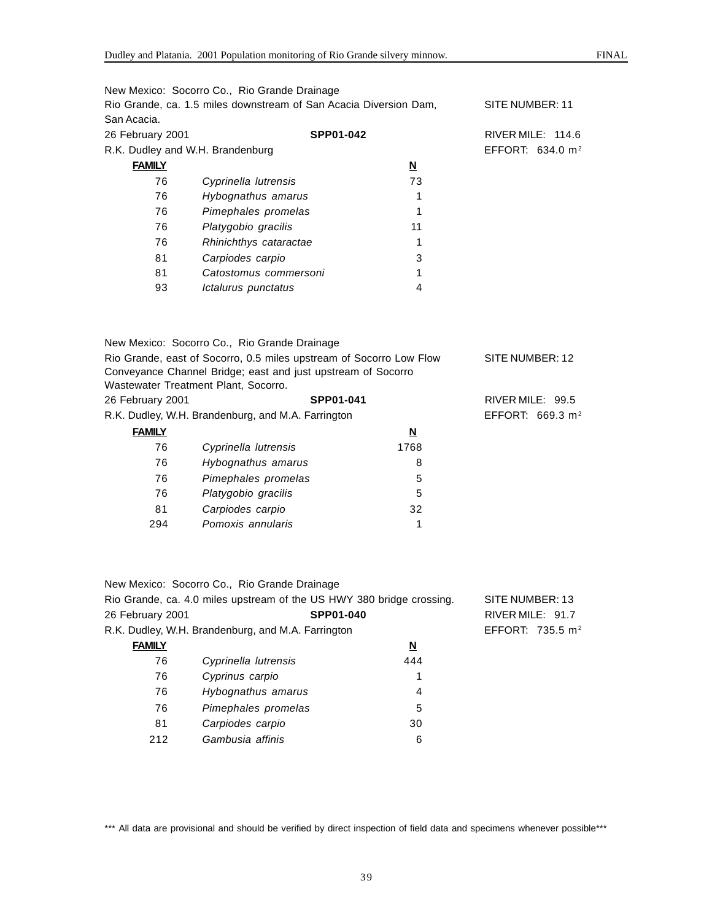New Mexico: Socorro Co., Rio Grande Drainage
Rio Grande, ca. 1.5 miles downstream of San Acacia Diversion Dam, San Acacia. SITE NUMBER: 11
26 February 2001 **SPP01-042** RIVER MILE: 114.6
R.K. Dudley and W.H. Brandenburg EFFORT: 634.0 $m^2$

| FAMILY | | N |
|---|---|---|
| 76 | *Cyprinella lutrensis* | 73 |
| 76 | *Hybognathus amarus* | 1 |
| 76 | *Pimephales promelas* | 1 |
| 76 | *Platygobio gracilis* | 11 |
| 76 | *Rhinichthys cataractae* | 1 |
| 81 | *Carpiodes carpio* | 3 |
| 81 | *Catostomus commersoni* | 1 |
| 93 | *Ictalurus punctatus* | 4 |

New Mexico: Socorro Co., Rio Grande Drainage
Rio Grande, east of Socorro, 0.5 miles upstream of Socorro Low Flow Conveyance Channel Bridge; east and just upstream of Socorro Wastewater Treatment Plant, Socorro. SITE NUMBER: 12
26 February 2001 **SPP01-041** RIVER MILE: 99.5
R.K. Dudley, W.H. Brandenburg, and M.A. Farrington EFFORT: 669.3 $m^2$

| FAMILY | | N |
|---|---|---|
| 76 | *Cyprinella lutrensis* | 1768 |
| 76 | *Hybognathus amarus* | 8 |
| 76 | *Pimephales promelas* | 5 |
| 76 | *Platygobio gracilis* | 5 |
| 81 | *Carpiodes carpio* | 32 |
| 294 | *Pomoxis annularis* | 1 |

New Mexico: Socorro Co., Rio Grande Drainage
Rio Grande, ca. 4.0 miles upstream of the US HWY 380 bridge crossing. SITE NUMBER: 13
26 February 2001 **SPP01-040** RIVER MILE: 91.7
R.K. Dudley, W.H. Brandenburg, and M.A. Farrington EFFORT: 735.5 $m^2$

| FAMILY | | N |
|---|---|---|
| 76 | *Cyprinella lutrensis* | 444 |
| 76 | *Cyprinus carpio* | 1 |
| 76 | *Hybognathus amarus* | 4 |
| 76 | *Pimephales promelas* | 5 |
| 81 | *Carpiodes carpio* | 30 |
| 212 | *Gambusia affinis* | 6 |

*** All data are provisional and should be verified by direct inspection of field data and specimens whenever possible***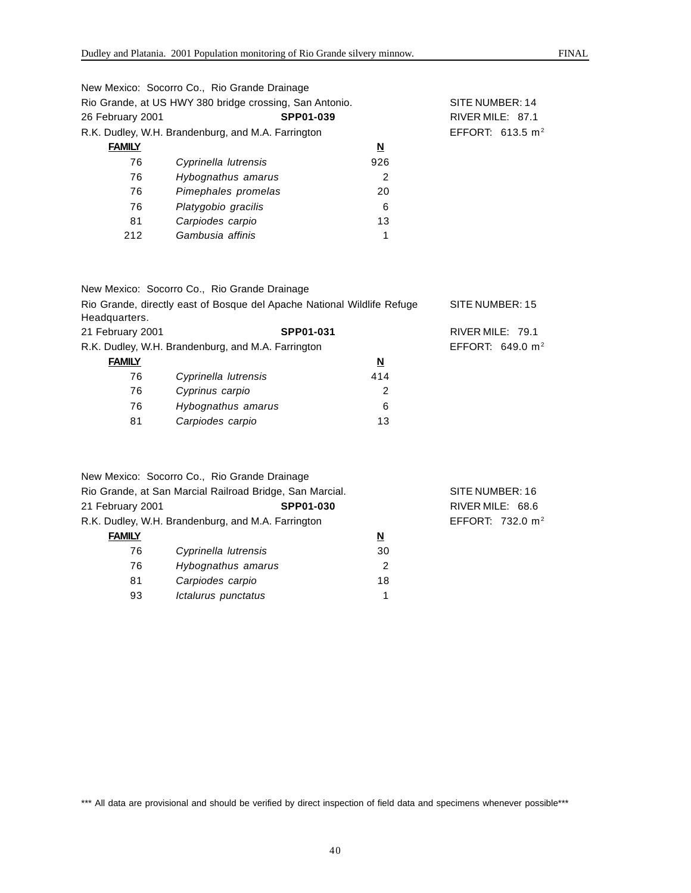New Mexico: Socorro Co., Rio Grande Drainage
Rio Grande, at US HWY 380 bridge crossing, San Antonio. SITE NUMBER: 14
26 February 2001 **SPP01-039** RIVER MILE: 87.1
R.K. Dudley, W.H. Brandenburg, and M.A. Farrington EFFORT: 613.5 $m^2$

| FAMILY | | N |
|---|---|---|
| 76 | *Cyprinella lutrensis* | 926 |
| 76 | *Hybognathus amarus* | 2 |
| 76 | *Pimephales promelas* | 20 |
| 76 | *Platygobio gracilis* | 6 |
| 81 | *Carpiodes carpio* | 13 |
| 212 | *Gambusia affinis* | 1 |

New Mexico: Socorro Co., Rio Grande Drainage
Rio Grande, directly east of Bosque del Apache National Wildlife Refuge Headquarters. SITE NUMBER: 15
21 February 2001 **SPP01-031** RIVER MILE: 79.1
R.K. Dudley, W.H. Brandenburg, and M.A. Farrington EFFORT: 649.0 $m^2$

| FAMILY | | N |
|---|---|---|
| 76 | *Cyprinella lutrensis* | 414 |
| 76 | *Cyprinus carpio* | 2 |
| 76 | *Hybognathus amarus* | 6 |
| 81 | *Carpiodes carpio* | 13 |

New Mexico: Socorro Co., Rio Grande Drainage
Rio Grande, at San Marcial Railroad Bridge, San Marcial. SITE NUMBER: 16
21 February 2001 **SPP01-030** RIVER MILE: 68.6
R.K. Dudley, W.H. Brandenburg, and M.A. Farrington EFFORT: 732.0 $m^2$

| FAMILY | | N |
|---|---|---|
| 76 | *Cyprinella lutrensis* | 30 |
| 76 | *Hybognathus amarus* | 2 |
| 81 | *Carpiodes carpio* | 18 |
| 93 | *Ictalurus punctatus* | 1 |

*** All data are provisional and should be verified by direct inspection of field data and specimens whenever possible***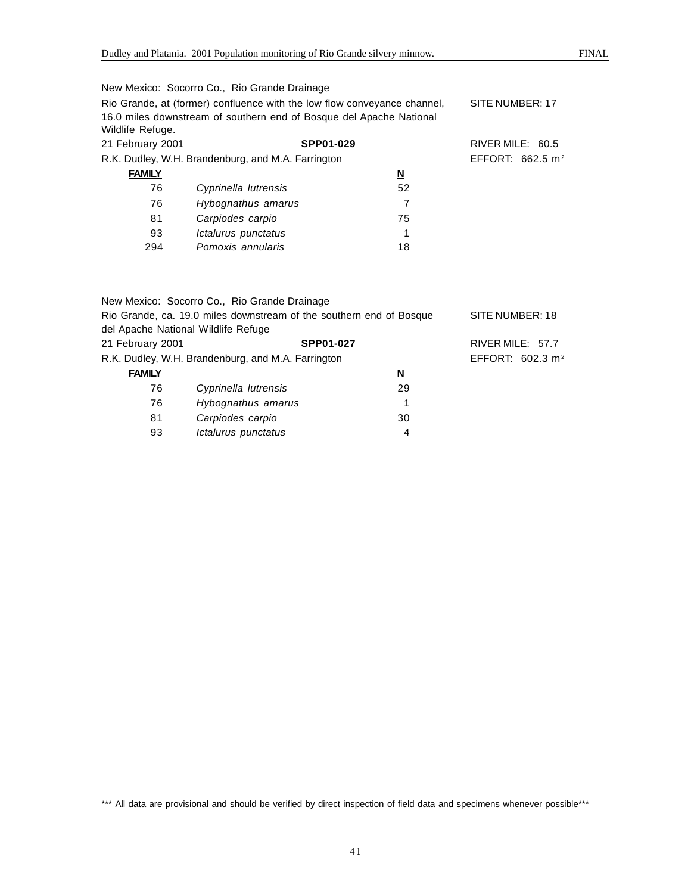New Mexico: Socorro Co., Rio Grande Drainage

Rio Grande, at (former) confluence with the low flow conveyance channel, 16.0 miles downstream of southern end of Bosque del Apache National Wildlife Refuge. SITE NUMBER: 17

21 February 2001 **SPP01-029** RIVER MILE: 60.5

R.K. Dudley, W.H. Brandenburg, and M.A. Farrington EFFORT: 662.5 $m^2$

| FAMILY | | N |
|---|---|---|
| 76 | *Cyprinella lutrensis* | 52 |
| 76 | *Hybognathus amarus* | 7 |
| 81 | *Carpiodes carpio* | 75 |
| 93 | *Ictalurus punctatus* | 1 |
| 294 | *Pomoxis annularis* | 18 |

New Mexico: Socorro Co., Rio Grande Drainage

Rio Grande, ca. 19.0 miles downstream of the southern end of Bosque del Apache National Wildlife Refuge SITE NUMBER: 18

21 February 2001 **SPP01-027** RIVER MILE: 57.7

R.K. Dudley, W.H. Brandenburg, and M.A. Farrington EFFORT: 602.3 $m^2$

| FAMILY | | N |
|---|---|---|
| 76 | *Cyprinella lutrensis* | 29 |
| 76 | *Hybognathus amarus* | 1 |
| 81 | *Carpiodes carpio* | 30 |
| 93 | *Ictalurus punctatus* | 4 |

*** All data are provisional and should be verified by direct inspection of field data and specimens whenever possible***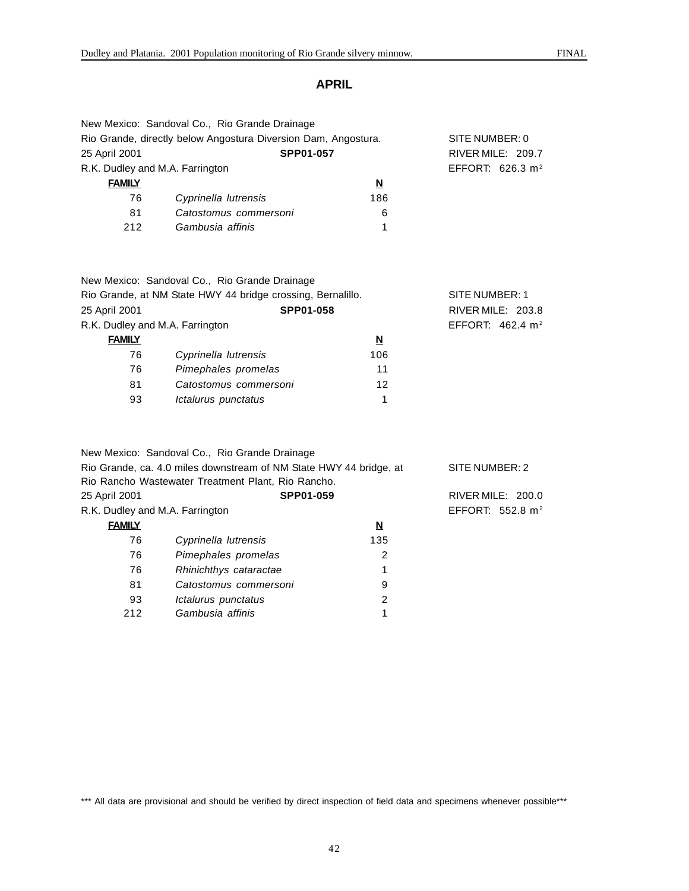## APRIL

New Mexico: Sandoval Co., Rio Grande Drainage
Rio Grande, directly below Angostura Diversion Dam, Angostura. SITE NUMBER: 0
25 April 2001 **SPP01-057** RIVER MILE: 209.7
R.K. Dudley and M.A. Farrington EFFORT: 626.3 m$^2$

| FAMILY | | N |
|---|---|---|
| 76 | *Cyprinella lutrensis* | 186 |
| 81 | *Catostomus commersoni* | 6 |
| 212 | *Gambusia affinis* | 1 |

New Mexico: Sandoval Co., Rio Grande Drainage
Rio Grande, at NM State HWY 44 bridge crossing, Bernalillo. SITE NUMBER: 1
25 April 2001 **SPP01-058** RIVER MILE: 203.8
R.K. Dudley and M.A. Farrington EFFORT: 462.4 m$^2$

| FAMILY | | N |
|---|---|---|
| 76 | *Cyprinella lutrensis* | 106 |
| 76 | *Pimephales promelas* | 11 |
| 81 | *Catostomus commersoni* | 12 |
| 93 | *Ictalurus punctatus* | 1 |

New Mexico: Sandoval Co., Rio Grande Drainage
Rio Grande, ca. 4.0 miles downstream of NM State HWY 44 bridge, at Rio Rancho Wastewater Treatment Plant, Rio Rancho. SITE NUMBER: 2
25 April 2001 **SPP01-059** RIVER MILE: 200.0
R.K. Dudley and M.A. Farrington EFFORT: 552.8 m$^2$

| FAMILY | | N |
|---|---|---|
| 76 | *Cyprinella lutrensis* | 135 |
| 76 | *Pimephales promelas* | 2 |
| 76 | *Rhinichthys cataractae* | 1 |
| 81 | *Catostomus commersoni* | 9 |
| 93 | *Ictalurus punctatus* | 2 |
| 212 | *Gambusia affinis* | 1 |

*** All data are provisional and should be verified by direct inspection of field data and specimens whenever possible***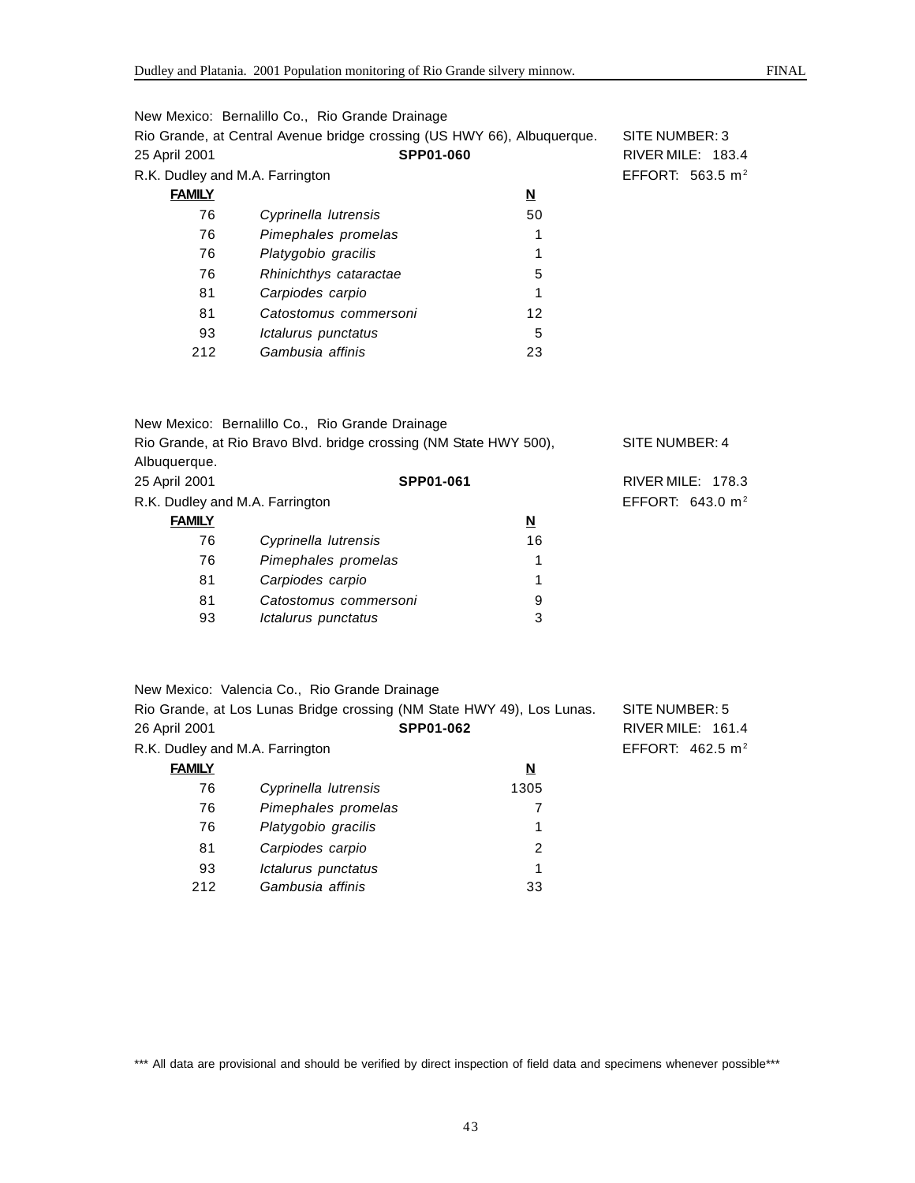New Mexico: Bernalillo Co., Rio Grande Drainage
Rio Grande, at Central Avenue bridge crossing (US HWY 66), Albuquerque. SITE NUMBER: 3
25 April 2001 **SPP01-060** RIVER MILE: 183.4
R.K. Dudley and M.A. Farrington EFFORT: 563.5 $m^2$

| **FAMILY** | | **N** |
|---|---|---|
| 76 | *Cyprinella lutrensis* | 50 |
| 76 | *Pimephales promelas* | 1 |
| 76 | *Platygobio gracilis* | 1 |
| 76 | *Rhinichthys cataractae* | 5 |
| 81 | *Carpiodes carpio* | 1 |
| 81 | *Catostomus commersoni* | 12 |
| 93 | *Ictalurus punctatus* | 5 |
| 212 | *Gambusia affinis* | 23 |

New Mexico: Bernalillo Co., Rio Grande Drainage
Rio Grande, at Rio Bravo Blvd. bridge crossing (NM State HWY 500), Albuquerque. SITE NUMBER: 4
25 April 2001 **SPP01-061** RIVER MILE: 178.3
R.K. Dudley and M.A. Farrington EFFORT: 643.0 $m^2$

| **FAMILY** | | **N** |
|---|---|---|
| 76 | *Cyprinella lutrensis* | 16 |
| 76 | *Pimephales promelas* | 1 |
| 81 | *Carpiodes carpio* | 1 |
| 81 | *Catostomus commersoni* | 9 |
| 93 | *Ictalurus punctatus* | 3 |

New Mexico: Valencia Co., Rio Grande Drainage
Rio Grande, at Los Lunas Bridge crossing (NM State HWY 49), Los Lunas. SITE NUMBER: 5
26 April 2001 **SPP01-062** RIVER MILE: 161.4
R.K. Dudley and M.A. Farrington EFFORT: 462.5 $m^2$

| **FAMILY** | | **N** |
|---|---|---|
| 76 | *Cyprinella lutrensis* | 1305 |
| 76 | *Pimephales promelas* | 7 |
| 76 | *Platygobio gracilis* | 1 |
| 81 | *Carpiodes carpio* | 2 |
| 93 | *Ictalurus punctatus* | 1 |
| 212 | *Gambusia affinis* | 33 |

*** All data are provisional and should be verified by direct inspection of field data and specimens whenever possible***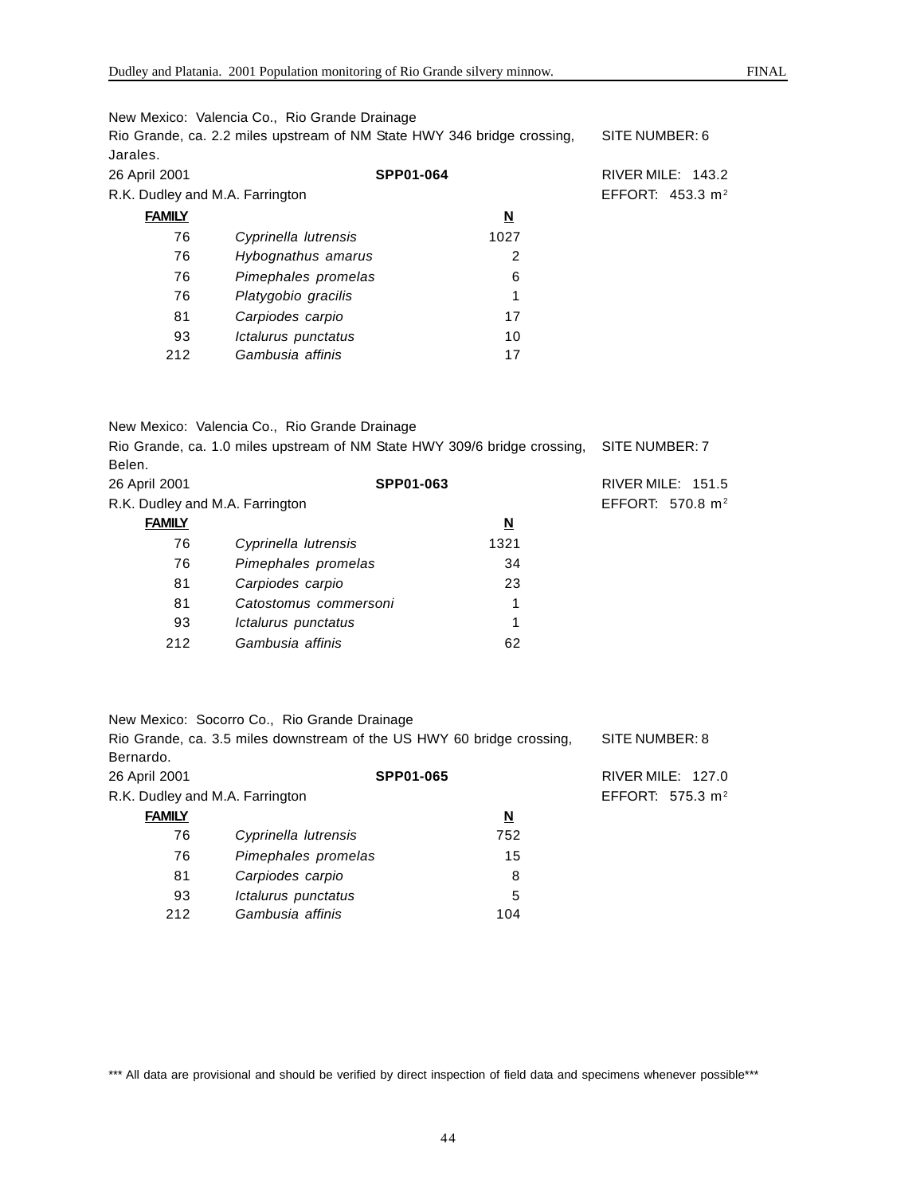New Mexico: Valencia Co., Rio Grande Drainage

Rio Grande, ca. 2.2 miles upstream of NM State HWY 346 bridge crossing, Jarales. SITE NUMBER: 6

26 April 2001 **SPP01-064** RIVER MILE: 143.2

R.K. Dudley and M.A. Farrington EFFORT: 453.3 $m^2$

| FAMILY | | N |
|---|---|---|
| 76 | *Cyprinella lutrensis* | 1027 |
| 76 | *Hybognathus amarus* | 2 |
| 76 | *Pimephales promelas* | 6 |
| 76 | *Platygobio gracilis* | 1 |
| 81 | *Carpiodes carpio* | 17 |
| 93 | *Ictalurus punctatus* | 10 |
| 212 | *Gambusia affinis* | 17 |

New Mexico: Valencia Co., Rio Grande Drainage

Rio Grande, ca. 1.0 miles upstream of NM State HWY 309/6 bridge crossing, Belen. SITE NUMBER: 7

26 April 2001 **SPP01-063** RIVER MILE: 151.5

R.K. Dudley and M.A. Farrington EFFORT: 570.8 $m^2$

| FAMILY | | N |
|---|---|---|
| 76 | *Cyprinella lutrensis* | 1321 |
| 76 | *Pimephales promelas* | 34 |
| 81 | *Carpiodes carpio* | 23 |
| 81 | *Catostomus commersoni* | 1 |
| 93 | *Ictalurus punctatus* | 1 |
| 212 | *Gambusia affinis* | 62 |

New Mexico: Socorro Co., Rio Grande Drainage

Rio Grande, ca. 3.5 miles downstream of the US HWY 60 bridge crossing, Bernardo. SITE NUMBER: 8

26 April 2001 **SPP01-065** RIVER MILE: 127.0

R.K. Dudley and M.A. Farrington EFFORT: 575.3 $m^2$

| FAMILY | | N |
|---|---|---|
| 76 | *Cyprinella lutrensis* | 752 |
| 76 | *Pimephales promelas* | 15 |
| 81 | *Carpiodes carpio* | 8 |
| 93 | *Ictalurus punctatus* | 5 |
| 212 | *Gambusia affinis* | 104 |

*** All data are provisional and should be verified by direct inspection of field data and specimens whenever possible***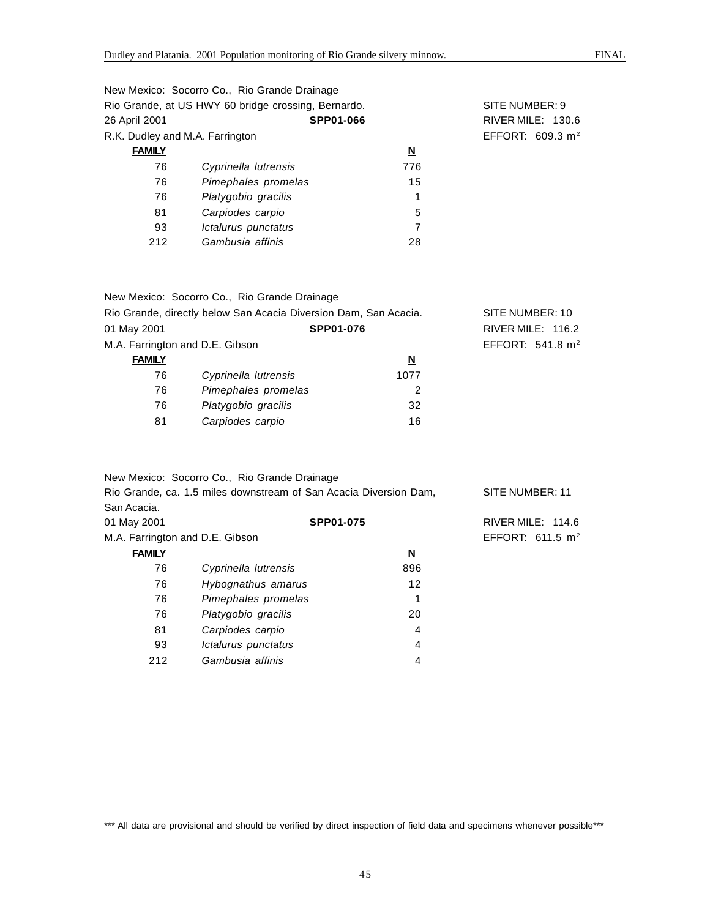New Mexico: Socorro Co., Rio Grande Drainage
Rio Grande, at US HWY 60 bridge crossing, Bernardo. SITE NUMBER: 9
26 April 2001 **SPP01-066** RIVER MILE: 130.6
R.K. Dudley and M.A. Farrington EFFORT: 609.3 $m^2$

| **FAMILY** | | **N** |
|---|---|---|
| 76 | *Cyprinella lutrensis* | 776 |
| 76 | *Pimephales promelas* | 15 |
| 76 | *Platygobio gracilis* | 1 |
| 81 | *Carpiodes carpio* | 5 |
| 93 | *Ictalurus punctatus* | 7 |
| 212 | *Gambusia affinis* | 28 |

New Mexico: Socorro Co., Rio Grande Drainage
Rio Grande, directly below San Acacia Diversion Dam, San Acacia. SITE NUMBER: 10
01 May 2001 **SPP01-076** RIVER MILE: 116.2
M.A. Farrington and D.E. Gibson EFFORT: 541.8 $m^2$

| **FAMILY** | | **N** |
|---|---|---|
| 76 | *Cyprinella lutrensis* | 1077 |
| 76 | *Pimephales promelas* | 2 |
| 76 | *Platygobio gracilis* | 32 |
| 81 | *Carpiodes carpio* | 16 |

New Mexico: Socorro Co., Rio Grande Drainage
Rio Grande, ca. 1.5 miles downstream of San Acacia Diversion Dam, San Acacia. SITE NUMBER: 11
01 May 2001 **SPP01-075** RIVER MILE: 114.6
M.A. Farrington and D.E. Gibson EFFORT: 611.5 $m^2$

| **FAMILY** | | **N** |
|---|---|---|
| 76 | *Cyprinella lutrensis* | 896 |
| 76 | *Hybognathus amarus* | 12 |
| 76 | *Pimephales promelas* | 1 |
| 76 | *Platygobio gracilis* | 20 |
| 81 | *Carpiodes carpio* | 4 |
| 93 | *Ictalurus punctatus* | 4 |
| 212 | *Gambusia affinis* | 4 |

*** All data are provisional and should be verified by direct inspection of field data and specimens whenever possible***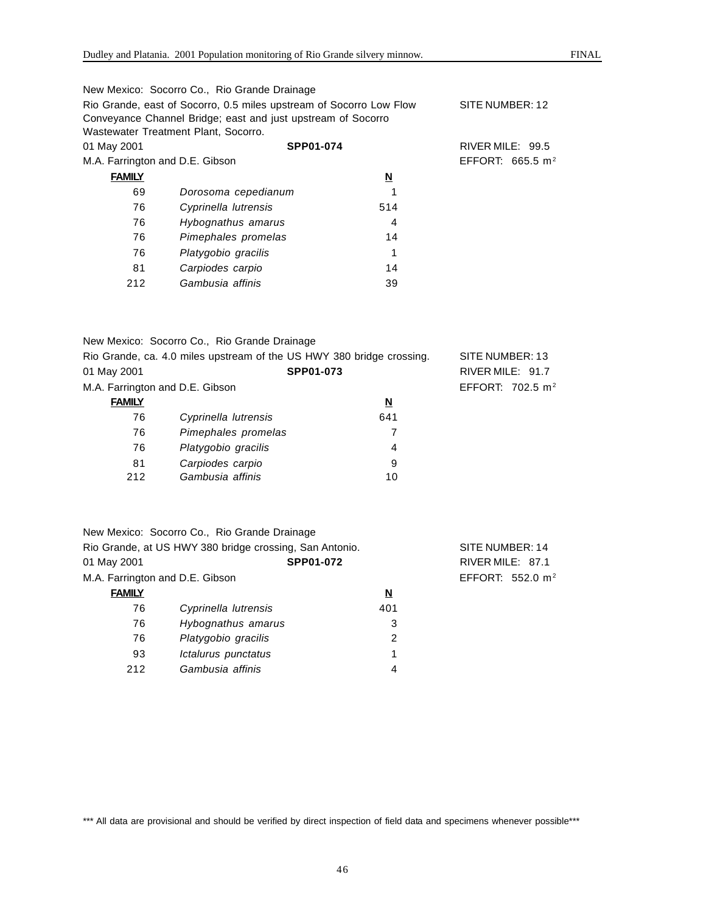New Mexico: Socorro Co., Rio Grande Drainage
Rio Grande, east of Socorro, 0.5 miles upstream of Socorro Low Flow Conveyance Channel Bridge; east and just upstream of Socorro Wastewater Treatment Plant, Socorro.

SITE NUMBER: 12

01 May 2001 **SPP01-074** RIVER MILE: 99.5

M.A. Farrington and D.E. Gibson EFFORT: 665.5 $m^2$

| FAMILY | | N |
|---|---|---|
| 69 | *Dorosoma cepedianum* | 1 |
| 76 | *Cyprinella lutrensis* | 514 |
| 76 | *Hybognathus amarus* | 4 |
| 76 | *Pimephales promelas* | 14 |
| 76 | *Platygobio gracilis* | 1 |
| 81 | *Carpiodes carpio* | 14 |
| 212 | *Gambusia affinis* | 39 |

New Mexico: Socorro Co., Rio Grande Drainage
Rio Grande, ca. 4.0 miles upstream of the US HWY 380 bridge crossing.

SITE NUMBER: 13

01 May 2001 **SPP01-073** RIVER MILE: 91.7

M.A. Farrington and D.E. Gibson EFFORT: 702.5 $m^2$

| FAMILY | | N |
|---|---|---|
| 76 | *Cyprinella lutrensis* | 641 |
| 76 | *Pimephales promelas* | 7 |
| 76 | *Platygobio gracilis* | 4 |
| 81 | *Carpiodes carpio* | 9 |
| 212 | *Gambusia affinis* | 10 |

New Mexico: Socorro Co., Rio Grande Drainage
Rio Grande, at US HWY 380 bridge crossing, San Antonio.

SITE NUMBER: 14

01 May 2001 **SPP01-072** RIVER MILE: 87.1

M.A. Farrington and D.E. Gibson EFFORT: 552.0 $m^2$

| FAMILY | | N |
|---|---|---|
| 76 | *Cyprinella lutrensis* | 401 |
| 76 | *Hybognathus amarus* | 3 |
| 76 | *Platygobio gracilis* | 2 |
| 93 | *Ictalurus punctatus* | 1 |
| 212 | *Gambusia affinis* | 4 |

*** All data are provisional and should be verified by direct inspection of field data and specimens whenever possible***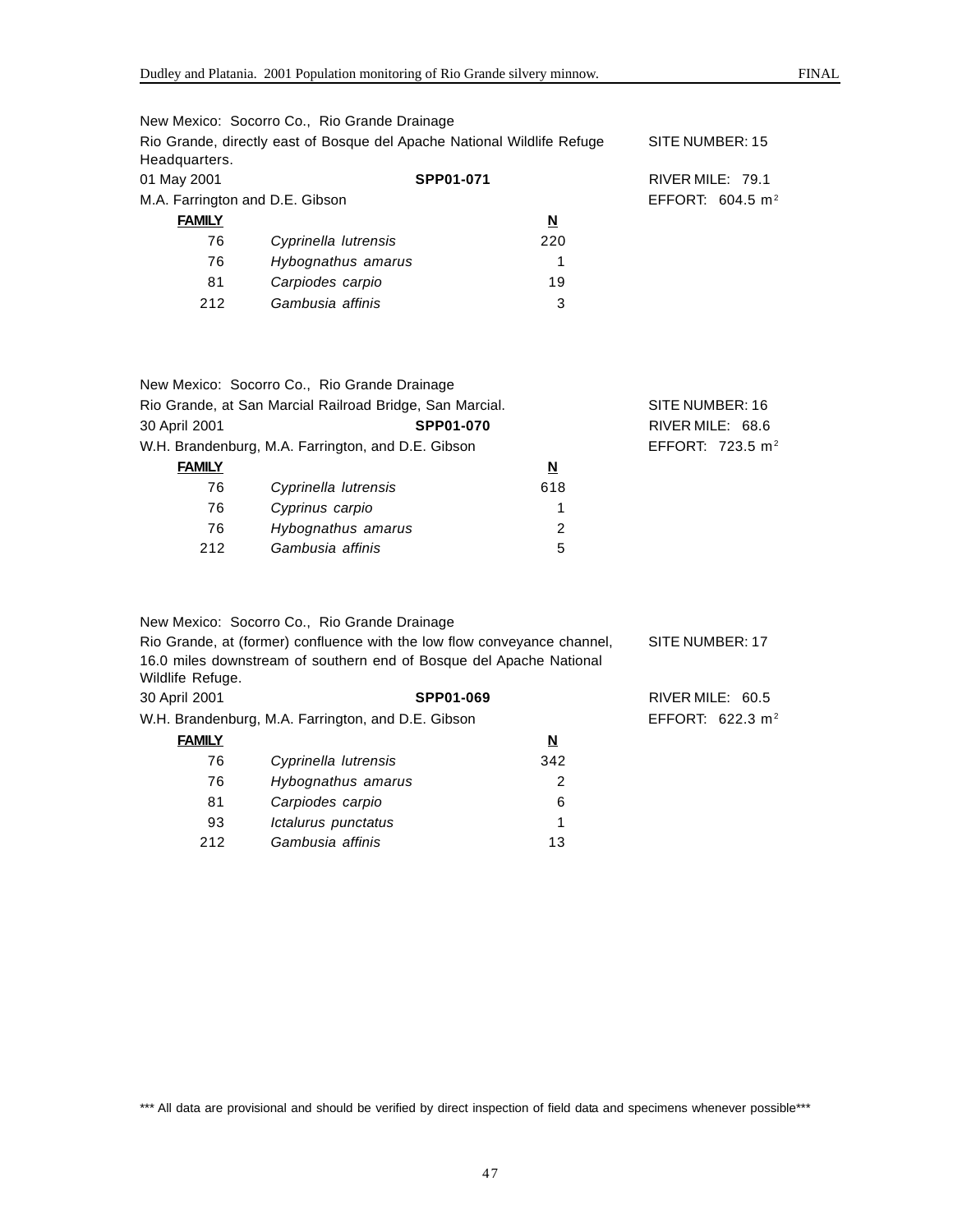New Mexico: Socorro Co., Rio Grande Drainage

Rio Grande, directly east of Bosque del Apache National Wildlife Refuge Headquarters.

SITE NUMBER: 15

01 May 2001 **SPP01-071** RIVER MILE: 79.1

M.A. Farrington and D.E. Gibson EFFORT: 604.5 $m^2$

| FAMILY | | N |
|---|---|---|
| 76 | *Cyprinella lutrensis* | 220 |
| 76 | *Hybognathus amarus* | 1 |
| 81 | *Carpiodes carpio* | 19 |
| 212 | *Gambusia affinis* | 3 |

New Mexico: Socorro Co., Rio Grande Drainage

Rio Grande, at San Marcial Railroad Bridge, San Marcial.

SITE NUMBER: 16

30 April 2001 **SPP01-070** RIVER MILE: 68.6

W.H. Brandenburg, M.A. Farrington, and D.E. Gibson EFFORT: 723.5 $m^2$

| FAMILY | | N |
|---|---|---|
| 76 | *Cyprinella lutrensis* | 618 |
| 76 | *Cyprinus carpio* | 1 |
| 76 | *Hybognathus amarus* | 2 |
| 212 | *Gambusia affinis* | 5 |

New Mexico: Socorro Co., Rio Grande Drainage

Rio Grande, at (former) confluence with the low flow conveyance channel, 16.0 miles downstream of southern end of Bosque del Apache National Wildlife Refuge.

SITE NUMBER: 17

30 April 2001 **SPP01-069** RIVER MILE: 60.5

W.H. Brandenburg, M.A. Farrington, and D.E. Gibson EFFORT: 622.3 $m^2$

| FAMILY | | N |
|---|---|---|
| 76 | *Cyprinella lutrensis* | 342 |
| 76 | *Hybognathus amarus* | 2 |
| 81 | *Carpiodes carpio* | 6 |
| 93 | *Ictalurus punctatus* | 1 |
| 212 | *Gambusia affinis* | 13 |

*** All data are provisional and should be verified by direct inspection of field data and specimens whenever possible***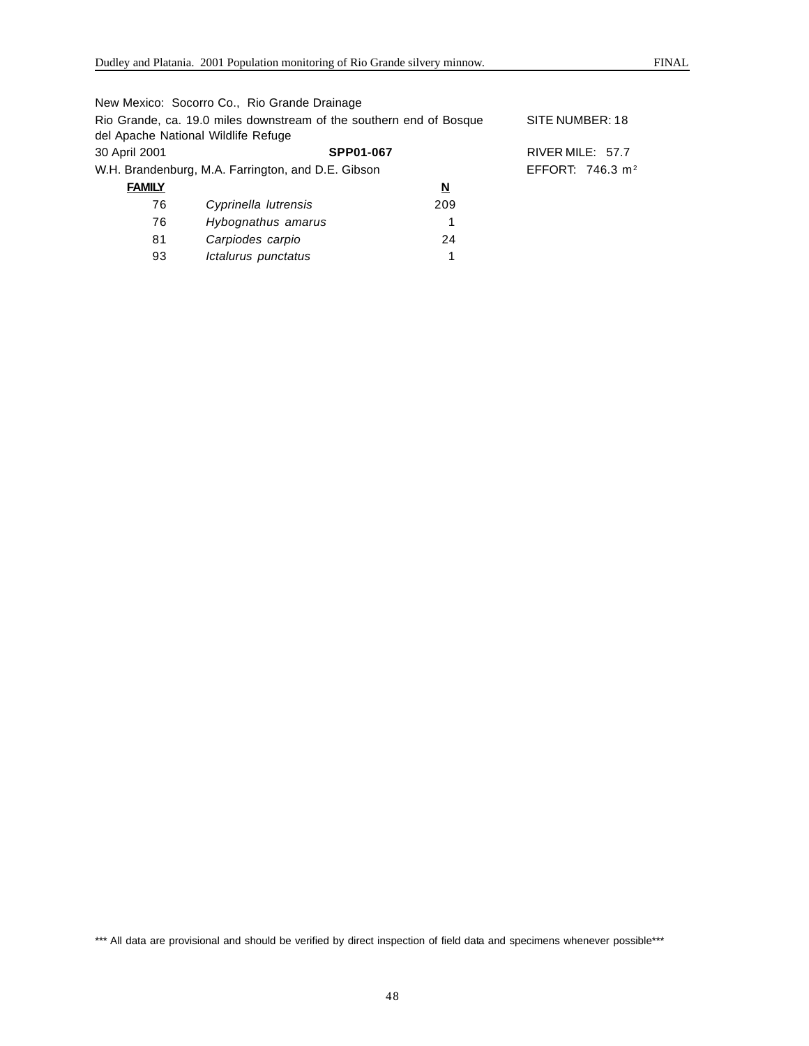New Mexico: Socorro Co., Rio Grande Drainage

Rio Grande, ca. 19.0 miles downstream of the southern end of Bosque del Apache National Wildlife Refuge — SITE NUMBER: 18

30 April 2001 — **SPP01-067** — RIVER MILE: 57.7

W.H. Brandenburg, M.A. Farrington, and D.E. Gibson — EFFORT: 746.3 $m^2$

| **FAMILY** | | **N** |
|---|---|---|
| 76 | *Cyprinella lutrensis* | 209 |
| 76 | *Hybognathus amarus* | 1 |
| 81 | *Carpiodes carpio* | 24 |
| 93 | *Ictalurus punctatus* | 1 |

*** All data are provisional and should be verified by direct inspection of field data and specimens whenever possible***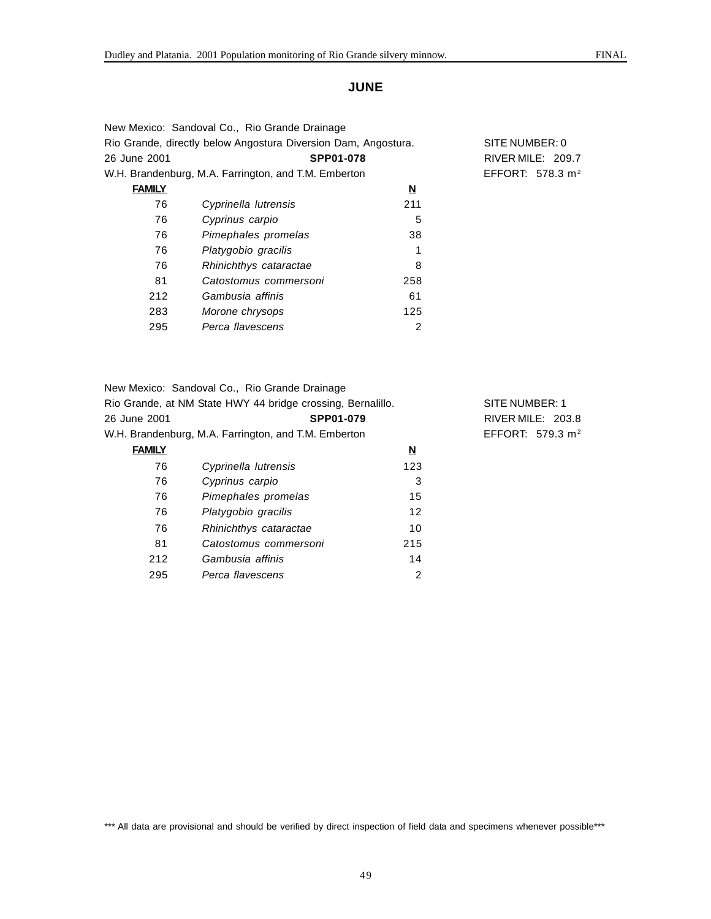## JUNE

New Mexico: Sandoval Co., Rio Grande Drainage
Rio Grande, directly below Angostura Diversion Dam, Angostura. SITE NUMBER: 0
26 June 2001 **SPP01-078** RIVER MILE: 209.7
W.H. Brandenburg, M.A. Farrington, and T.M. Emberton EFFORT: 578.3 $m^2$

| FAMILY | | N |
|---|---|---|
| 76 | *Cyprinella lutrensis* | 211 |
| 76 | *Cyprinus carpio* | 5 |
| 76 | *Pimephales promelas* | 38 |
| 76 | *Platygobio gracilis* | 1 |
| 76 | *Rhinichthys cataractae* | 8 |
| 81 | *Catostomus commersoni* | 258 |
| 212 | *Gambusia affinis* | 61 |
| 283 | *Morone chrysops* | 125 |
| 295 | *Perca flavescens* | 2 |

New Mexico: Sandoval Co., Rio Grande Drainage
Rio Grande, at NM State HWY 44 bridge crossing, Bernalillo. SITE NUMBER: 1
26 June 2001 **SPP01-079** RIVER MILE: 203.8
W.H. Brandenburg, M.A. Farrington, and T.M. Emberton EFFORT: 579.3 $m^2$

| FAMILY | | N |
|---|---|---|
| 76 | *Cyprinella lutrensis* | 123 |
| 76 | *Cyprinus carpio* | 3 |
| 76 | *Pimephales promelas* | 15 |
| 76 | *Platygobio gracilis* | 12 |
| 76 | *Rhinichthys cataractae* | 10 |
| 81 | *Catostomus commersoni* | 215 |
| 212 | *Gambusia affinis* | 14 |
| 295 | *Perca flavescens* | 2 |

*** All data are provisional and should be verified by direct inspection of field data and specimens whenever possible***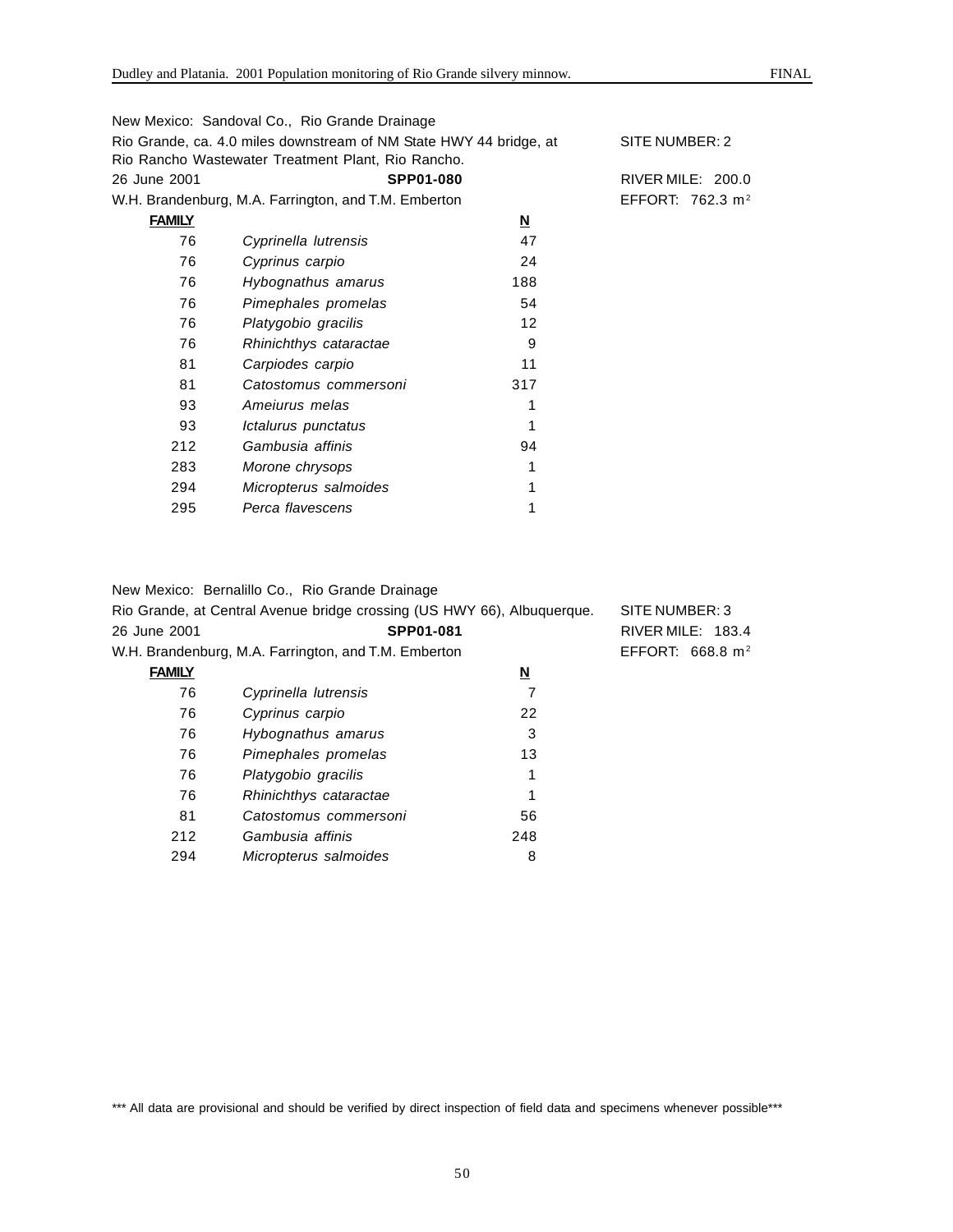New Mexico: Sandoval Co., Rio Grande Drainage

Rio Grande, ca. 4.0 miles downstream of NM State HWY 44 bridge, at Rio Rancho Wastewater Treatment Plant, Rio Rancho. — SITE NUMBER: 2

26 June 2001 — **SPP01-080** — RIVER MILE: 200.0

W.H. Brandenburg, M.A. Farrington, and T.M. Emberton — EFFORT: 762.3 $m^2$

| **FAMILY** | | **N** |
|---|---|---|
| 76 | *Cyprinella lutrensis* | 47 |
| 76 | *Cyprinus carpio* | 24 |
| 76 | *Hybognathus amarus* | 188 |
| 76 | *Pimephales promelas* | 54 |
| 76 | *Platygobio gracilis* | 12 |
| 76 | *Rhinichthys cataractae* | 9 |
| 81 | *Carpiodes carpio* | 11 |
| 81 | *Catostomus commersoni* | 317 |
| 93 | *Ameiurus melas* | 1 |
| 93 | *Ictalurus punctatus* | 1 |
| 212 | *Gambusia affinis* | 94 |
| 283 | *Morone chrysops* | 1 |
| 294 | *Micropterus salmoides* | 1 |
| 295 | *Perca flavescens* | 1 |

New Mexico: Bernalillo Co., Rio Grande Drainage

Rio Grande, at Central Avenue bridge crossing (US HWY 66), Albuquerque. — SITE NUMBER: 3

26 June 2001 — **SPP01-081** — RIVER MILE: 183.4

W.H. Brandenburg, M.A. Farrington, and T.M. Emberton — EFFORT: 668.8 $m^2$

| **FAMILY** | | **N** |
|---|---|---|
| 76 | *Cyprinella lutrensis* | 7 |
| 76 | *Cyprinus carpio* | 22 |
| 76 | *Hybognathus amarus* | 3 |
| 76 | *Pimephales promelas* | 13 |
| 76 | *Platygobio gracilis* | 1 |
| 76 | *Rhinichthys cataractae* | 1 |
| 81 | *Catostomus commersoni* | 56 |
| 212 | *Gambusia affinis* | 248 |
| 294 | *Micropterus salmoides* | 8 |

*** All data are provisional and should be verified by direct inspection of field data and specimens whenever possible***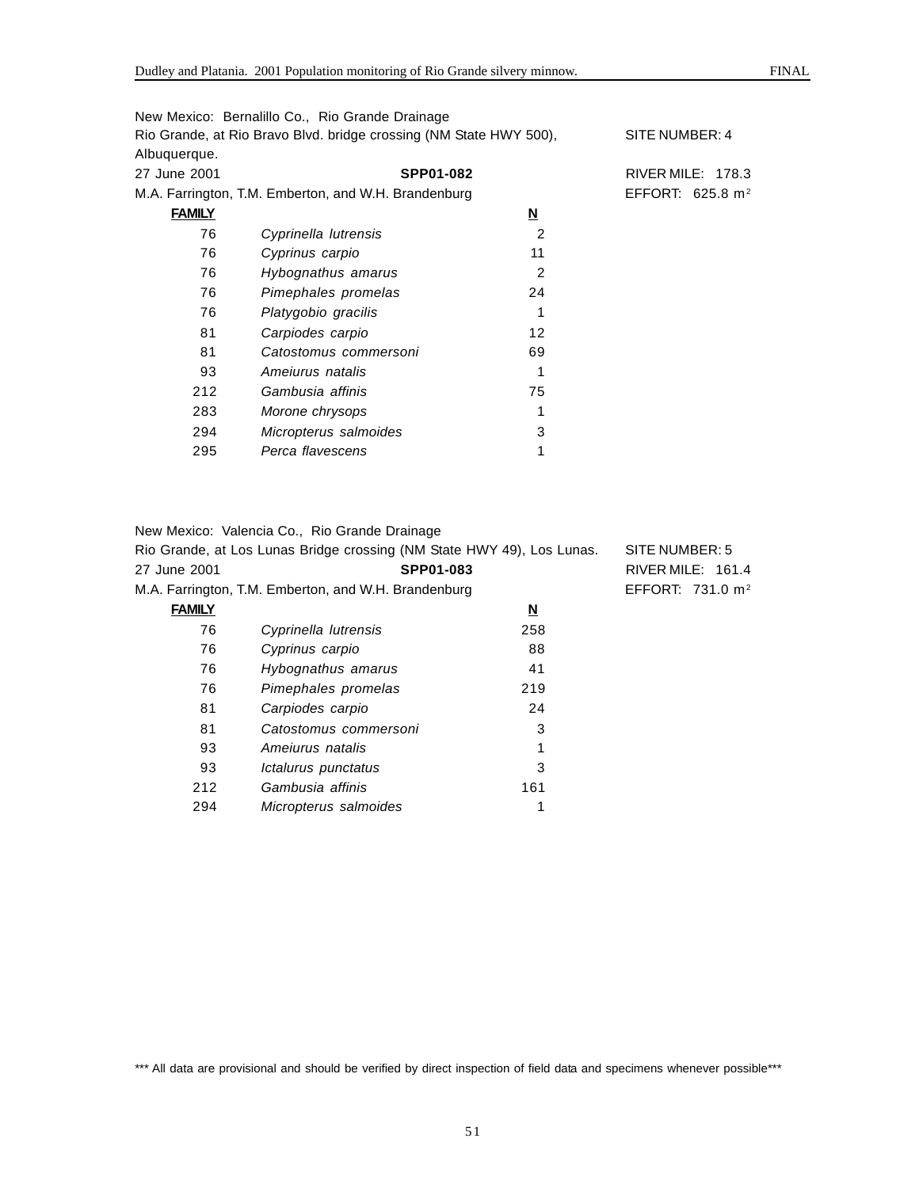New Mexico: Bernalillo Co., Rio Grande Drainage
Rio Grande, at Rio Bravo Blvd. bridge crossing (NM State HWY 500), Albuquerque. SITE NUMBER: 4
27 June 2001 **SPP01-082** RIVER MILE: 178.3
M.A. Farrington, T.M. Emberton, and W.H. Brandenburg EFFORT: 625.8 $m^2$

| FAMILY | | N |
|---|---|---|
| 76 | *Cyprinella lutrensis* | 2 |
| 76 | *Cyprinus carpio* | 11 |
| 76 | *Hybognathus amarus* | 2 |
| 76 | *Pimephales promelas* | 24 |
| 76 | *Platygobio gracilis* | 1 |
| 81 | *Carpiodes carpio* | 12 |
| 81 | *Catostomus commersoni* | 69 |
| 93 | *Ameiurus natalis* | 1 |
| 212 | *Gambusia affinis* | 75 |
| 283 | *Morone chrysops* | 1 |
| 294 | *Micropterus salmoides* | 3 |
| 295 | *Perca flavescens* | 1 |

New Mexico: Valencia Co., Rio Grande Drainage
Rio Grande, at Los Lunas Bridge crossing (NM State HWY 49), Los Lunas. SITE NUMBER: 5
27 June 2001 **SPP01-083** RIVER MILE: 161.4
M.A. Farrington, T.M. Emberton, and W.H. Brandenburg EFFORT: 731.0 $m^2$

| FAMILY | | N |
|---|---|---|
| 76 | *Cyprinella lutrensis* | 258 |
| 76 | *Cyprinus carpio* | 88 |
| 76 | *Hybognathus amarus* | 41 |
| 76 | *Pimephales promelas* | 219 |
| 81 | *Carpiodes carpio* | 24 |
| 81 | *Catostomus commersoni* | 3 |
| 93 | *Ameiurus natalis* | 1 |
| 93 | *Ictalurus punctatus* | 3 |
| 212 | *Gambusia affinis* | 161 |
| 294 | *Micropterus salmoides* | 1 |

*** All data are provisional and should be verified by direct inspection of field data and specimens whenever possible***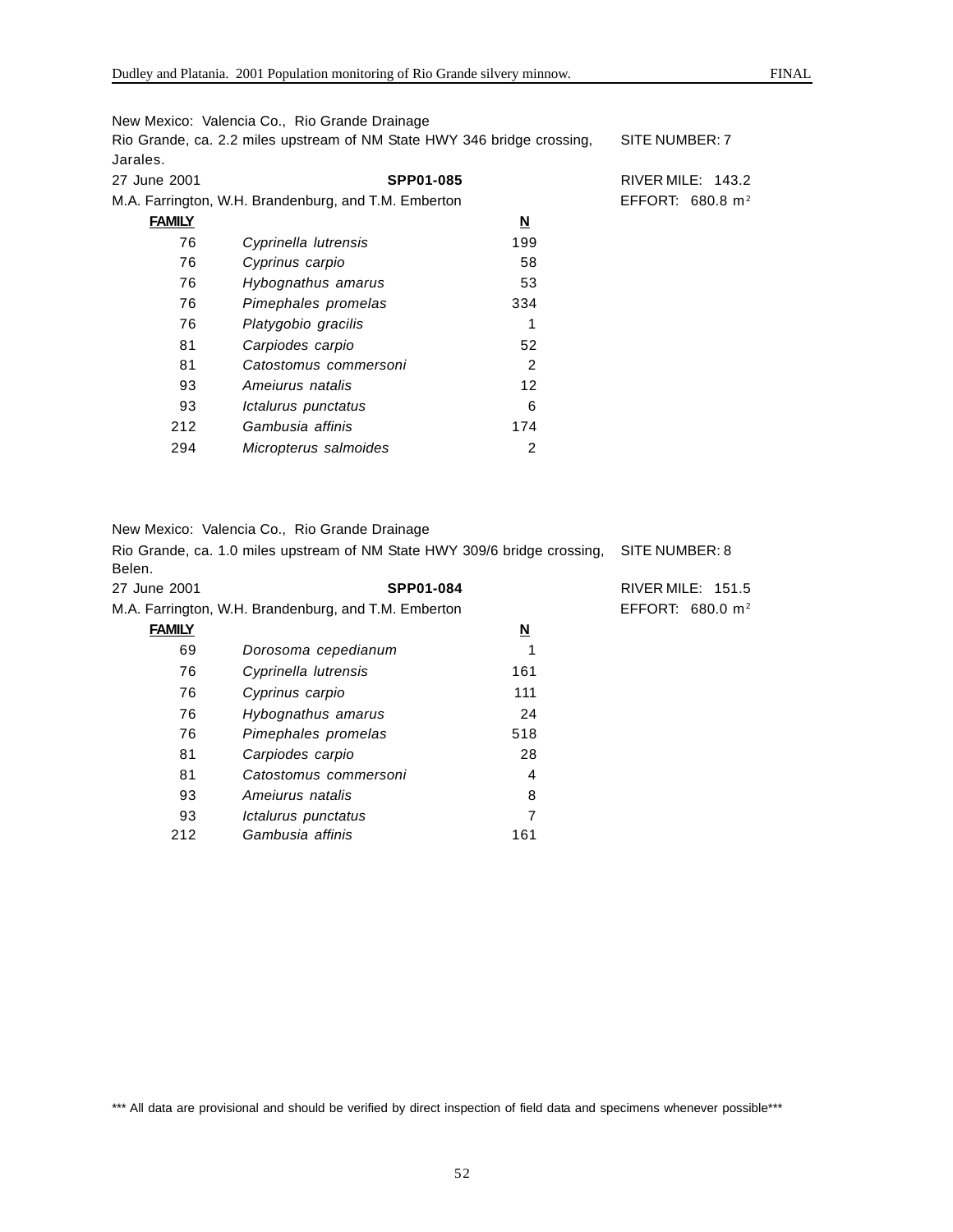New Mexico: Valencia Co., Rio Grande Drainage

Rio Grande, ca. 2.2 miles upstream of NM State HWY 346 bridge crossing, Jarales.

SITE NUMBER: 7

27 June 2001 **SPP01-085** RIVER MILE: 143.2

M.A. Farrington, W.H. Brandenburg, and T.M. Emberton EFFORT: 680.8 $m^2$

| FAMILY | | N |
|---|---|---|
| 76 | *Cyprinella lutrensis* | 199 |
| 76 | *Cyprinus carpio* | 58 |
| 76 | *Hybognathus amarus* | 53 |
| 76 | *Pimephales promelas* | 334 |
| 76 | *Platygobio gracilis* | 1 |
| 81 | *Carpiodes carpio* | 52 |
| 81 | *Catostomus commersoni* | 2 |
| 93 | *Ameiurus natalis* | 12 |
| 93 | *Ictalurus punctatus* | 6 |
| 212 | *Gambusia affinis* | 174 |
| 294 | *Micropterus salmoides* | 2 |

New Mexico: Valencia Co., Rio Grande Drainage

Rio Grande, ca. 1.0 miles upstream of NM State HWY 309/6 bridge crossing, Belen.

SITE NUMBER: 8

27 June 2001 **SPP01-084** RIVER MILE: 151.5

M.A. Farrington, W.H. Brandenburg, and T.M. Emberton EFFORT: 680.0 $m^2$

| FAMILY | | N |
|---|---|---|
| 69 | *Dorosoma cepedianum* | 1 |
| 76 | *Cyprinella lutrensis* | 161 |
| 76 | *Cyprinus carpio* | 111 |
| 76 | *Hybognathus amarus* | 24 |
| 76 | *Pimephales promelas* | 518 |
| 81 | *Carpiodes carpio* | 28 |
| 81 | *Catostomus commersoni* | 4 |
| 93 | *Ameiurus natalis* | 8 |
| 93 | *Ictalurus punctatus* | 7 |
| 212 | *Gambusia affinis* | 161 |

*** All data are provisional and should be verified by direct inspection of field data and specimens whenever possible***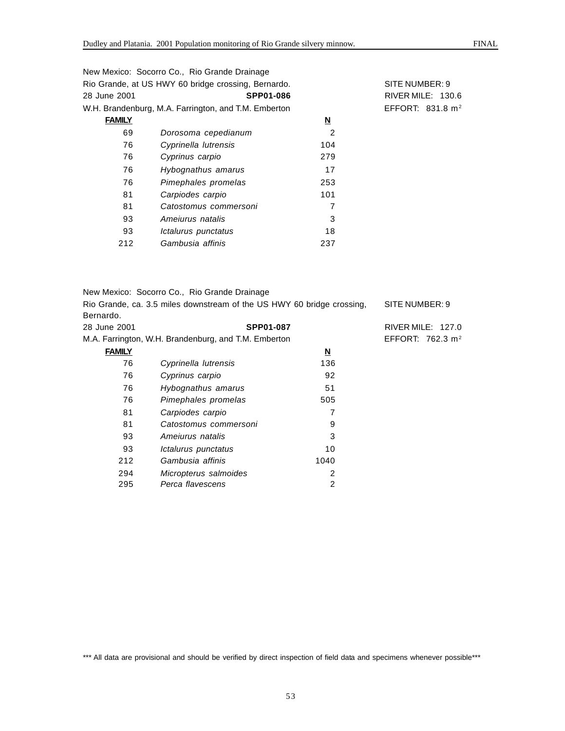New Mexico: Socorro Co., Rio Grande Drainage
Rio Grande, at US HWY 60 bridge crossing, Bernardo. SITE NUMBER: 9
28 June 2001 **SPP01-086** RIVER MILE: 130.6
W.H. Brandenburg, M.A. Farrington, and T.M. Emberton EFFORT: 831.8 $m^2$

| **FAMILY** | | **N** |
|---|---|---|
| 69 | *Dorosoma cepedianum* | 2 |
| 76 | *Cyprinella lutrensis* | 104 |
| 76 | *Cyprinus carpio* | 279 |
| 76 | *Hybognathus amarus* | 17 |
| 76 | *Pimephales promelas* | 253 |
| 81 | *Carpiodes carpio* | 101 |
| 81 | *Catostomus commersoni* | 7 |
| 93 | *Ameiurus natalis* | 3 |
| 93 | *Ictalurus punctatus* | 18 |
| 212 | *Gambusia affinis* | 237 |

New Mexico: Socorro Co., Rio Grande Drainage
Rio Grande, ca. 3.5 miles downstream of the US HWY 60 bridge crossing, Bernardo. SITE NUMBER: 9
28 June 2001 **SPP01-087** RIVER MILE: 127.0
M.A. Farrington, W.H. Brandenburg, and T.M. Emberton EFFORT: 762.3 $m^2$

| **FAMILY** | | **N** |
|---|---|---|
| 76 | *Cyprinella lutrensis* | 136 |
| 76 | *Cyprinus carpio* | 92 |
| 76 | *Hybognathus amarus* | 51 |
| 76 | *Pimephales promelas* | 505 |
| 81 | *Carpiodes carpio* | 7 |
| 81 | *Catostomus commersoni* | 9 |
| 93 | *Ameiurus natalis* | 3 |
| 93 | *Ictalurus punctatus* | 10 |
| 212 | *Gambusia affinis* | 1040 |
| 294 | *Micropterus salmoides* | 2 |
| 295 | *Perca flavescens* | 2 |

*** All data are provisional and should be verified by direct inspection of field data and specimens whenever possible***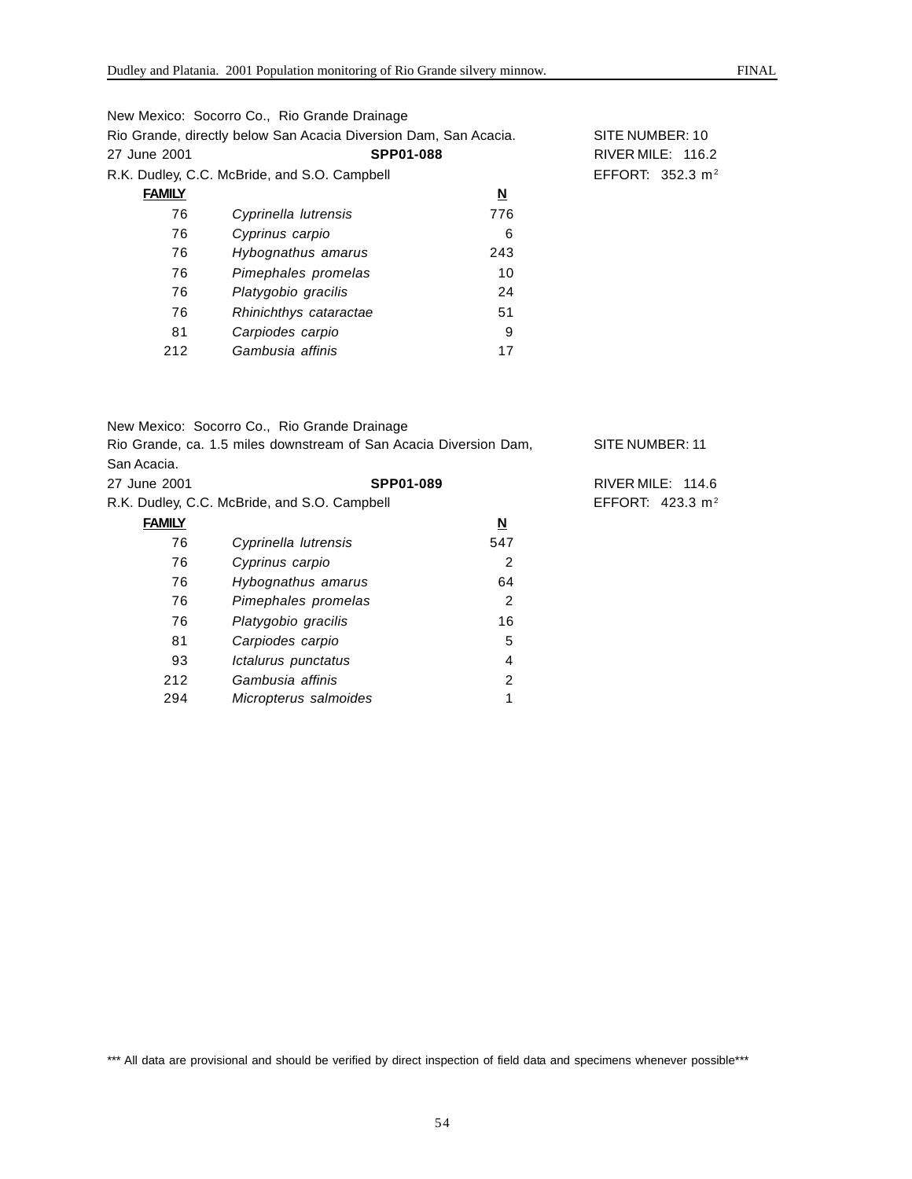New Mexico: Socorro Co., Rio Grande Drainage
Rio Grande, directly below San Acacia Diversion Dam, San Acacia. SITE NUMBER: 10
27 June 2001 **SPP01-088** RIVER MILE: 116.2
R.K. Dudley, C.C. McBride, and S.O. Campbell EFFORT: 352.3 $m^2$

| FAMILY | | N |
|---|---|---|
| 76 | *Cyprinella lutrensis* | 776 |
| 76 | *Cyprinus carpio* | 6 |
| 76 | *Hybognathus amarus* | 243 |
| 76 | *Pimephales promelas* | 10 |
| 76 | *Platygobio gracilis* | 24 |
| 76 | *Rhinichthys cataractae* | 51 |
| 81 | *Carpiodes carpio* | 9 |
| 212 | *Gambusia affinis* | 17 |

New Mexico: Socorro Co., Rio Grande Drainage
Rio Grande, ca. 1.5 miles downstream of San Acacia Diversion Dam, San Acacia. SITE NUMBER: 11
27 June 2001 **SPP01-089** RIVER MILE: 114.6
R.K. Dudley, C.C. McBride, and S.O. Campbell EFFORT: 423.3 $m^2$

| FAMILY | | N |
|---|---|---|
| 76 | *Cyprinella lutrensis* | 547 |
| 76 | *Cyprinus carpio* | 2 |
| 76 | *Hybognathus amarus* | 64 |
| 76 | *Pimephales promelas* | 2 |
| 76 | *Platygobio gracilis* | 16 |
| 81 | *Carpiodes carpio* | 5 |
| 93 | *Ictalurus punctatus* | 4 |
| 212 | *Gambusia affinis* | 2 |
| 294 | *Micropterus salmoides* | 1 |

*** All data are provisional and should be verified by direct inspection of field data and specimens whenever possible***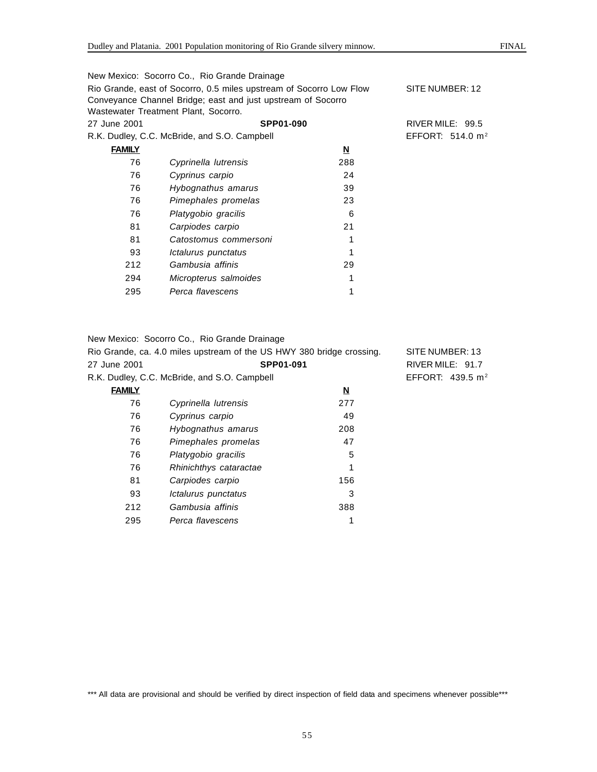New Mexico: Socorro Co., Rio Grande Drainage
Rio Grande, east of Socorro, 0.5 miles upstream of Socorro Low Flow Conveyance Channel Bridge; east and just upstream of Socorro Wastewater Treatment Plant, Socorro.

SITE NUMBER: 12

27 June 2001 **SPP01-090** RIVER MILE: 99.5

R.K. Dudley, C.C. McBride, and S.O. Campbell EFFORT: 514.0 $m^2$

| **FAMILY** | | **N** |
|---|---|---|
| 76 | *Cyprinella lutrensis* | 288 |
| 76 | *Cyprinus carpio* | 24 |
| 76 | *Hybognathus amarus* | 39 |
| 76 | *Pimephales promelas* | 23 |
| 76 | *Platygobio gracilis* | 6 |
| 81 | *Carpiodes carpio* | 21 |
| 81 | *Catostomus commersoni* | 1 |
| 93 | *Ictalurus punctatus* | 1 |
| 212 | *Gambusia affinis* | 29 |
| 294 | *Micropterus salmoides* | 1 |
| 295 | *Perca flavescens* | 1 |

New Mexico: Socorro Co., Rio Grande Drainage
Rio Grande, ca. 4.0 miles upstream of the US HWY 380 bridge crossing.

SITE NUMBER: 13

27 June 2001 **SPP01-091** RIVER MILE: 91.7

R.K. Dudley, C.C. McBride, and S.O. Campbell EFFORT: 439.5 $m^2$

| **FAMILY** | | **N** |
|---|---|---|
| 76 | *Cyprinella lutrensis* | 277 |
| 76 | *Cyprinus carpio* | 49 |
| 76 | *Hybognathus amarus* | 208 |
| 76 | *Pimephales promelas* | 47 |
| 76 | *Platygobio gracilis* | 5 |
| 76 | *Rhinichthys cataractae* | 1 |
| 81 | *Carpiodes carpio* | 156 |
| 93 | *Ictalurus punctatus* | 3 |
| 212 | *Gambusia affinis* | 388 |
| 295 | *Perca flavescens* | 1 |

*** All data are provisional and should be verified by direct inspection of field data and specimens whenever possible***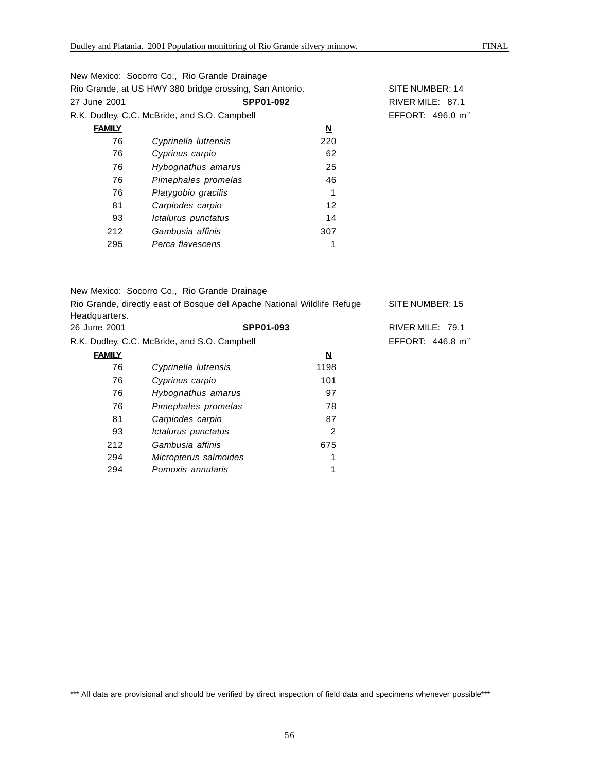New Mexico: Socorro Co., Rio Grande Drainage
Rio Grande, at US HWY 380 bridge crossing, San Antonio. SITE NUMBER: 14
27 June 2001 **SPP01-092** RIVER MILE: 87.1
R.K. Dudley, C.C. McBride, and S.O. Campbell EFFORT: 496.0 $m^2$

| **FAMILY** | | **N** |
|---|---|---|
| 76 | *Cyprinella lutrensis* | 220 |
| 76 | *Cyprinus carpio* | 62 |
| 76 | *Hybognathus amarus* | 25 |
| 76 | *Pimephales promelas* | 46 |
| 76 | *Platygobio gracilis* | 1 |
| 81 | *Carpiodes carpio* | 12 |
| 93 | *Ictalurus punctatus* | 14 |
| 212 | *Gambusia affinis* | 307 |
| 295 | *Perca flavescens* | 1 |

New Mexico: Socorro Co., Rio Grande Drainage
Rio Grande, directly east of Bosque del Apache National Wildlife Refuge Headquarters. SITE NUMBER: 15
26 June 2001 **SPP01-093** RIVER MILE: 79.1
R.K. Dudley, C.C. McBride, and S.O. Campbell EFFORT: 446.8 $m^2$

| **FAMILY** | | **N** |
|---|---|---|
| 76 | *Cyprinella lutrensis* | 1198 |
| 76 | *Cyprinus carpio* | 101 |
| 76 | *Hybognathus amarus* | 97 |
| 76 | *Pimephales promelas* | 78 |
| 81 | *Carpiodes carpio* | 87 |
| 93 | *Ictalurus punctatus* | 2 |
| 212 | *Gambusia affinis* | 675 |
| 294 | *Micropterus salmoides* | 1 |
| 294 | *Pomoxis annularis* | 1 |

*** All data are provisional and should be verified by direct inspection of field data and specimens whenever possible***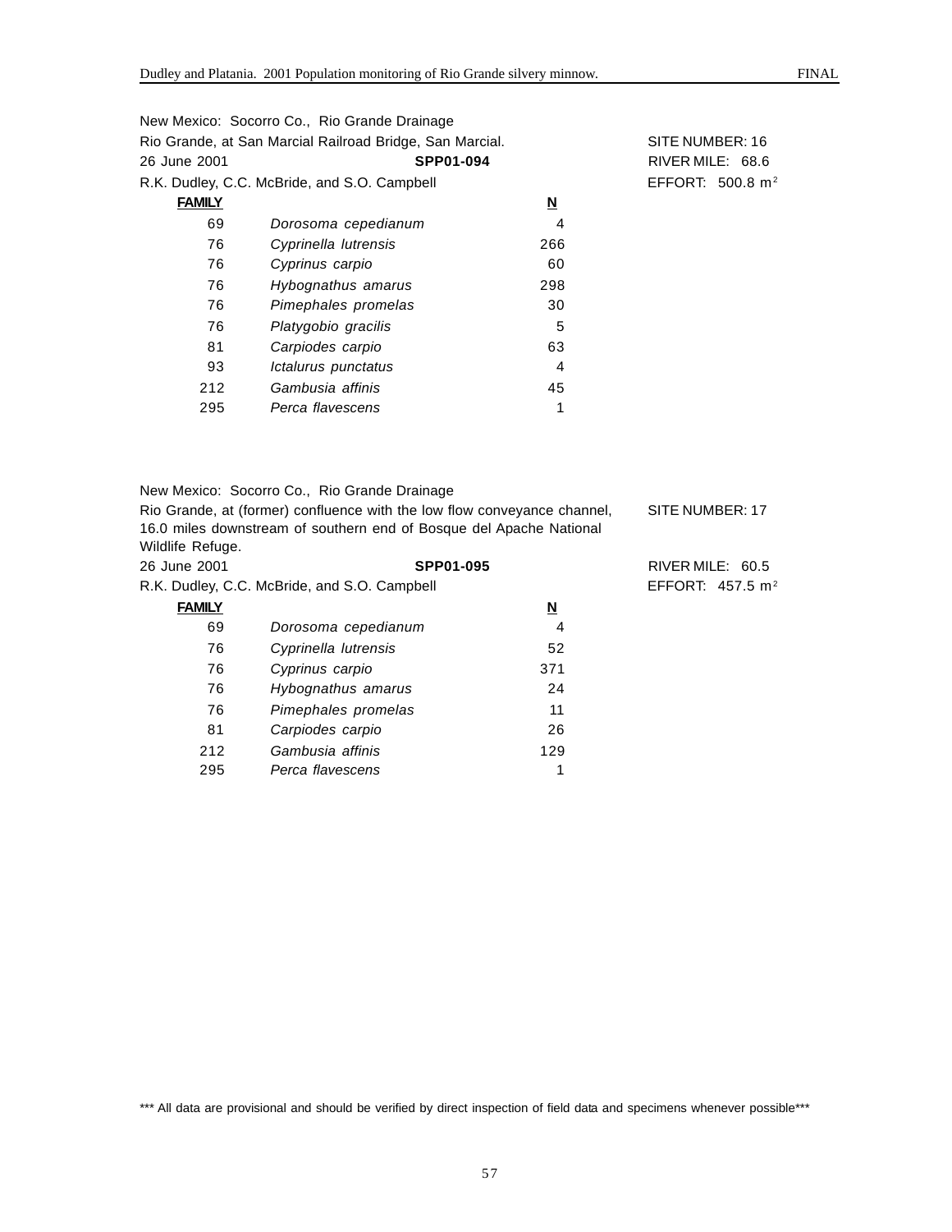New Mexico: Socorro Co., Rio Grande Drainage
Rio Grande, at San Marcial Railroad Bridge, San Marcial.
26 June 2001 **SPP01-094**
R.K. Dudley, C.C. McBride, and S.O. Campbell

SITE NUMBER: 16
RIVER MILE: 68.6
EFFORT: 500.8 $m^2$

| FAMILY | | N |
|---|---|---|
| 69 | *Dorosoma cepedianum* | 4 |
| 76 | *Cyprinella lutrensis* | 266 |
| 76 | *Cyprinus carpio* | 60 |
| 76 | *Hybognathus amarus* | 298 |
| 76 | *Pimephales promelas* | 30 |
| 76 | *Platygobio gracilis* | 5 |
| 81 | *Carpiodes carpio* | 63 |
| 93 | *Ictalurus punctatus* | 4 |
| 212 | *Gambusia affinis* | 45 |
| 295 | *Perca flavescens* | 1 |

New Mexico: Socorro Co., Rio Grande Drainage
Rio Grande, at (former) confluence with the low flow conveyance channel, 16.0 miles downstream of southern end of Bosque del Apache National Wildlife Refuge.
26 June 2001 **SPP01-095**
R.K. Dudley, C.C. McBride, and S.O. Campbell

SITE NUMBER: 17
RIVER MILE: 60.5
EFFORT: 457.5 $m^2$

| FAMILY | | N |
|---|---|---|
| 69 | *Dorosoma cepedianum* | 4 |
| 76 | *Cyprinella lutrensis* | 52 |
| 76 | *Cyprinus carpio* | 371 |
| 76 | *Hybognathus amarus* | 24 |
| 76 | *Pimephales promelas* | 11 |
| 81 | *Carpiodes carpio* | 26 |
| 212 | *Gambusia affinis* | 129 |
| 295 | *Perca flavescens* | 1 |

*** All data are provisional and should be verified by direct inspection of field data and specimens whenever possible***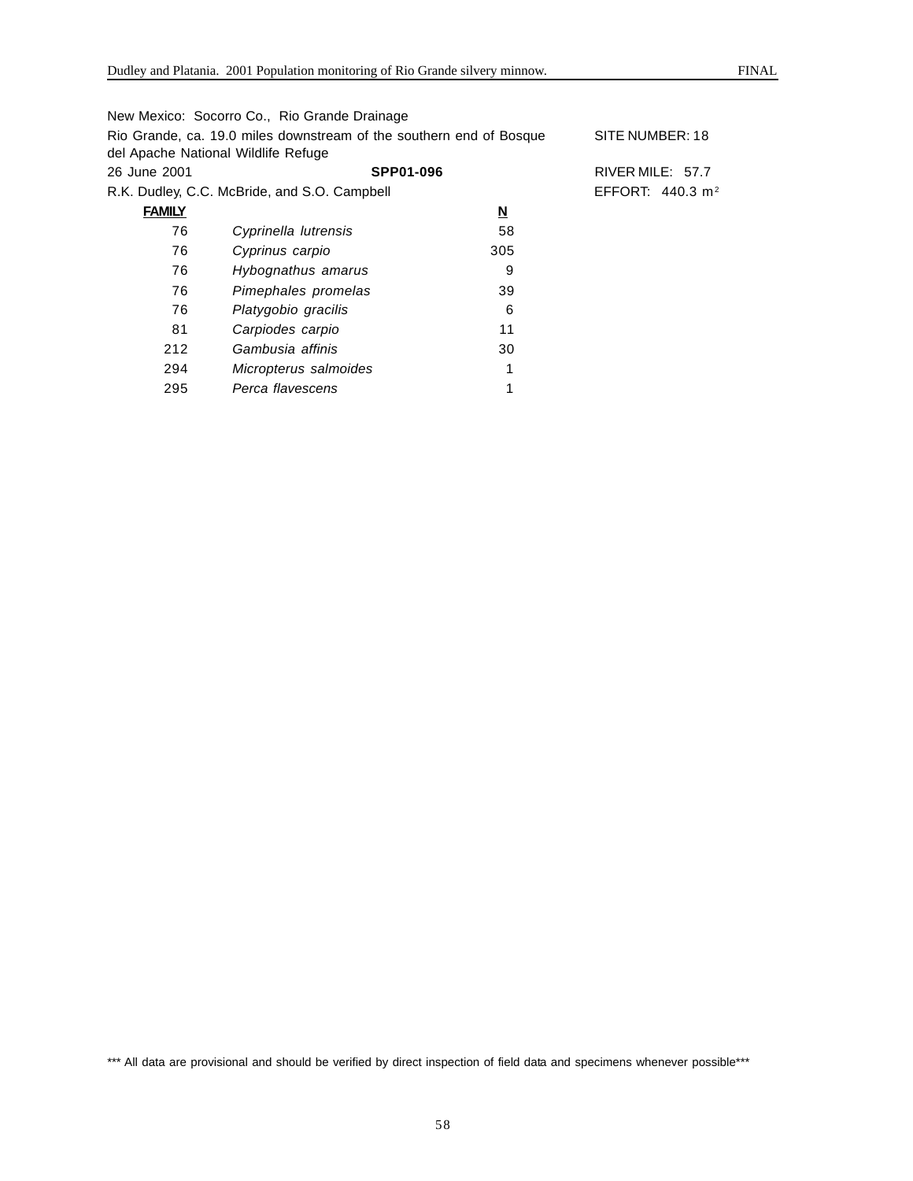New Mexico: Socorro Co., Rio Grande Drainage

Rio Grande, ca. 19.0 miles downstream of the southern end of Bosque del Apache National Wildlife Refuge — SITE NUMBER: 18

26 June 2001 — **SPP01-096** — RIVER MILE: 57.7

R.K. Dudley, C.C. McBride, and S.O. Campbell — EFFORT: 440.3 $m^2$

| FAMILY | | N |
|---|---|---|
| 76 | *Cyprinella lutrensis* | 58 |
| 76 | *Cyprinus carpio* | 305 |
| 76 | *Hybognathus amarus* | 9 |
| 76 | *Pimephales promelas* | 39 |
| 76 | *Platygobio gracilis* | 6 |
| 81 | *Carpiodes carpio* | 11 |
| 212 | *Gambusia affinis* | 30 |
| 294 | *Micropterus salmoides* | 1 |
| 295 | *Perca flavescens* | 1 |

*** All data are provisional and should be verified by direct inspection of field data and specimens whenever possible***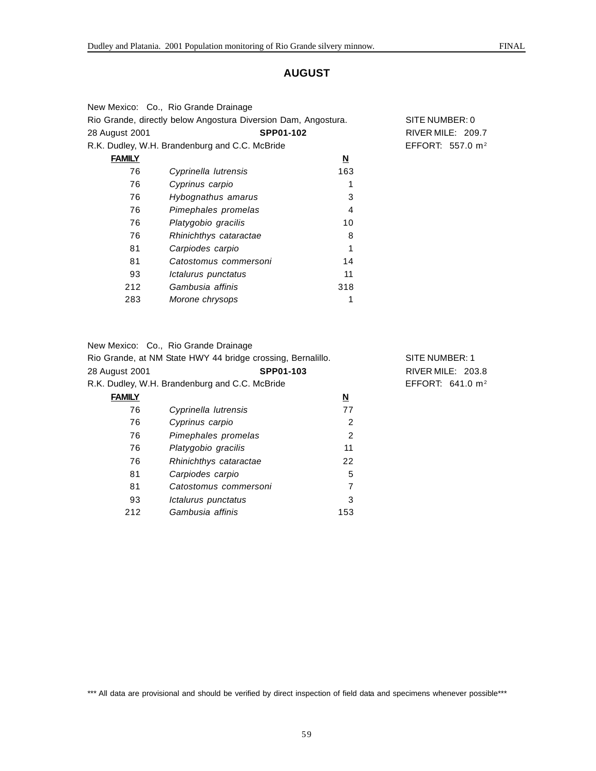## AUGUST

New Mexico: Co., Rio Grande Drainage
Rio Grande, directly below Angostura Diversion Dam, Angostura.
28 August 2001 **SPP01-102**
R.K. Dudley, W.H. Brandenburg and C.C. McBride

SITE NUMBER: 0
RIVER MILE: 209.7
EFFORT: 557.0 $m^2$

| FAMILY | | N |
|---|---|---|
| 76 | *Cyprinella lutrensis* | 163 |
| 76 | *Cyprinus carpio* | 1 |
| 76 | *Hybognathus amarus* | 3 |
| 76 | *Pimephales promelas* | 4 |
| 76 | *Platygobio gracilis* | 10 |
| 76 | *Rhinichthys cataractae* | 8 |
| 81 | *Carpiodes carpio* | 1 |
| 81 | *Catostomus commersoni* | 14 |
| 93 | *Ictalurus punctatus* | 11 |
| 212 | *Gambusia affinis* | 318 |
| 283 | *Morone chrysops* | 1 |

New Mexico: Co., Rio Grande Drainage
Rio Grande, at NM State HWY 44 bridge crossing, Bernalillo.
28 August 2001 **SPP01-103**
R.K. Dudley, W.H. Brandenburg and C.C. McBride

SITE NUMBER: 1
RIVER MILE: 203.8
EFFORT: 641.0 $m^2$

| FAMILY | | N |
|---|---|---|
| 76 | *Cyprinella lutrensis* | 77 |
| 76 | *Cyprinus carpio* | 2 |
| 76 | *Pimephales promelas* | 2 |
| 76 | *Platygobio gracilis* | 11 |
| 76 | *Rhinichthys cataractae* | 22 |
| 81 | *Carpiodes carpio* | 5 |
| 81 | *Catostomus commersoni* | 7 |
| 93 | *Ictalurus punctatus* | 3 |
| 212 | *Gambusia affinis* | 153 |

*** All data are provisional and should be verified by direct inspection of field data and specimens whenever possible***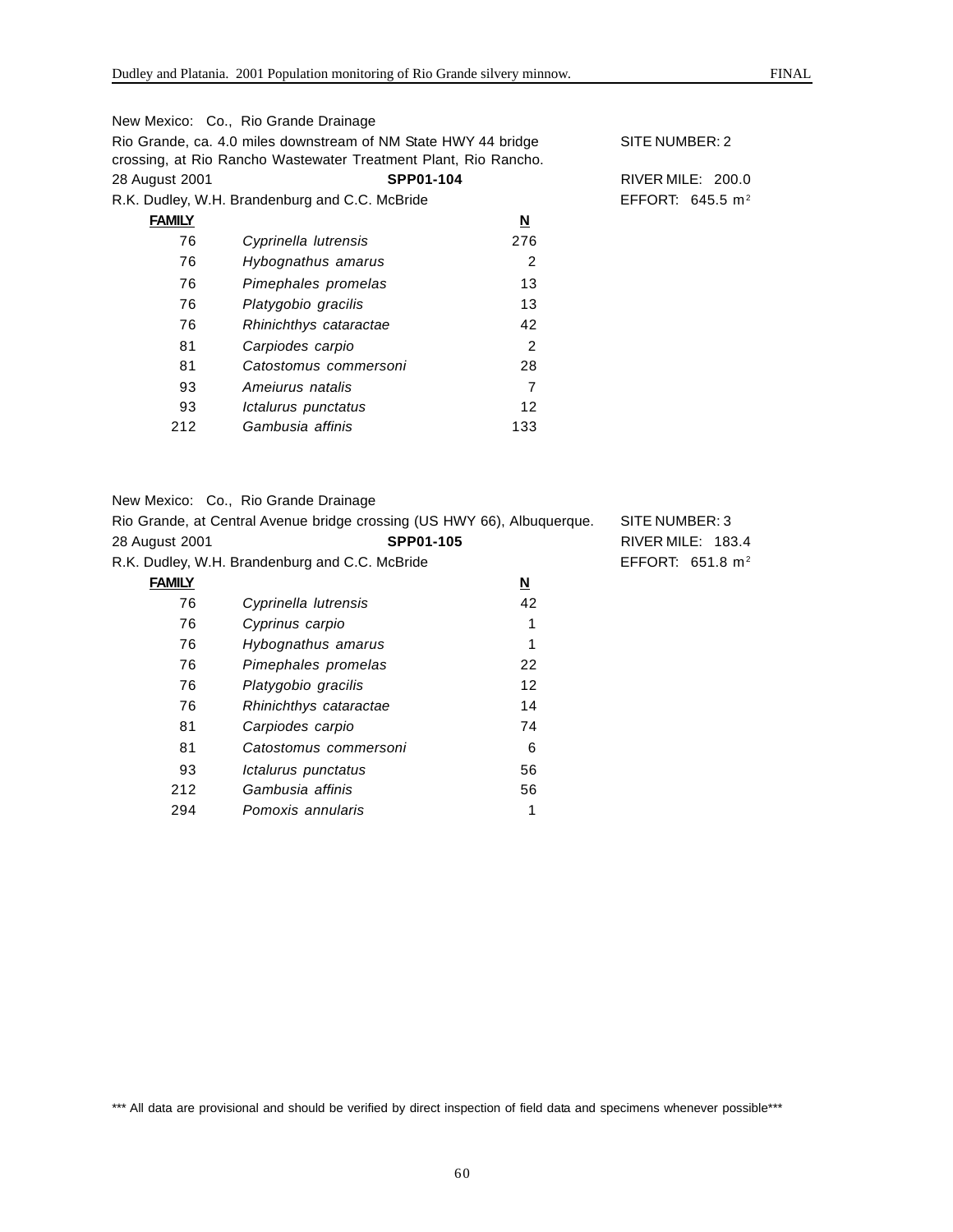New Mexico: Co., Rio Grande Drainage
Rio Grande, ca. 4.0 miles downstream of NM State HWY 44 bridge crossing, at Rio Rancho Wastewater Treatment Plant, Rio Rancho. SITE NUMBER: 2
28 August 2001 **SPP01-104** RIVER MILE: 200.0
R.K. Dudley, W.H. Brandenburg and C.C. McBride EFFORT: 645.5 $m^2$

| FAMILY | | N |
|---|---|---|
| 76 | *Cyprinella lutrensis* | 276 |
| 76 | *Hybognathus amarus* | 2 |
| 76 | *Pimephales promelas* | 13 |
| 76 | *Platygobio gracilis* | 13 |
| 76 | *Rhinichthys cataractae* | 42 |
| 81 | *Carpiodes carpio* | 2 |
| 81 | *Catostomus commersoni* | 28 |
| 93 | *Ameiurus natalis* | 7 |
| 93 | *Ictalurus punctatus* | 12 |
| 212 | *Gambusia affinis* | 133 |

New Mexico: Co., Rio Grande Drainage
Rio Grande, at Central Avenue bridge crossing (US HWY 66), Albuquerque. SITE NUMBER: 3
28 August 2001 **SPP01-105** RIVER MILE: 183.4
R.K. Dudley, W.H. Brandenburg and C.C. McBride EFFORT: 651.8 $m^2$

| FAMILY | | N |
|---|---|---|
| 76 | *Cyprinella lutrensis* | 42 |
| 76 | *Cyprinus carpio* | 1 |
| 76 | *Hybognathus amarus* | 1 |
| 76 | *Pimephales promelas* | 22 |
| 76 | *Platygobio gracilis* | 12 |
| 76 | *Rhinichthys cataractae* | 14 |
| 81 | *Carpiodes carpio* | 74 |
| 81 | *Catostomus commersoni* | 6 |
| 93 | *Ictalurus punctatus* | 56 |
| 212 | *Gambusia affinis* | 56 |
| 294 | *Pomoxis annularis* | 1 |

*** All data are provisional and should be verified by direct inspection of field data and specimens whenever possible***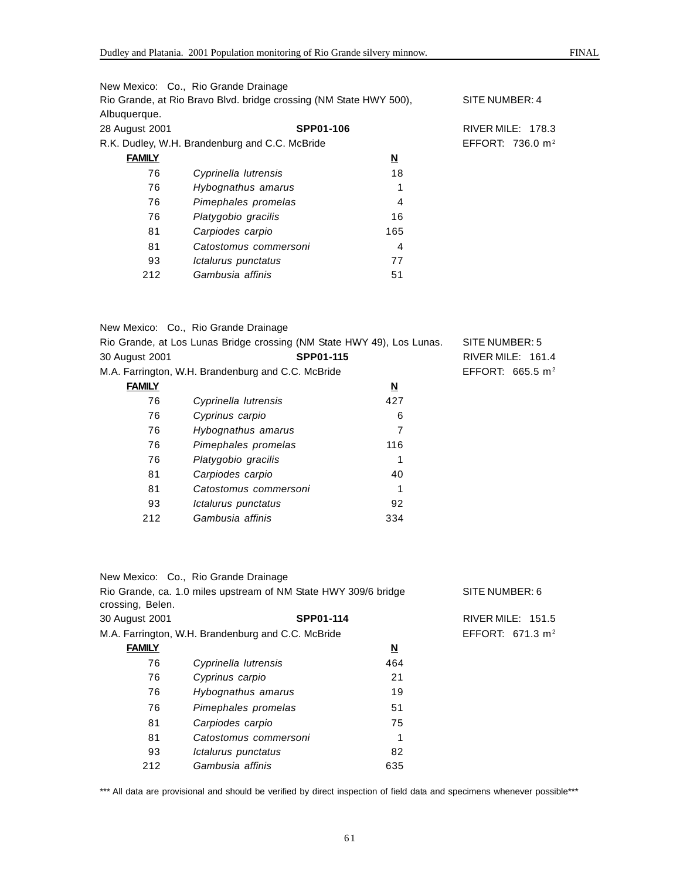New Mexico: Co., Rio Grande Drainage

Rio Grande, at Rio Bravo Blvd. bridge crossing (NM State HWY 500), Albuquerque. SITE NUMBER: 4

28 August 2001 **SPP01-106** RIVER MILE: 178.3

R.K. Dudley, W.H. Brandenburg and C.C. McBride EFFORT: 736.0 $m^2$

| **FAMILY** | | **N** |
|---|---|---|
| 76 | *Cyprinella lutrensis* | 18 |
| 76 | *Hybognathus amarus* | 1 |
| 76 | *Pimephales promelas* | 4 |
| 76 | *Platygobio gracilis* | 16 |
| 81 | *Carpiodes carpio* | 165 |
| 81 | *Catostomus commersoni* | 4 |
| 93 | *Ictalurus punctatus* | 77 |
| 212 | *Gambusia affinis* | 51 |

New Mexico: Co., Rio Grande Drainage

Rio Grande, at Los Lunas Bridge crossing (NM State HWY 49), Los Lunas. SITE NUMBER: 5

30 August 2001 **SPP01-115** RIVER MILE: 161.4

M.A. Farrington, W.H. Brandenburg and C.C. McBride EFFORT: 665.5 $m^2$

| **FAMILY** | | **N** |
|---|---|---|
| 76 | *Cyprinella lutrensis* | 427 |
| 76 | *Cyprinus carpio* | 6 |
| 76 | *Hybognathus amarus* | 7 |
| 76 | *Pimephales promelas* | 116 |
| 76 | *Platygobio gracilis* | 1 |
| 81 | *Carpiodes carpio* | 40 |
| 81 | *Catostomus commersoni* | 1 |
| 93 | *Ictalurus punctatus* | 92 |
| 212 | *Gambusia affinis* | 334 |

New Mexico: Co., Rio Grande Drainage

Rio Grande, ca. 1.0 miles upstream of NM State HWY 309/6 bridge crossing, Belen. SITE NUMBER: 6

30 August 2001 **SPP01-114** RIVER MILE: 151.5

M.A. Farrington, W.H. Brandenburg and C.C. McBride EFFORT: 671.3 $m^2$

| **FAMILY** | | **N** |
|---|---|---|
| 76 | *Cyprinella lutrensis* | 464 |
| 76 | *Cyprinus carpio* | 21 |
| 76 | *Hybognathus amarus* | 19 |
| 76 | *Pimephales promelas* | 51 |
| 81 | *Carpiodes carpio* | 75 |
| 81 | *Catostomus commersoni* | 1 |
| 93 | *Ictalurus punctatus* | 82 |
| 212 | *Gambusia affinis* | 635 |

*** All data are provisional and should be verified by direct inspection of field data and specimens whenever possible***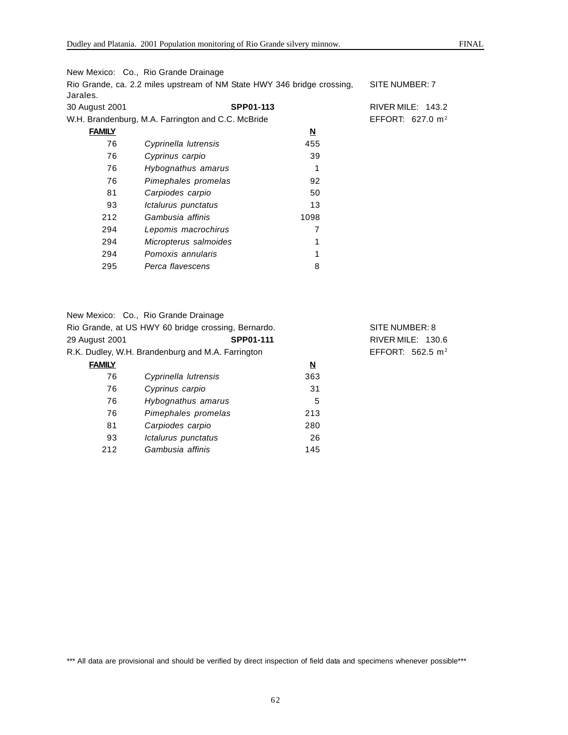New Mexico: Co., Rio Grande Drainage

Rio Grande, ca. 2.2 miles upstream of NM State HWY 346 bridge crossing, Jarales.

SITE NUMBER: 7

30 August 2001 **SPP01-113** RIVER MILE: 143.2

W.H. Brandenburg, M.A. Farrington and C.C. McBride EFFORT: 627.0 $m^2$

| **FAMILY** | | **N** |
|---|---|---|
| 76 | *Cyprinella lutrensis* | 455 |
| 76 | *Cyprinus carpio* | 39 |
| 76 | *Hybognathus amarus* | 1 |
| 76 | *Pimephales promelas* | 92 |
| 81 | *Carpiodes carpio* | 50 |
| 93 | *Ictalurus punctatus* | 13 |
| 212 | *Gambusia affinis* | 1098 |
| 294 | *Lepomis macrochirus* | 7 |
| 294 | *Micropterus salmoides* | 1 |
| 294 | *Pomoxis annularis* | 1 |
| 295 | *Perca flavescens* | 8 |

New Mexico: Co., Rio Grande Drainage

Rio Grande, at US HWY 60 bridge crossing, Bernardo. SITE NUMBER: 8

29 August 2001 **SPP01-111** RIVER MILE: 130.6

R.K. Dudley, W.H. Brandenburg and M.A. Farrington EFFORT: 562.5 $m^2$

| **FAMILY** | | **N** |
|---|---|---|
| 76 | *Cyprinella lutrensis* | 363 |
| 76 | *Cyprinus carpio* | 31 |
| 76 | *Hybognathus amarus* | 5 |
| 76 | *Pimephales promelas* | 213 |
| 81 | *Carpiodes carpio* | 280 |
| 93 | *Ictalurus punctatus* | 26 |
| 212 | *Gambusia affinis* | 145 |

*** All data are provisional and should be verified by direct inspection of field data and specimens whenever possible***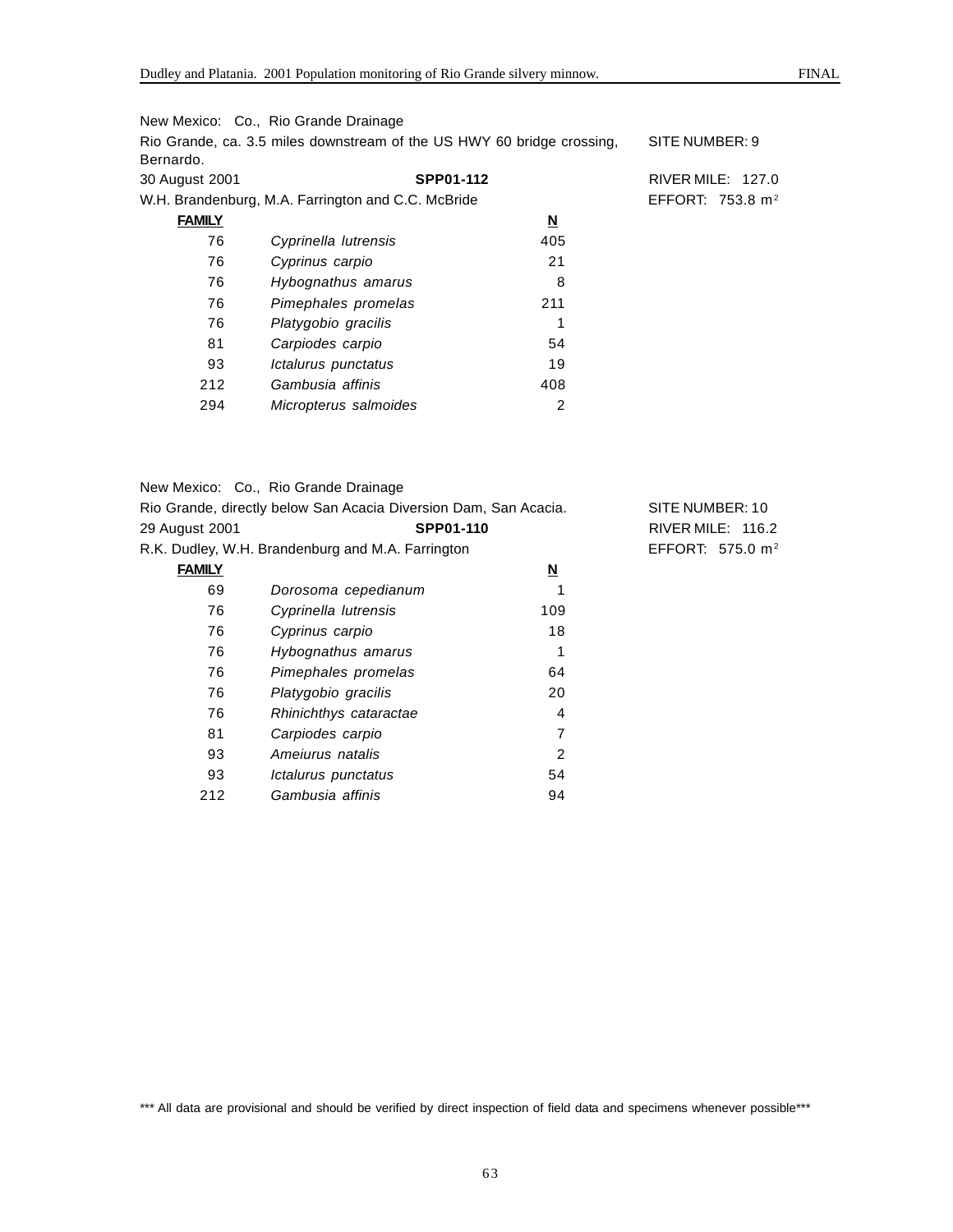New Mexico: Co., Rio Grande Drainage

Rio Grande, ca. 3.5 miles downstream of the US HWY 60 bridge crossing, Bernardo. SITE NUMBER: 9

30 August 2001 **SPP01-112** RIVER MILE: 127.0

W.H. Brandenburg, M.A. Farrington and C.C. McBride EFFORT: 753.8 $m^2$

| **FAMILY** | | **N** |
|---|---|---|
| 76 | *Cyprinella lutrensis* | 405 |
| 76 | *Cyprinus carpio* | 21 |
| 76 | *Hybognathus amarus* | 8 |
| 76 | *Pimephales promelas* | 211 |
| 76 | *Platygobio gracilis* | 1 |
| 81 | *Carpiodes carpio* | 54 |
| 93 | *Ictalurus punctatus* | 19 |
| 212 | *Gambusia affinis* | 408 |
| 294 | *Micropterus salmoides* | 2 |

New Mexico: Co., Rio Grande Drainage

Rio Grande, directly below San Acacia Diversion Dam, San Acacia. SITE NUMBER: 10

29 August 2001 **SPP01-110** RIVER MILE: 116.2

R.K. Dudley, W.H. Brandenburg and M.A. Farrington EFFORT: 575.0 $m^2$

| **FAMILY** | | **N** |
|---|---|---|
| 69 | *Dorosoma cepedianum* | 1 |
| 76 | *Cyprinella lutrensis* | 109 |
| 76 | *Cyprinus carpio* | 18 |
| 76 | *Hybognathus amarus* | 1 |
| 76 | *Pimephales promelas* | 64 |
| 76 | *Platygobio gracilis* | 20 |
| 76 | *Rhinichthys cataractae* | 4 |
| 81 | *Carpiodes carpio* | 7 |
| 93 | *Ameiurus natalis* | 2 |
| 93 | *Ictalurus punctatus* | 54 |
| 212 | *Gambusia affinis* | 94 |

*** All data are provisional and should be verified by direct inspection of field data and specimens whenever possible***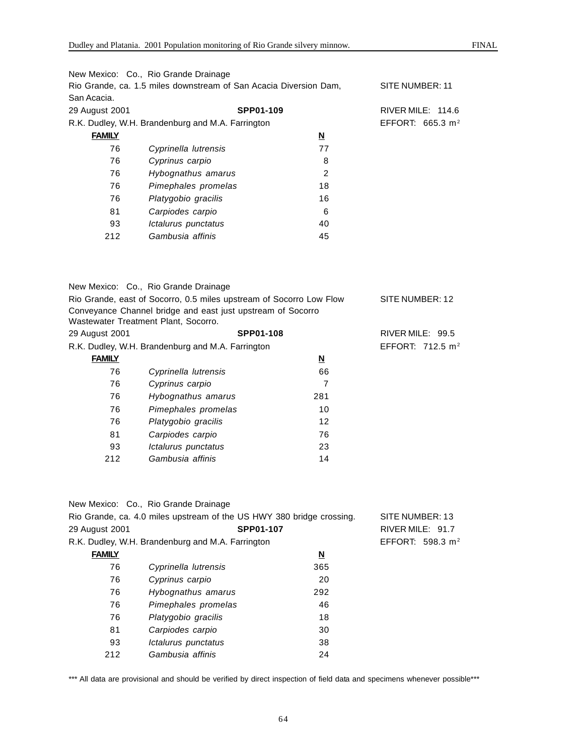New Mexico: Co., Rio Grande Drainage

Rio Grande, ca. 1.5 miles downstream of San Acacia Diversion Dam, San Acacia. SITE NUMBER: 11

29 August 2001 **SPP01-109** RIVER MILE: 114.6

R.K. Dudley, W.H. Brandenburg and M.A. Farrington EFFORT: 665.3 $m^2$

| **FAMILY** | | **N** |
|---|---|---|
| 76 | *Cyprinella lutrensis* | 77 |
| 76 | *Cyprinus carpio* | 8 |
| 76 | *Hybognathus amarus* | 2 |
| 76 | *Pimephales promelas* | 18 |
| 76 | *Platygobio gracilis* | 16 |
| 81 | *Carpiodes carpio* | 6 |
| 93 | *Ictalurus punctatus* | 40 |
| 212 | *Gambusia affinis* | 45 |

New Mexico: Co., Rio Grande Drainage

Rio Grande, east of Socorro, 0.5 miles upstream of Socorro Low Flow Conveyance Channel bridge and east just upstream of Socorro Wastewater Treatment Plant, Socorro. SITE NUMBER: 12

29 August 2001 **SPP01-108** RIVER MILE: 99.5

R.K. Dudley, W.H. Brandenburg and M.A. Farrington EFFORT: 712.5 $m^2$

| **FAMILY** | | **N** |
|---|---|---|
| 76 | *Cyprinella lutrensis* | 66 |
| 76 | *Cyprinus carpio* | 7 |
| 76 | *Hybognathus amarus* | 281 |
| 76 | *Pimephales promelas* | 10 |
| 76 | *Platygobio gracilis* | 12 |
| 81 | *Carpiodes carpio* | 76 |
| 93 | *Ictalurus punctatus* | 23 |
| 212 | *Gambusia affinis* | 14 |

New Mexico: Co., Rio Grande Drainage

Rio Grande, ca. 4.0 miles upstream of the US HWY 380 bridge crossing. SITE NUMBER: 13

29 August 2001 **SPP01-107** RIVER MILE: 91.7

R.K. Dudley, W.H. Brandenburg and M.A. Farrington EFFORT: 598.3 $m^2$

| **FAMILY** | | **N** |
|---|---|---|
| 76 | *Cyprinella lutrensis* | 365 |
| 76 | *Cyprinus carpio* | 20 |
| 76 | *Hybognathus amarus* | 292 |
| 76 | *Pimephales promelas* | 46 |
| 76 | *Platygobio gracilis* | 18 |
| 81 | *Carpiodes carpio* | 30 |
| 93 | *Ictalurus punctatus* | 38 |
| 212 | *Gambusia affinis* | 24 |

*** All data are provisional and should be verified by direct inspection of field data and specimens whenever possible***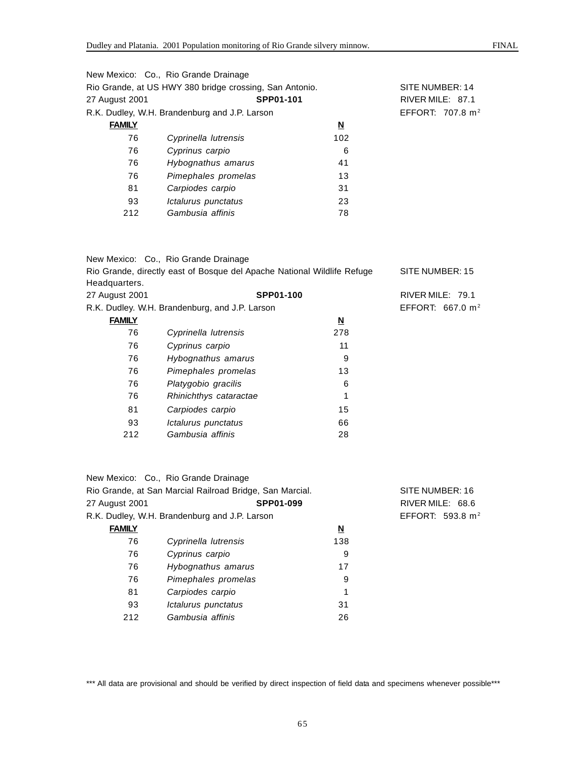New Mexico: Co., Rio Grande Drainage
Rio Grande, at US HWY 380 bridge crossing, San Antonio. SITE NUMBER: 14
27 August 2001 **SPP01-101** RIVER MILE: 87.1
R.K. Dudley, W.H. Brandenburg and J.P. Larson EFFORT: 707.8 $m^2$

| **FAMILY** | | **N** |
|---|---|---|
| 76 | *Cyprinella lutrensis* | 102 |
| 76 | *Cyprinus carpio* | 6 |
| 76 | *Hybognathus amarus* | 41 |
| 76 | *Pimephales promelas* | 13 |
| 81 | *Carpiodes carpio* | 31 |
| 93 | *Ictalurus punctatus* | 23 |
| 212 | *Gambusia affinis* | 78 |

New Mexico: Co., Rio Grande Drainage
Rio Grande, directly east of Bosque del Apache National Wildlife Refuge Headquarters. SITE NUMBER: 15
27 August 2001 **SPP01-100** RIVER MILE: 79.1
R.K. Dudley. W.H. Brandenburg, and J.P. Larson EFFORT: 667.0 $m^2$

| **FAMILY** | | **N** |
|---|---|---|
| 76 | *Cyprinella lutrensis* | 278 |
| 76 | *Cyprinus carpio* | 11 |
| 76 | *Hybognathus amarus* | 9 |
| 76 | *Pimephales promelas* | 13 |
| 76 | *Platygobio gracilis* | 6 |
| 76 | *Rhinichthys cataractae* | 1 |
| 81 | *Carpiodes carpio* | 15 |
| 93 | *Ictalurus punctatus* | 66 |
| 212 | *Gambusia affinis* | 28 |

New Mexico: Co., Rio Grande Drainage
Rio Grande, at San Marcial Railroad Bridge, San Marcial. SITE NUMBER: 16
27 August 2001 **SPP01-099** RIVER MILE: 68.6
R.K. Dudley, W.H. Brandenburg and J.P. Larson EFFORT: 593.8 $m^2$

| **FAMILY** | | **N** |
|---|---|---|
| 76 | *Cyprinella lutrensis* | 138 |
| 76 | *Cyprinus carpio* | 9 |
| 76 | *Hybognathus amarus* | 17 |
| 76 | *Pimephales promelas* | 9 |
| 81 | *Carpiodes carpio* | 1 |
| 93 | *Ictalurus punctatus* | 31 |
| 212 | *Gambusia affinis* | 26 |

*** All data are provisional and should be verified by direct inspection of field data and specimens whenever possible***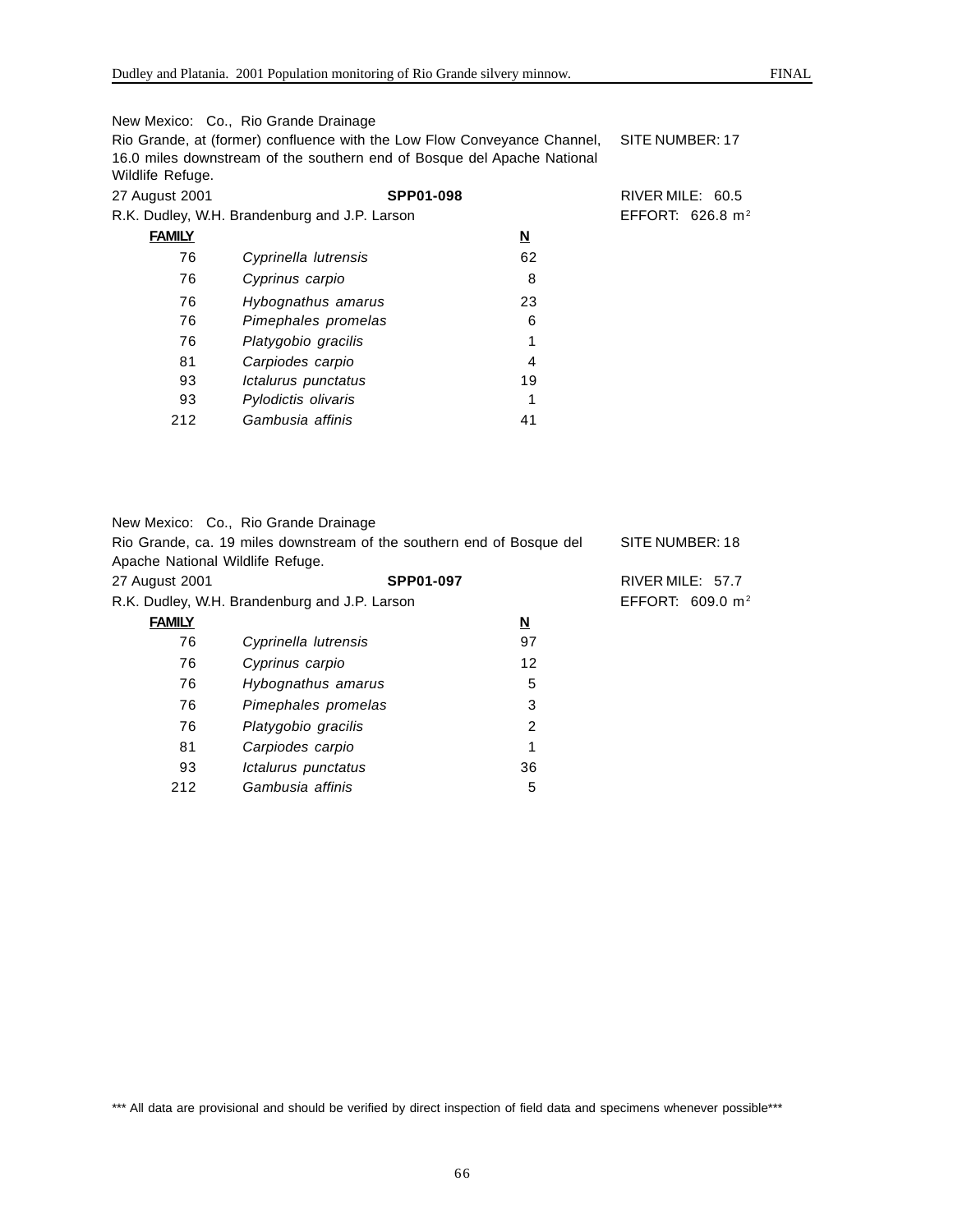New Mexico: Co., Rio Grande Drainage

Rio Grande, at (former) confluence with the Low Flow Conveyance Channel, 16.0 miles downstream of the southern end of Bosque del Apache National Wildlife Refuge. SITE NUMBER: 17

27 August 2001 **SPP01-098** RIVER MILE: 60.5

R.K. Dudley, W.H. Brandenburg and J.P. Larson EFFORT: 626.8 $m^2$

| **FAMILY** | | **N** |
|---|---|---|
| 76 | *Cyprinella lutrensis* | 62 |
| 76 | *Cyprinus carpio* | 8 |
| 76 | *Hybognathus amarus* | 23 |
| 76 | *Pimephales promelas* | 6 |
| 76 | *Platygobio gracilis* | 1 |
| 81 | *Carpiodes carpio* | 4 |
| 93 | *Ictalurus punctatus* | 19 |
| 93 | *Pylodictis olivaris* | 1 |
| 212 | *Gambusia affinis* | 41 |

New Mexico: Co., Rio Grande Drainage

Rio Grande, ca. 19 miles downstream of the southern end of Bosque del Apache National Wildlife Refuge. SITE NUMBER: 18

27 August 2001 **SPP01-097** RIVER MILE: 57.7

R.K. Dudley, W.H. Brandenburg and J.P. Larson EFFORT: 609.0 $m^2$

| **FAMILY** | | **N** |
|---|---|---|
| 76 | *Cyprinella lutrensis* | 97 |
| 76 | *Cyprinus carpio* | 12 |
| 76 | *Hybognathus amarus* | 5 |
| 76 | *Pimephales promelas* | 3 |
| 76 | *Platygobio gracilis* | 2 |
| 81 | *Carpiodes carpio* | 1 |
| 93 | *Ictalurus punctatus* | 36 |
| 212 | *Gambusia affinis* | 5 |

*** All data are provisional and should be verified by direct inspection of field data and specimens whenever possible***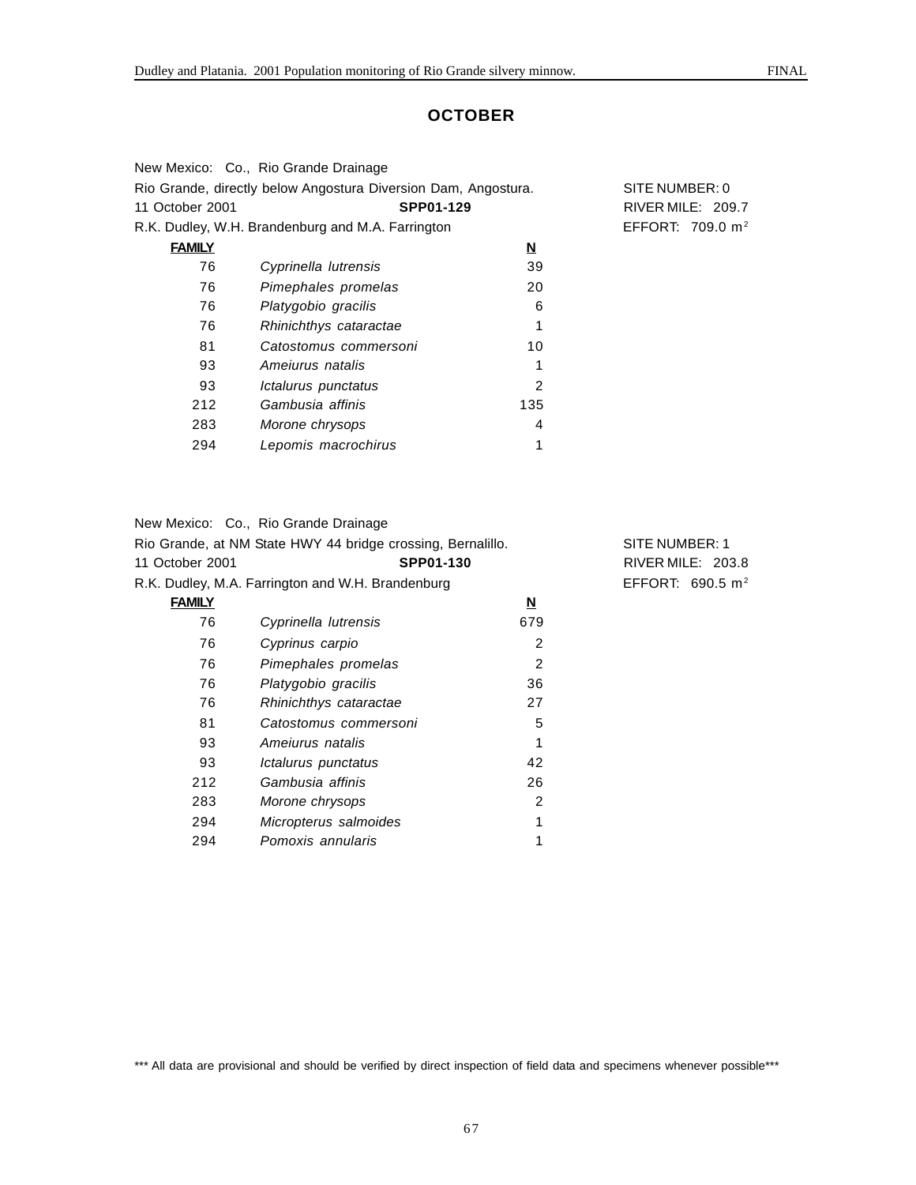## OCTOBER

New Mexico: Co., Rio Grande Drainage
Rio Grande, directly below Angostura Diversion Dam, Angostura. SITE NUMBER: 0
11 October 2001 **SPP01-129** RIVER MILE: 209.7
R.K. Dudley, W.H. Brandenburg and M.A. Farrington EFFORT: 709.0 $m^2$

| FAMILY | | N |
|---|---|---|
| 76 | *Cyprinella lutrensis* | 39 |
| 76 | *Pimephales promelas* | 20 |
| 76 | *Platygobio gracilis* | 6 |
| 76 | *Rhinichthys cataractae* | 1 |
| 81 | *Catostomus commersoni* | 10 |
| 93 | *Ameiurus natalis* | 1 |
| 93 | *Ictalurus punctatus* | 2 |
| 212 | *Gambusia affinis* | 135 |
| 283 | *Morone chrysops* | 4 |
| 294 | *Lepomis macrochirus* | 1 |

New Mexico: Co., Rio Grande Drainage
Rio Grande, at NM State HWY 44 bridge crossing, Bernalillo. SITE NUMBER: 1
11 October 2001 **SPP01-130** RIVER MILE: 203.8
R.K. Dudley, M.A. Farrington and W.H. Brandenburg EFFORT: 690.5 $m^2$

| FAMILY | | N |
|---|---|---|
| 76 | *Cyprinella lutrensis* | 679 |
| 76 | *Cyprinus carpio* | 2 |
| 76 | *Pimephales promelas* | 2 |
| 76 | *Platygobio gracilis* | 36 |
| 76 | *Rhinichthys cataractae* | 27 |
| 81 | *Catostomus commersoni* | 5 |
| 93 | *Ameiurus natalis* | 1 |
| 93 | *Ictalurus punctatus* | 42 |
| 212 | *Gambusia affinis* | 26 |
| 283 | *Morone chrysops* | 2 |
| 294 | *Micropterus salmoides* | 1 |
| 294 | *Pomoxis annularis* | 1 |

*** All data are provisional and should be verified by direct inspection of field data and specimens whenever possible***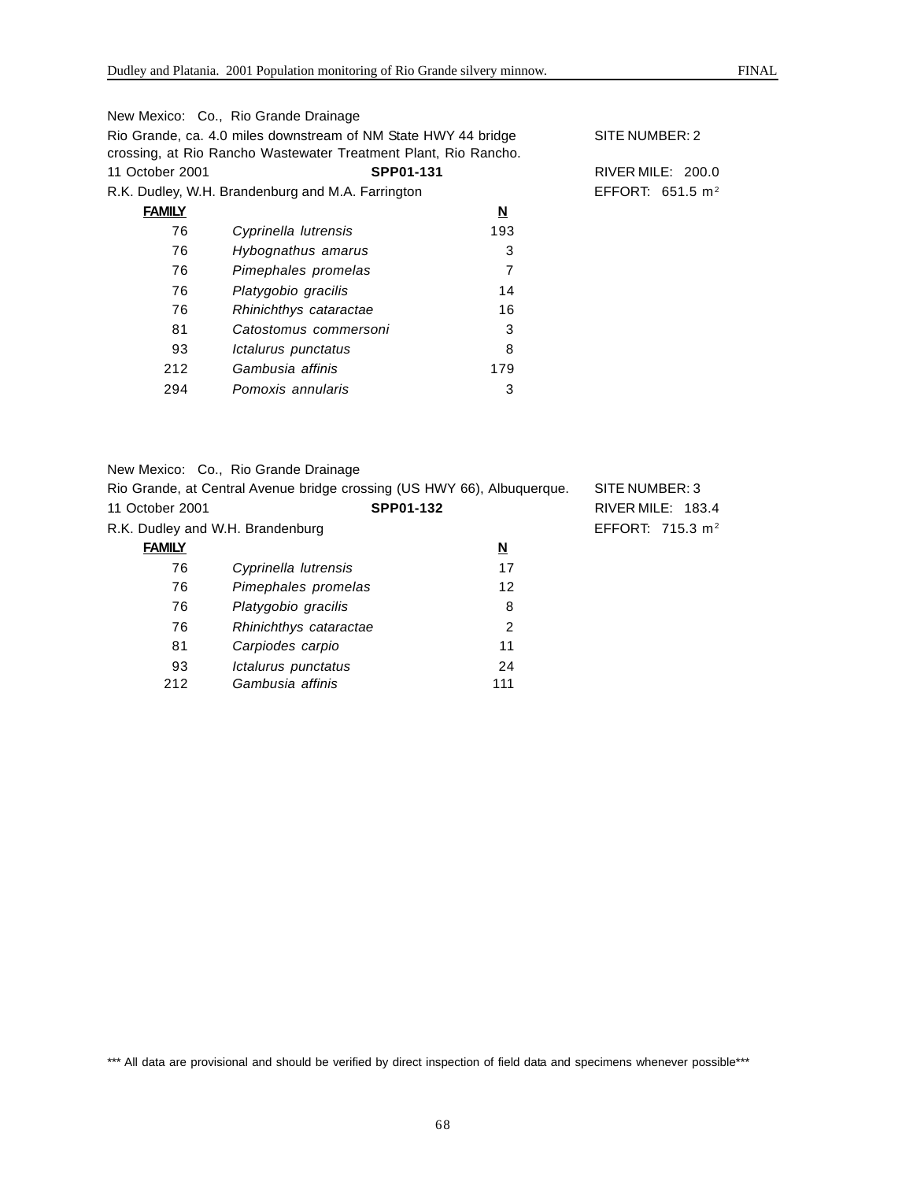New Mexico: Co., Rio Grande Drainage

Rio Grande, ca. 4.0 miles downstream of NM State HWY 44 bridge crossing, at Rio Rancho Wastewater Treatment Plant, Rio Rancho. SITE NUMBER: 2

11 October 2001 **SPP01-131** RIVER MILE: 200.0

R.K. Dudley, W.H. Brandenburg and M.A. Farrington EFFORT: 651.5 $m^2$

| FAMILY | | N |
|---|---|---|
| 76 | *Cyprinella lutrensis* | 193 |
| 76 | *Hybognathus amarus* | 3 |
| 76 | *Pimephales promelas* | 7 |
| 76 | *Platygobio gracilis* | 14 |
| 76 | *Rhinichthys cataractae* | 16 |
| 81 | *Catostomus commersoni* | 3 |
| 93 | *Ictalurus punctatus* | 8 |
| 212 | *Gambusia affinis* | 179 |
| 294 | *Pomoxis annularis* | 3 |

New Mexico: Co., Rio Grande Drainage

Rio Grande, at Central Avenue bridge crossing (US HWY 66), Albuquerque. SITE NUMBER: 3

11 October 2001 **SPP01-132** RIVER MILE: 183.4

R.K. Dudley and W.H. Brandenburg EFFORT: 715.3 $m^2$

| FAMILY | | N |
|---|---|---|
| 76 | *Cyprinella lutrensis* | 17 |
| 76 | *Pimephales promelas* | 12 |
| 76 | *Platygobio gracilis* | 8 |
| 76 | *Rhinichthys cataractae* | 2 |
| 81 | *Carpiodes carpio* | 11 |
| 93 | *Ictalurus punctatus* | 24 |
| 212 | *Gambusia affinis* | 111 |

*** All data are provisional and should be verified by direct inspection of field data and specimens whenever possible***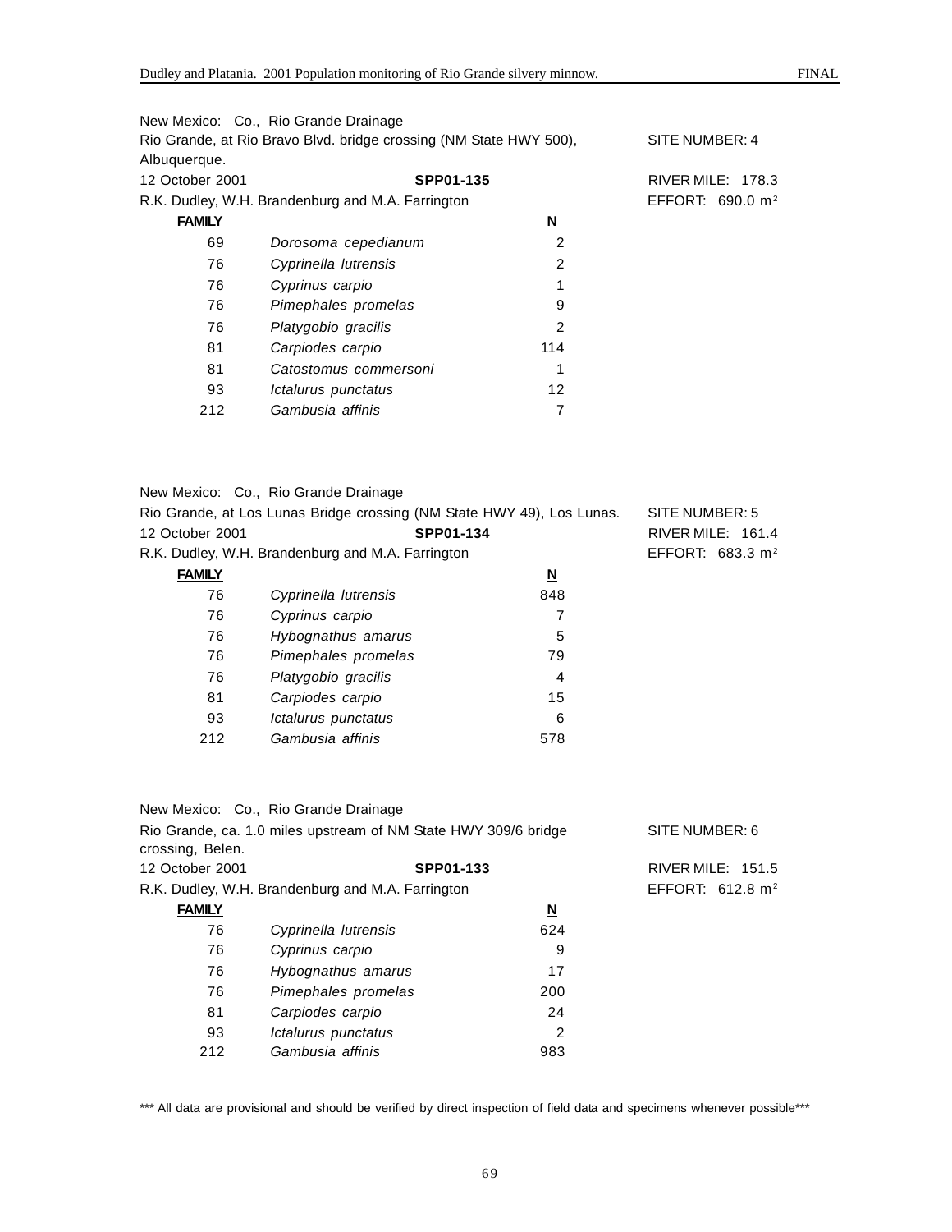New Mexico: Co., Rio Grande Drainage
Rio Grande, at Rio Bravo Blvd. bridge crossing (NM State HWY 500), Albuquerque. SITE NUMBER: 4
12 October 2001 **SPP01-135** RIVER MILE: 178.3
R.K. Dudley, W.H. Brandenburg and M.A. Farrington EFFORT: 690.0 $m^2$

| FAMILY | | N |
|---|---|---|
| 69 | *Dorosoma cepedianum* | 2 |
| 76 | *Cyprinella lutrensis* | 2 |
| 76 | *Cyprinus carpio* | 1 |
| 76 | *Pimephales promelas* | 9 |
| 76 | *Platygobio gracilis* | 2 |
| 81 | *Carpiodes carpio* | 114 |
| 81 | *Catostomus commersoni* | 1 |
| 93 | *Ictalurus punctatus* | 12 |
| 212 | *Gambusia affinis* | 7 |

New Mexico: Co., Rio Grande Drainage
Rio Grande, at Los Lunas Bridge crossing (NM State HWY 49), Los Lunas. SITE NUMBER: 5
12 October 2001 **SPP01-134** RIVER MILE: 161.4
R.K. Dudley, W.H. Brandenburg and M.A. Farrington EFFORT: 683.3 $m^2$

| FAMILY | | N |
|---|---|---|
| 76 | *Cyprinella lutrensis* | 848 |
| 76 | *Cyprinus carpio* | 7 |
| 76 | *Hybognathus amarus* | 5 |
| 76 | *Pimephales promelas* | 79 |
| 76 | *Platygobio gracilis* | 4 |
| 81 | *Carpiodes carpio* | 15 |
| 93 | *Ictalurus punctatus* | 6 |
| 212 | *Gambusia affinis* | 578 |

New Mexico: Co., Rio Grande Drainage
Rio Grande, ca. 1.0 miles upstream of NM State HWY 309/6 bridge crossing, Belen. SITE NUMBER: 6
12 October 2001 **SPP01-133** RIVER MILE: 151.5
R.K. Dudley, W.H. Brandenburg and M.A. Farrington EFFORT: 612.8 $m^2$

| FAMILY | | N |
|---|---|---|
| 76 | *Cyprinella lutrensis* | 624 |
| 76 | *Cyprinus carpio* | 9 |
| 76 | *Hybognathus amarus* | 17 |
| 76 | *Pimephales promelas* | 200 |
| 81 | *Carpiodes carpio* | 24 |
| 93 | *Ictalurus punctatus* | 2 |
| 212 | *Gambusia affinis* | 983 |

*** All data are provisional and should be verified by direct inspection of field data and specimens whenever possible***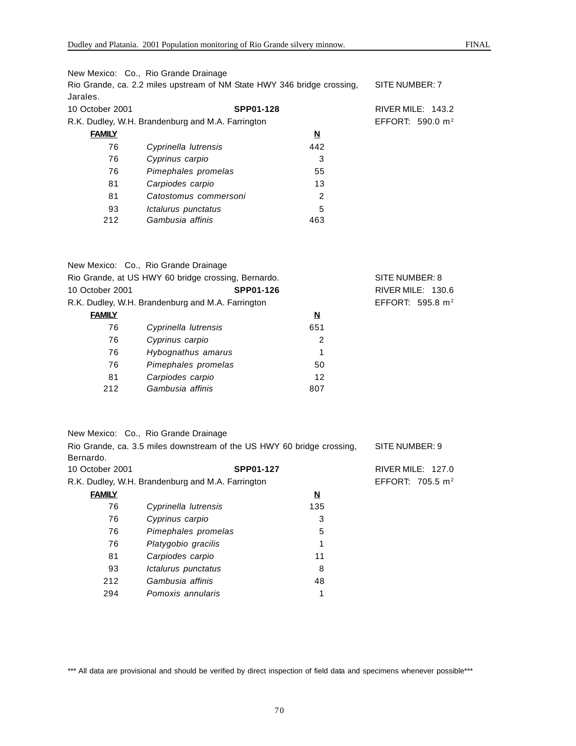New Mexico: Co., Rio Grande Drainage

Rio Grande, ca. 2.2 miles upstream of NM State HWY 346 bridge crossing, Jarales.

SITE NUMBER: 7

10 October 2001 **SPP01-128**

RIVER MILE: 143.2

R.K. Dudley, W.H. Brandenburg and M.A. Farrington

EFFORT: 590.0 $m^2$

| FAMILY | | N |
|---|---|---|
| 76 | *Cyprinella lutrensis* | 442 |
| 76 | *Cyprinus carpio* | 3 |
| 76 | *Pimephales promelas* | 55 |
| 81 | *Carpiodes carpio* | 13 |
| 81 | *Catostomus commersoni* | 2 |
| 93 | *Ictalurus punctatus* | 5 |
| 212 | *Gambusia affinis* | 463 |

New Mexico: Co., Rio Grande Drainage

Rio Grande, at US HWY 60 bridge crossing, Bernardo.

SITE NUMBER: 8

10 October 2001 **SPP01-126**

RIVER MILE: 130.6

R.K. Dudley, W.H. Brandenburg and M.A. Farrington

EFFORT: 595.8 $m^2$

| FAMILY | | N |
|---|---|---|
| 76 | *Cyprinella lutrensis* | 651 |
| 76 | *Cyprinus carpio* | 2 |
| 76 | *Hybognathus amarus* | 1 |
| 76 | *Pimephales promelas* | 50 |
| 81 | *Carpiodes carpio* | 12 |
| 212 | *Gambusia affinis* | 807 |

New Mexico: Co., Rio Grande Drainage

Rio Grande, ca. 3.5 miles downstream of the US HWY 60 bridge crossing, Bernardo.

SITE NUMBER: 9

10 October 2001 **SPP01-127**

RIVER MILE: 127.0

R.K. Dudley, W.H. Brandenburg and M.A. Farrington

EFFORT: 705.5 $m^2$

| FAMILY | | N |
|---|---|---|
| 76 | *Cyprinella lutrensis* | 135 |
| 76 | *Cyprinus carpio* | 3 |
| 76 | *Pimephales promelas* | 5 |
| 76 | *Platygobio gracilis* | 1 |
| 81 | *Carpiodes carpio* | 11 |
| 93 | *Ictalurus punctatus* | 8 |
| 212 | *Gambusia affinis* | 48 |
| 294 | *Pomoxis annularis* | 1 |

*** All data are provisional and should be verified by direct inspection of field data and specimens whenever possible***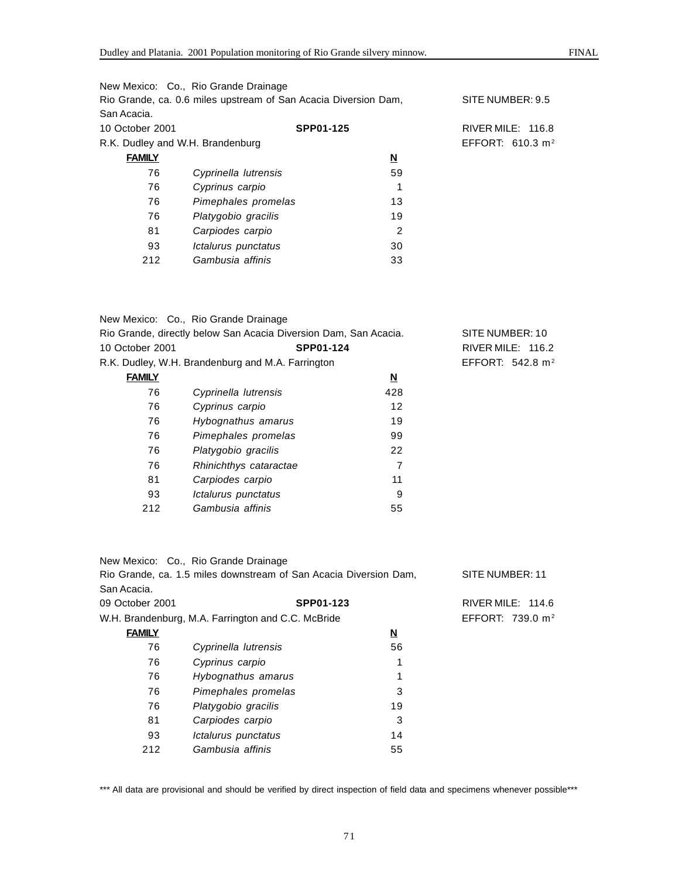New Mexico: Co., Rio Grande Drainage
Rio Grande, ca. 0.6 miles upstream of San Acacia Diversion Dam, San Acacia. SITE NUMBER: 9.5
10 October 2001 **SPP01-125** RIVER MILE: 116.8
R.K. Dudley and W.H. Brandenburg EFFORT: 610.3 $m^2$

| FAMILY | | N |
|---|---|---|
| 76 | *Cyprinella lutrensis* | 59 |
| 76 | *Cyprinus carpio* | 1 |
| 76 | *Pimephales promelas* | 13 |
| 76 | *Platygobio gracilis* | 19 |
| 81 | *Carpiodes carpio* | 2 |
| 93 | *Ictalurus punctatus* | 30 |
| 212 | *Gambusia affinis* | 33 |

New Mexico: Co., Rio Grande Drainage
Rio Grande, directly below San Acacia Diversion Dam, San Acacia. SITE NUMBER: 10
10 October 2001 **SPP01-124** RIVER MILE: 116.2
R.K. Dudley, W.H. Brandenburg and M.A. Farrington EFFORT: 542.8 $m^2$

| FAMILY | | N |
|---|---|---|
| 76 | *Cyprinella lutrensis* | 428 |
| 76 | *Cyprinus carpio* | 12 |
| 76 | *Hybognathus amarus* | 19 |
| 76 | *Pimephales promelas* | 99 |
| 76 | *Platygobio gracilis* | 22 |
| 76 | *Rhinichthys cataractae* | 7 |
| 81 | *Carpiodes carpio* | 11 |
| 93 | *Ictalurus punctatus* | 9 |
| 212 | *Gambusia affinis* | 55 |

New Mexico: Co., Rio Grande Drainage
Rio Grande, ca. 1.5 miles downstream of San Acacia Diversion Dam, San Acacia. SITE NUMBER: 11
09 October 2001 **SPP01-123** RIVER MILE: 114.6
W.H. Brandenburg, M.A. Farrington and C.C. McBride EFFORT: 739.0 $m^2$

| FAMILY | | N |
|---|---|---|
| 76 | *Cyprinella lutrensis* | 56 |
| 76 | *Cyprinus carpio* | 1 |
| 76 | *Hybognathus amarus* | 1 |
| 76 | *Pimephales promelas* | 3 |
| 76 | *Platygobio gracilis* | 19 |
| 81 | *Carpiodes carpio* | 3 |
| 93 | *Ictalurus punctatus* | 14 |
| 212 | *Gambusia affinis* | 55 |

*** All data are provisional and should be verified by direct inspection of field data and specimens whenever possible***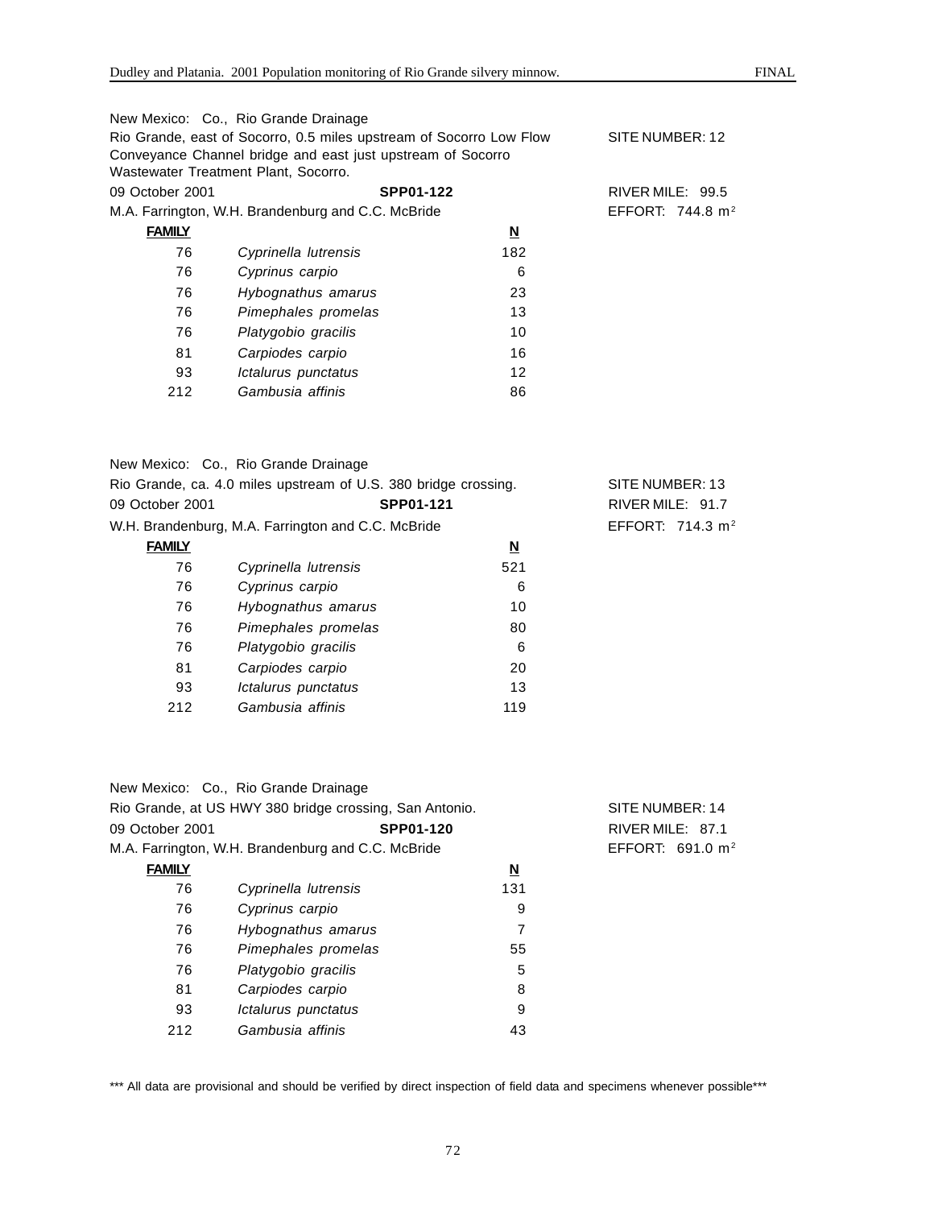New Mexico: Co., Rio Grande Drainage
Rio Grande, east of Socorro, 0.5 miles upstream of Socorro Low Flow Conveyance Channel bridge and east just upstream of Socorro Wastewater Treatment Plant, Socorro.

SITE NUMBER: 12

09 October 2001 **SPP01-122** RIVER MILE: 99.5

M.A. Farrington, W.H. Brandenburg and C.C. McBride EFFORT: 744.8 m$^2$

| FAMILY | | N |
|---|---|---|
| 76 | *Cyprinella lutrensis* | 182 |
| 76 | *Cyprinus carpio* | 6 |
| 76 | *Hybognathus amarus* | 23 |
| 76 | *Pimephales promelas* | 13 |
| 76 | *Platygobio gracilis* | 10 |
| 81 | *Carpiodes carpio* | 16 |
| 93 | *Ictalurus punctatus* | 12 |
| 212 | *Gambusia affinis* | 86 |

New Mexico: Co., Rio Grande Drainage
Rio Grande, ca. 4.0 miles upstream of U.S. 380 bridge crossing. SITE NUMBER: 13

09 October 2001 **SPP01-121** RIVER MILE: 91.7

W.H. Brandenburg, M.A. Farrington and C.C. McBride EFFORT: 714.3 m$^2$

| FAMILY | | N |
|---|---|---|
| 76 | *Cyprinella lutrensis* | 521 |
| 76 | *Cyprinus carpio* | 6 |
| 76 | *Hybognathus amarus* | 10 |
| 76 | *Pimephales promelas* | 80 |
| 76 | *Platygobio gracilis* | 6 |
| 81 | *Carpiodes carpio* | 20 |
| 93 | *Ictalurus punctatus* | 13 |
| 212 | *Gambusia affinis* | 119 |

New Mexico: Co., Rio Grande Drainage
Rio Grande, at US HWY 380 bridge crossing, San Antonio. SITE NUMBER: 14

09 October 2001 **SPP01-120** RIVER MILE: 87.1

M.A. Farrington, W.H. Brandenburg and C.C. McBride EFFORT: 691.0 m$^2$

| FAMILY | | N |
|---|---|---|
| 76 | *Cyprinella lutrensis* | 131 |
| 76 | *Cyprinus carpio* | 9 |
| 76 | *Hybognathus amarus* | 7 |
| 76 | *Pimephales promelas* | 55 |
| 76 | *Platygobio gracilis* | 5 |
| 81 | *Carpiodes carpio* | 8 |
| 93 | *Ictalurus punctatus* | 9 |
| 212 | *Gambusia affinis* | 43 |

*** All data are provisional and should be verified by direct inspection of field data and specimens whenever possible***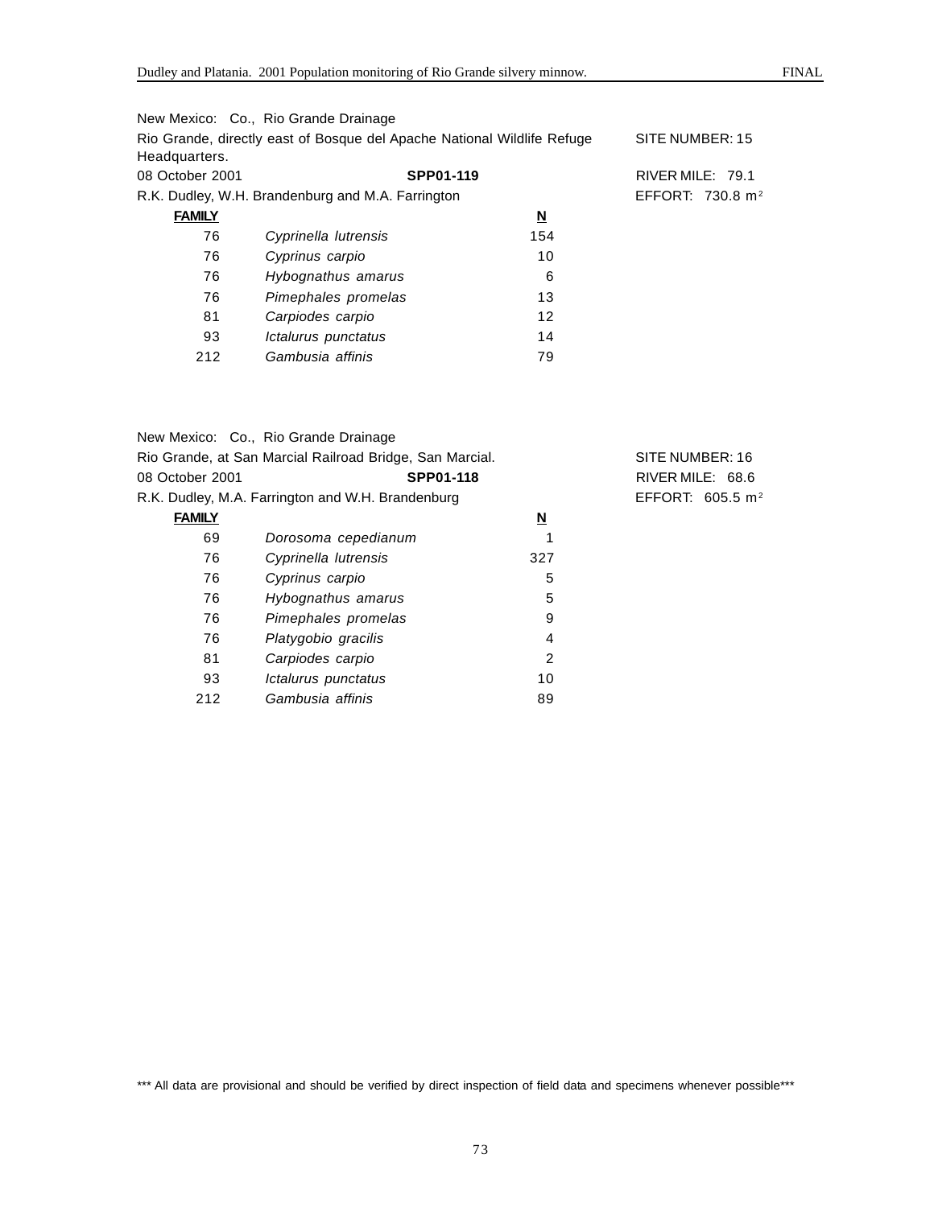New Mexico: Co., Rio Grande Drainage

Rio Grande, directly east of Bosque del Apache National Wildlife Refuge Headquarters. SITE NUMBER: 15

08 October 2001 **SPP01-119** RIVER MILE: 79.1

R.K. Dudley, W.H. Brandenburg and M.A. Farrington EFFORT: 730.8 $m^2$

| FAMILY | | N |
|---|---|---|
| 76 | *Cyprinella lutrensis* | 154 |
| 76 | *Cyprinus carpio* | 10 |
| 76 | *Hybognathus amarus* | 6 |
| 76 | *Pimephales promelas* | 13 |
| 81 | *Carpiodes carpio* | 12 |
| 93 | *Ictalurus punctatus* | 14 |
| 212 | *Gambusia affinis* | 79 |

New Mexico: Co., Rio Grande Drainage

Rio Grande, at San Marcial Railroad Bridge, San Marcial. SITE NUMBER: 16

08 October 2001 **SPP01-118** RIVER MILE: 68.6

R.K. Dudley, M.A. Farrington and W.H. Brandenburg EFFORT: 605.5 $m^2$

| FAMILY | | N |
|---|---|---|
| 69 | *Dorosoma cepedianum* | 1 |
| 76 | *Cyprinella lutrensis* | 327 |
| 76 | *Cyprinus carpio* | 5 |
| 76 | *Hybognathus amarus* | 5 |
| 76 | *Pimephales promelas* | 9 |
| 76 | *Platygobio gracilis* | 4 |
| 81 | *Carpiodes carpio* | 2 |
| 93 | *Ictalurus punctatus* | 10 |
| 212 | *Gambusia affinis* | 89 |

*** All data are provisional and should be verified by direct inspection of field data and specimens whenever possible***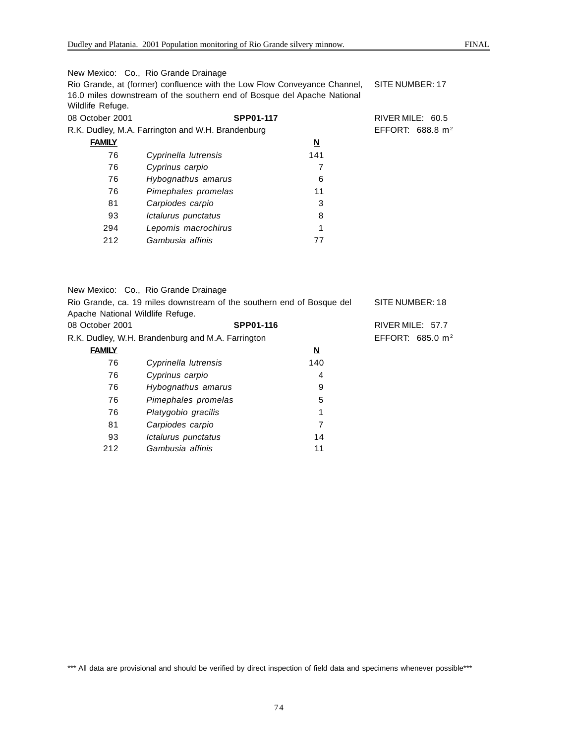New Mexico: Co., Rio Grande Drainage

Rio Grande, at (former) confluence with the Low Flow Conveyance Channel, 16.0 miles downstream of the southern end of Bosque del Apache National Wildlife Refuge.

SITE NUMBER: 17

08 October 2001 **SPP01-117** RIVER MILE: 60.5

R.K. Dudley, M.A. Farrington and W.H. Brandenburg EFFORT: 688.8 $m^2$

| **FAMILY** | | **N** |
|---|---|---|
| 76 | *Cyprinella lutrensis* | 141 |
| 76 | *Cyprinus carpio* | 7 |
| 76 | *Hybognathus amarus* | 6 |
| 76 | *Pimephales promelas* | 11 |
| 81 | *Carpiodes carpio* | 3 |
| 93 | *Ictalurus punctatus* | 8 |
| 294 | *Lepomis macrochirus* | 1 |
| 212 | *Gambusia affinis* | 77 |

New Mexico: Co., Rio Grande Drainage

Rio Grande, ca. 19 miles downstream of the southern end of Bosque del Apache National Wildlife Refuge.

SITE NUMBER: 18

08 October 2001 **SPP01-116** RIVER MILE: 57.7

R.K. Dudley, W.H. Brandenburg and M.A. Farrington EFFORT: 685.0 $m^2$

| **FAMILY** | | **N** |
|---|---|---|
| 76 | *Cyprinella lutrensis* | 140 |
| 76 | *Cyprinus carpio* | 4 |
| 76 | *Hybognathus amarus* | 9 |
| 76 | *Pimephales promelas* | 5 |
| 76 | *Platygobio gracilis* | 1 |
| 81 | *Carpiodes carpio* | 7 |
| 93 | *Ictalurus punctatus* | 14 |
| 212 | *Gambusia affinis* | 11 |

*** All data are provisional and should be verified by direct inspection of field data and specimens whenever possible***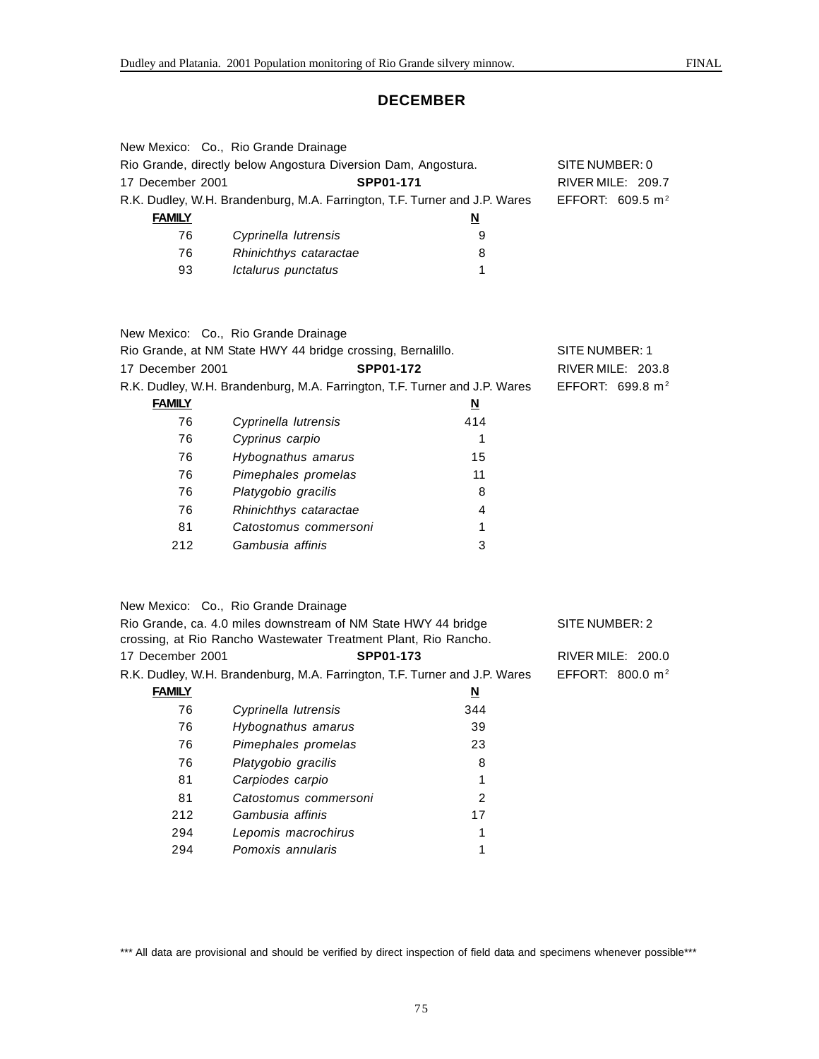## DECEMBER

New Mexico: Co., Rio Grande Drainage
Rio Grande, directly below Angostura Diversion Dam, Angostura. SITE NUMBER: 0
17 December 2001 **SPP01-171** RIVER MILE: 209.7
R.K. Dudley, W.H. Brandenburg, M.A. Farrington, T.F. Turner and J.P. Wares EFFORT: 609.5 $m^2$

| FAMILY | | N |
|---|---|---|
| 76 | *Cyprinella lutrensis* | 9 |
| 76 | *Rhinichthys cataractae* | 8 |
| 93 | *Ictalurus punctatus* | 1 |

New Mexico: Co., Rio Grande Drainage
Rio Grande, at NM State HWY 44 bridge crossing, Bernalillo. SITE NUMBER: 1
17 December 2001 **SPP01-172** RIVER MILE: 203.8
R.K. Dudley, W.H. Brandenburg, M.A. Farrington, T.F. Turner and J.P. Wares EFFORT: 699.8 $m^2$

| FAMILY | | N |
|---|---|---|
| 76 | *Cyprinella lutrensis* | 414 |
| 76 | *Cyprinus carpio* | 1 |
| 76 | *Hybognathus amarus* | 15 |
| 76 | *Pimephales promelas* | 11 |
| 76 | *Platygobio gracilis* | 8 |
| 76 | *Rhinichthys cataractae* | 4 |
| 81 | *Catostomus commersoni* | 1 |
| 212 | *Gambusia affinis* | 3 |

New Mexico: Co., Rio Grande Drainage
Rio Grande, ca. 4.0 miles downstream of NM State HWY 44 bridge crossing, at Rio Rancho Wastewater Treatment Plant, Rio Rancho. SITE NUMBER: 2
17 December 2001 **SPP01-173** RIVER MILE: 200.0
R.K. Dudley, W.H. Brandenburg, M.A. Farrington, T.F. Turner and J.P. Wares EFFORT: 800.0 $m^2$

| FAMILY | | N |
|---|---|---|
| 76 | *Cyprinella lutrensis* | 344 |
| 76 | *Hybognathus amarus* | 39 |
| 76 | *Pimephales promelas* | 23 |
| 76 | *Platygobio gracilis* | 8 |
| 81 | *Carpiodes carpio* | 1 |
| 81 | *Catostomus commersoni* | 2 |
| 212 | *Gambusia affinis* | 17 |
| 294 | *Lepomis macrochirus* | 1 |
| 294 | *Pomoxis annularis* | 1 |

*** All data are provisional and should be verified by direct inspection of field data and specimens whenever possible***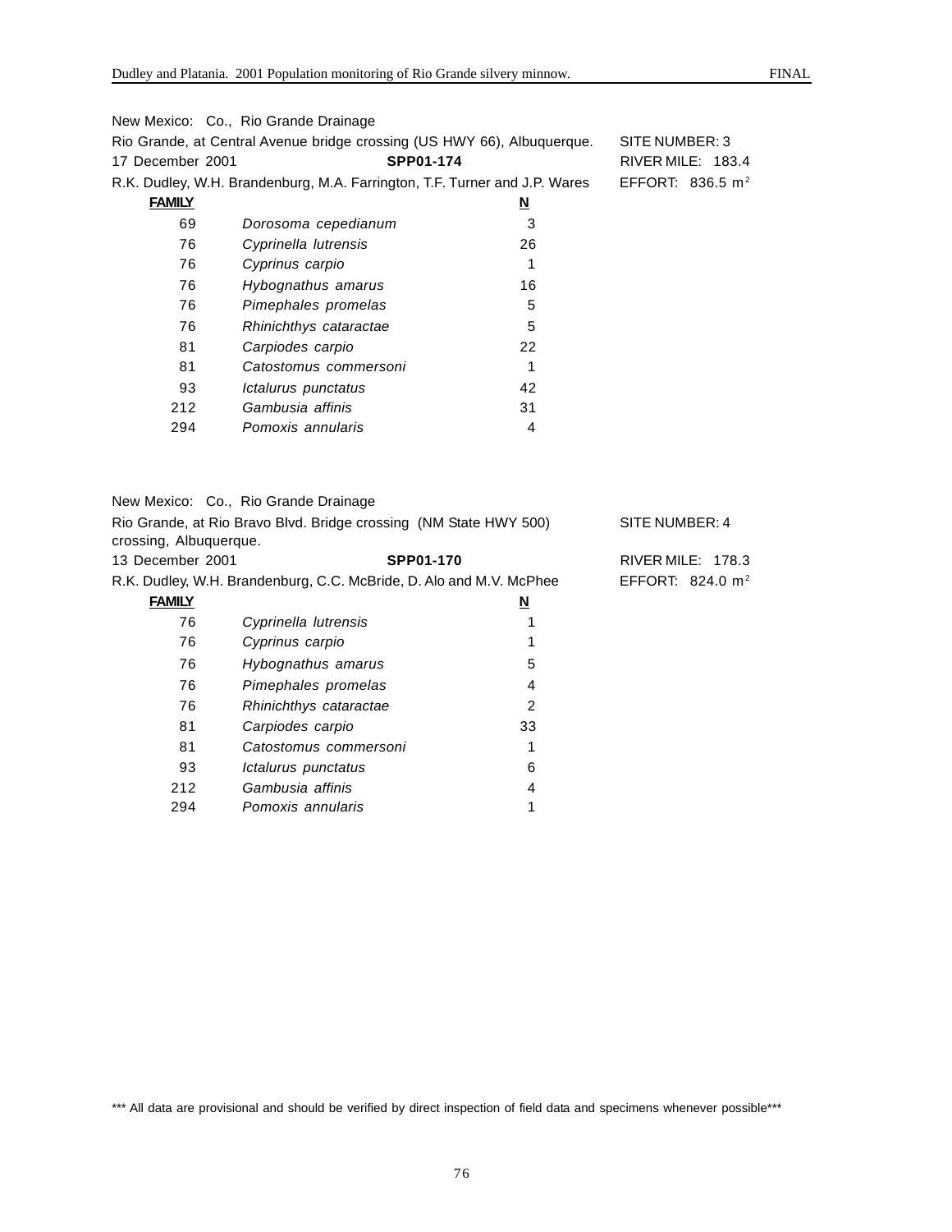New Mexico: Co., Rio Grande Drainage
Rio Grande, at Central Avenue bridge crossing (US HWY 66), Albuquerque. SITE NUMBER: 3
17 December 2001 **SPP01-174** RIVER MILE: 183.4
R.K. Dudley, W.H. Brandenburg, M.A. Farrington, T.F. Turner and J.P. Wares EFFORT: 836.5 $m^2$

| FAMILY | | N |
|---|---|---|
| 69 | *Dorosoma cepedianum* | 3 |
| 76 | *Cyprinella lutrensis* | 26 |
| 76 | *Cyprinus carpio* | 1 |
| 76 | *Hybognathus amarus* | 16 |
| 76 | *Pimephales promelas* | 5 |
| 76 | *Rhinichthys cataractae* | 5 |
| 81 | *Carpiodes carpio* | 22 |
| 81 | *Catostomus commersoni* | 1 |
| 93 | *Ictalurus punctatus* | 42 |
| 212 | *Gambusia affinis* | 31 |
| 294 | *Pomoxis annularis* | 4 |

New Mexico: Co., Rio Grande Drainage
Rio Grande, at Rio Bravo Blvd. Bridge crossing (NM State HWY 500) crossing, Albuquerque. SITE NUMBER: 4
13 December 2001 **SPP01-170** RIVER MILE: 178.3
R.K. Dudley, W.H. Brandenburg, C.C. McBride, D. Alo and M.V. McPhee EFFORT: 824.0 $m^2$

| FAMILY | | N |
|---|---|---|
| 76 | *Cyprinella lutrensis* | 1 |
| 76 | *Cyprinus carpio* | 1 |
| 76 | *Hybognathus amarus* | 5 |
| 76 | *Pimephales promelas* | 4 |
| 76 | *Rhinichthys cataractae* | 2 |
| 81 | *Carpiodes carpio* | 33 |
| 81 | *Catostomus commersoni* | 1 |
| 93 | *Ictalurus punctatus* | 6 |
| 212 | *Gambusia affinis* | 4 |
| 294 | *Pomoxis annularis* | 1 |

*** All data are provisional and should be verified by direct inspection of field data and specimens whenever possible***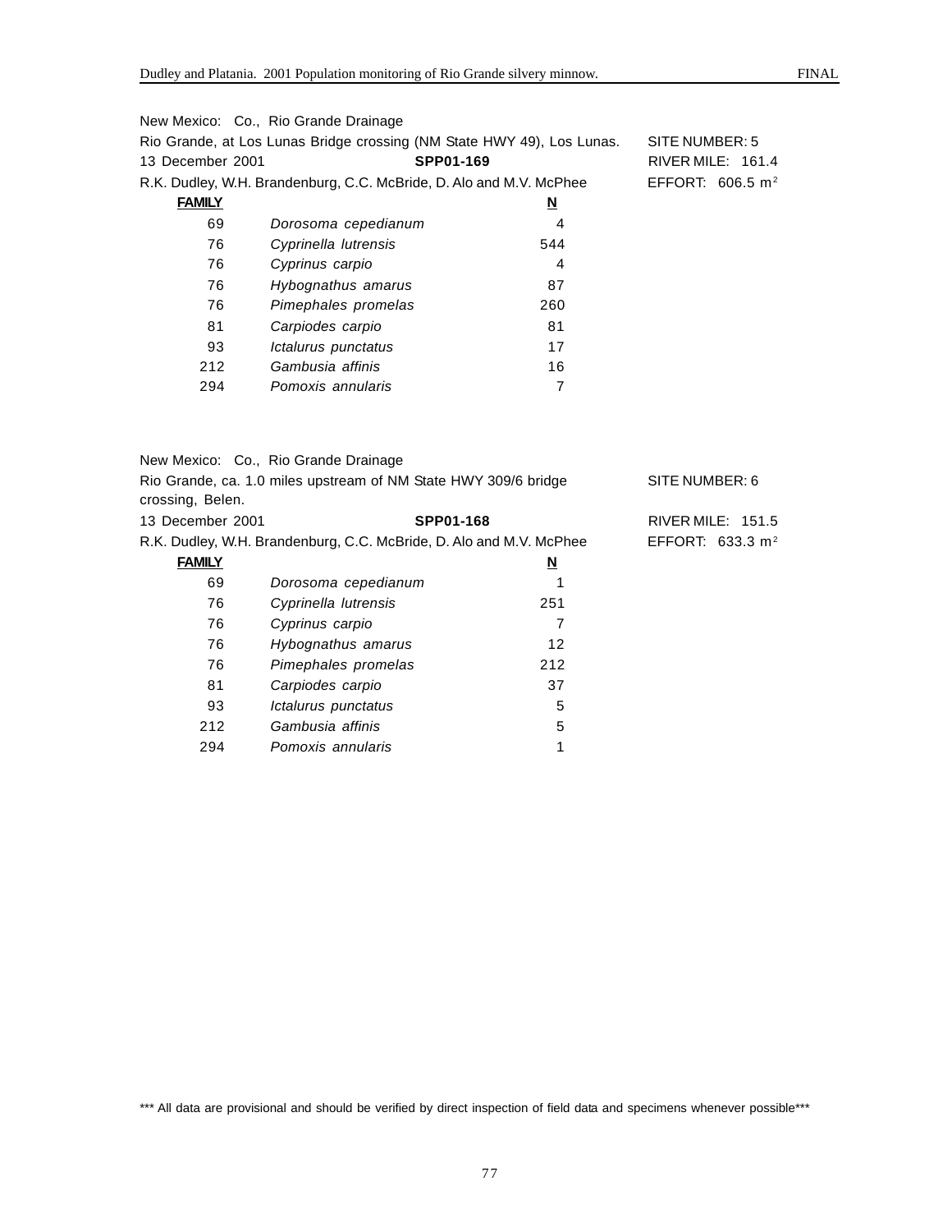New Mexico: Co., Rio Grande Drainage

Rio Grande, at Los Lunas Bridge crossing (NM State HWY 49), Los Lunas. SITE NUMBER: 5

13 December 2001 **SPP01-169** RIVER MILE: 161.4

R.K. Dudley, W.H. Brandenburg, C.C. McBride, D. Alo and M.V. McPhee EFFORT: 606.5 $m^2$

| **FAMILY** | | **N** |
|---|---|---|
| 69 | *Dorosoma cepedianum* | 4 |
| 76 | *Cyprinella lutrensis* | 544 |
| 76 | *Cyprinus carpio* | 4 |
| 76 | *Hybognathus amarus* | 87 |
| 76 | *Pimephales promelas* | 260 |
| 81 | *Carpiodes carpio* | 81 |
| 93 | *Ictalurus punctatus* | 17 |
| 212 | *Gambusia affinis* | 16 |
| 294 | *Pomoxis annularis* | 7 |

New Mexico: Co., Rio Grande Drainage

Rio Grande, ca. 1.0 miles upstream of NM State HWY 309/6 bridge crossing, Belen. SITE NUMBER: 6

13 December 2001 **SPP01-168** RIVER MILE: 151.5

R.K. Dudley, W.H. Brandenburg, C.C. McBride, D. Alo and M.V. McPhee EFFORT: 633.3 $m^2$

| **FAMILY** | | **N** |
|---|---|---|
| 69 | *Dorosoma cepedianum* | 1 |
| 76 | *Cyprinella lutrensis* | 251 |
| 76 | *Cyprinus carpio* | 7 |
| 76 | *Hybognathus amarus* | 12 |
| 76 | *Pimephales promelas* | 212 |
| 81 | *Carpiodes carpio* | 37 |
| 93 | *Ictalurus punctatus* | 5 |
| 212 | *Gambusia affinis* | 5 |
| 294 | *Pomoxis annularis* | 1 |

*** All data are provisional and should be verified by direct inspection of field data and specimens whenever possible***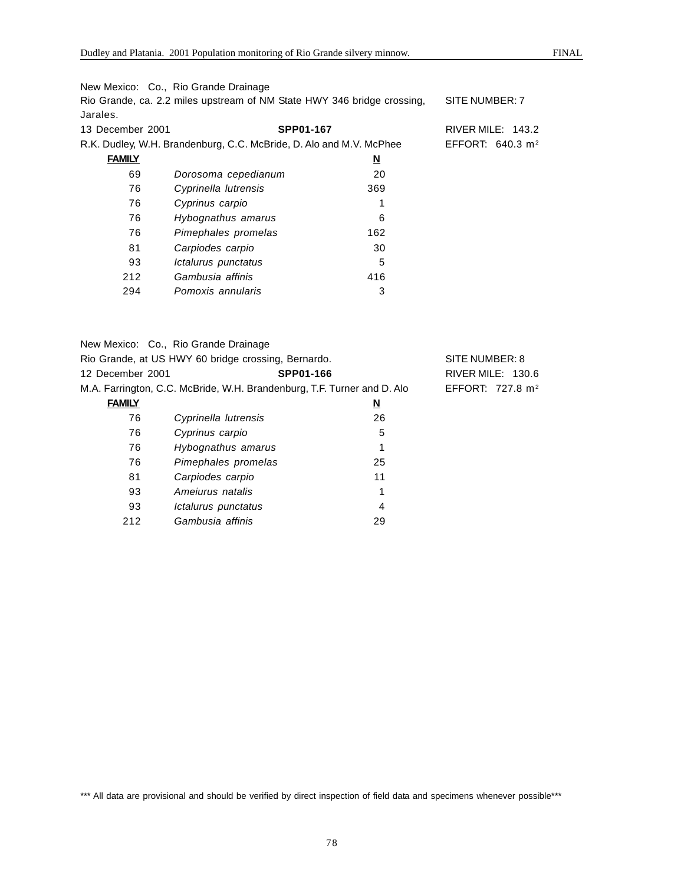New Mexico: Co., Rio Grande Drainage

Rio Grande, ca. 2.2 miles upstream of NM State HWY 346 bridge crossing, Jarales.

SITE NUMBER: 7

13 December 2001 **SPP01-167** RIVER MILE: 143.2

R.K. Dudley, W.H. Brandenburg, C.C. McBride, D. Alo and M.V. McPhee EFFORT: 640.3 $m^2$

| FAMILY | | N |
|---|---|---|
| 69 | *Dorosoma cepedianum* | 20 |
| 76 | *Cyprinella lutrensis* | 369 |
| 76 | *Cyprinus carpio* | 1 |
| 76 | *Hybognathus amarus* | 6 |
| 76 | *Pimephales promelas* | 162 |
| 81 | *Carpiodes carpio* | 30 |
| 93 | *Ictalurus punctatus* | 5 |
| 212 | *Gambusia affinis* | 416 |
| 294 | *Pomoxis annularis* | 3 |

New Mexico: Co., Rio Grande Drainage

Rio Grande, at US HWY 60 bridge crossing, Bernardo. SITE NUMBER: 8

12 December 2001 **SPP01-166** RIVER MILE: 130.6

M.A. Farrington, C.C. McBride, W.H. Brandenburg, T.F. Turner and D. Alo EFFORT: 727.8 $m^2$

| FAMILY | | N |
|---|---|---|
| 76 | *Cyprinella lutrensis* | 26 |
| 76 | *Cyprinus carpio* | 5 |
| 76 | *Hybognathus amarus* | 1 |
| 76 | *Pimephales promelas* | 25 |
| 81 | *Carpiodes carpio* | 11 |
| 93 | *Ameiurus natalis* | 1 |
| 93 | *Ictalurus punctatus* | 4 |
| 212 | *Gambusia affinis* | 29 |

*** All data are provisional and should be verified by direct inspection of field data and specimens whenever possible***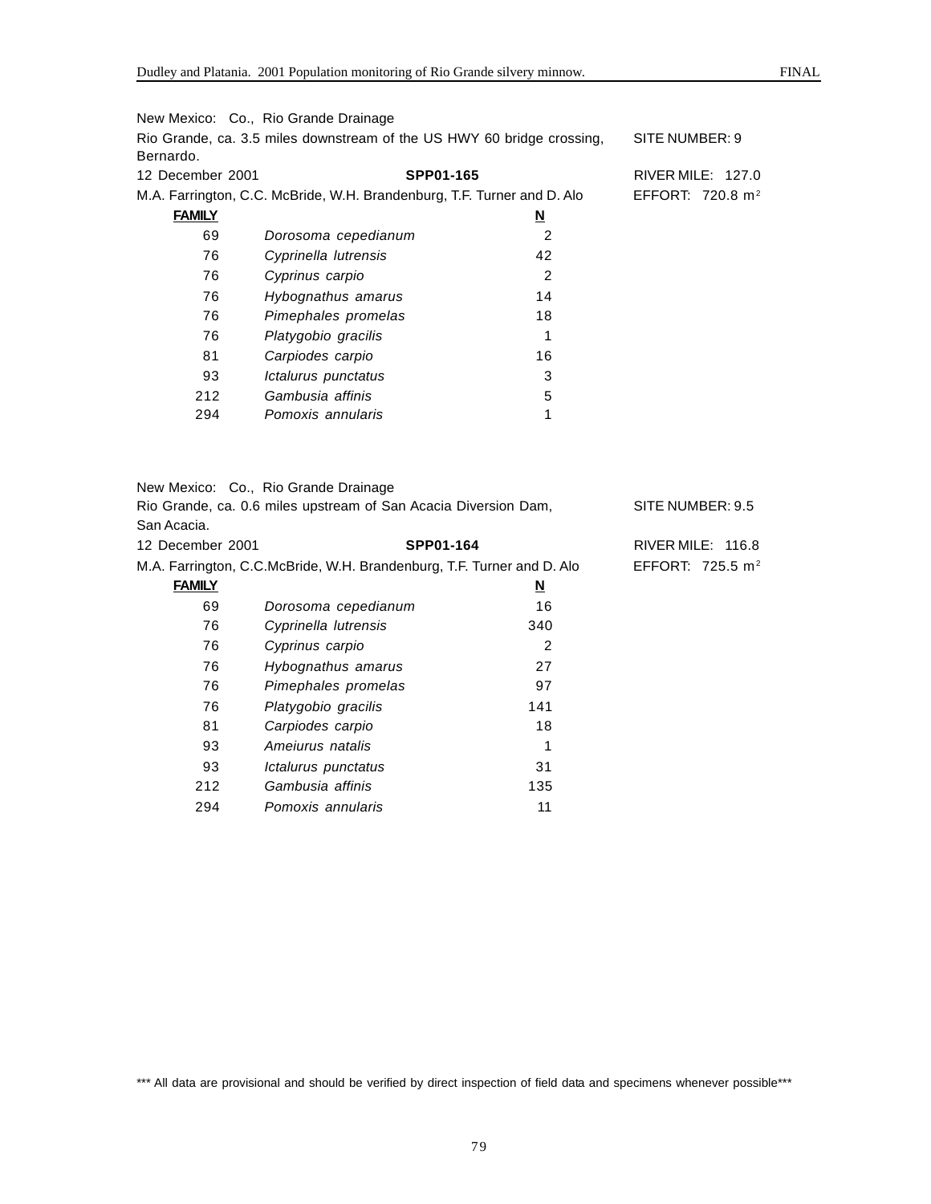New Mexico: Co., Rio Grande Drainage

Rio Grande, ca. 3.5 miles downstream of the US HWY 60 bridge crossing, Bernardo. SITE NUMBER: 9

12 December 2001 **SPP01-165** RIVER MILE: 127.0

M.A. Farrington, C.C. McBride, W.H. Brandenburg, T.F. Turner and D. Alo EFFORT: 720.8 $m^2$

| FAMILY | | N |
|---|---|---|
| 69 | *Dorosoma cepedianum* | 2 |
| 76 | *Cyprinella lutrensis* | 42 |
| 76 | *Cyprinus carpio* | 2 |
| 76 | *Hybognathus amarus* | 14 |
| 76 | *Pimephales promelas* | 18 |
| 76 | *Platygobio gracilis* | 1 |
| 81 | *Carpiodes carpio* | 16 |
| 93 | *Ictalurus punctatus* | 3 |
| 212 | *Gambusia affinis* | 5 |
| 294 | *Pomoxis annularis* | 1 |

New Mexico: Co., Rio Grande Drainage

Rio Grande, ca. 0.6 miles upstream of San Acacia Diversion Dam, San Acacia. SITE NUMBER: 9.5

12 December 2001 **SPP01-164** RIVER MILE: 116.8

M.A. Farrington, C.C.McBride, W.H. Brandenburg, T.F. Turner and D. Alo EFFORT: 725.5 $m^2$

| FAMILY | | N |
|---|---|---|
| 69 | *Dorosoma cepedianum* | 16 |
| 76 | *Cyprinella lutrensis* | 340 |
| 76 | *Cyprinus carpio* | 2 |
| 76 | *Hybognathus amarus* | 27 |
| 76 | *Pimephales promelas* | 97 |
| 76 | *Platygobio gracilis* | 141 |
| 81 | *Carpiodes carpio* | 18 |
| 93 | *Ameiurus natalis* | 1 |
| 93 | *Ictalurus punctatus* | 31 |
| 212 | *Gambusia affinis* | 135 |
| 294 | *Pomoxis annularis* | 11 |

*** All data are provisional and should be verified by direct inspection of field data and specimens whenever possible***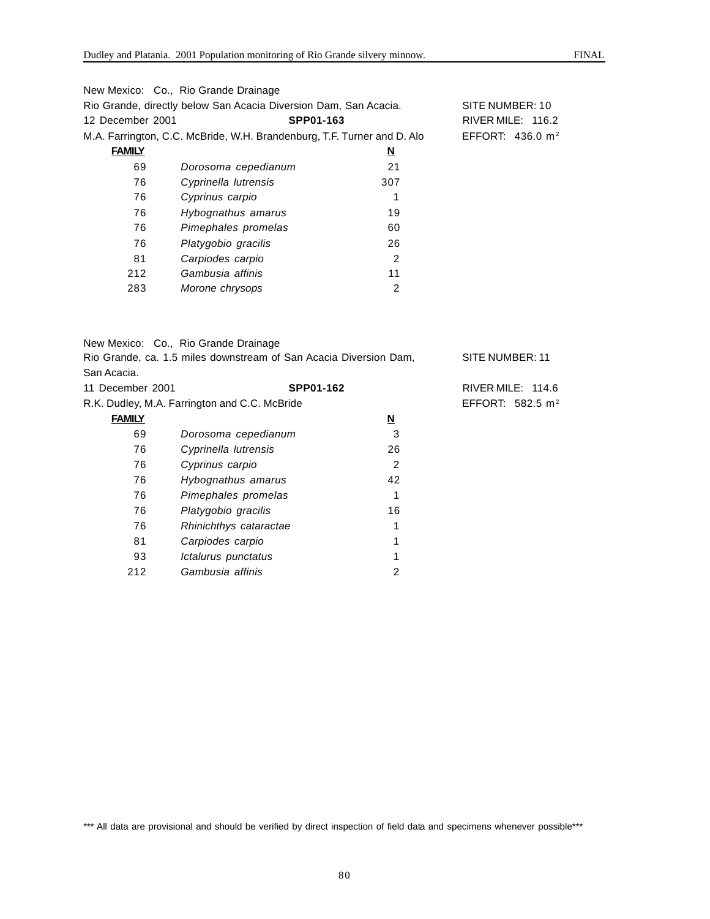New Mexico: Co., Rio Grande Drainage
Rio Grande, directly below San Acacia Diversion Dam, San Acacia. SITE NUMBER: 10
12 December 2001 **SPP01-163** RIVER MILE: 116.2
M.A. Farrington, C.C. McBride, W.H. Brandenburg, T.F. Turner and D. Alo EFFORT: 436.0 $m^2$

| **FAMILY** | | **N** |
|---|---|---|
| 69 | *Dorosoma cepedianum* | 21 |
| 76 | *Cyprinella lutrensis* | 307 |
| 76 | *Cyprinus carpio* | 1 |
| 76 | *Hybognathus amarus* | 19 |
| 76 | *Pimephales promelas* | 60 |
| 76 | *Platygobio gracilis* | 26 |
| 81 | *Carpiodes carpio* | 2 |
| 212 | *Gambusia affinis* | 11 |
| 283 | *Morone chrysops* | 2 |

New Mexico: Co., Rio Grande Drainage
Rio Grande, ca. 1.5 miles downstream of San Acacia Diversion Dam, San Acacia. SITE NUMBER: 11
11 December 2001 **SPP01-162** RIVER MILE: 114.6
R.K. Dudley, M.A. Farrington and C.C. McBride EFFORT: 582.5 $m^2$

| **FAMILY** | | **N** |
|---|---|---|
| 69 | *Dorosoma cepedianum* | 3 |
| 76 | *Cyprinella lutrensis* | 26 |
| 76 | *Cyprinus carpio* | 2 |
| 76 | *Hybognathus amarus* | 42 |
| 76 | *Pimephales promelas* | 1 |
| 76 | *Platygobio gracilis* | 16 |
| 76 | *Rhinichthys cataractae* | 1 |
| 81 | *Carpiodes carpio* | 1 |
| 93 | *Ictalurus punctatus* | 1 |
| 212 | *Gambusia affinis* | 2 |

*** All data are provisional and should be verified by direct inspection of field data and specimens whenever possible***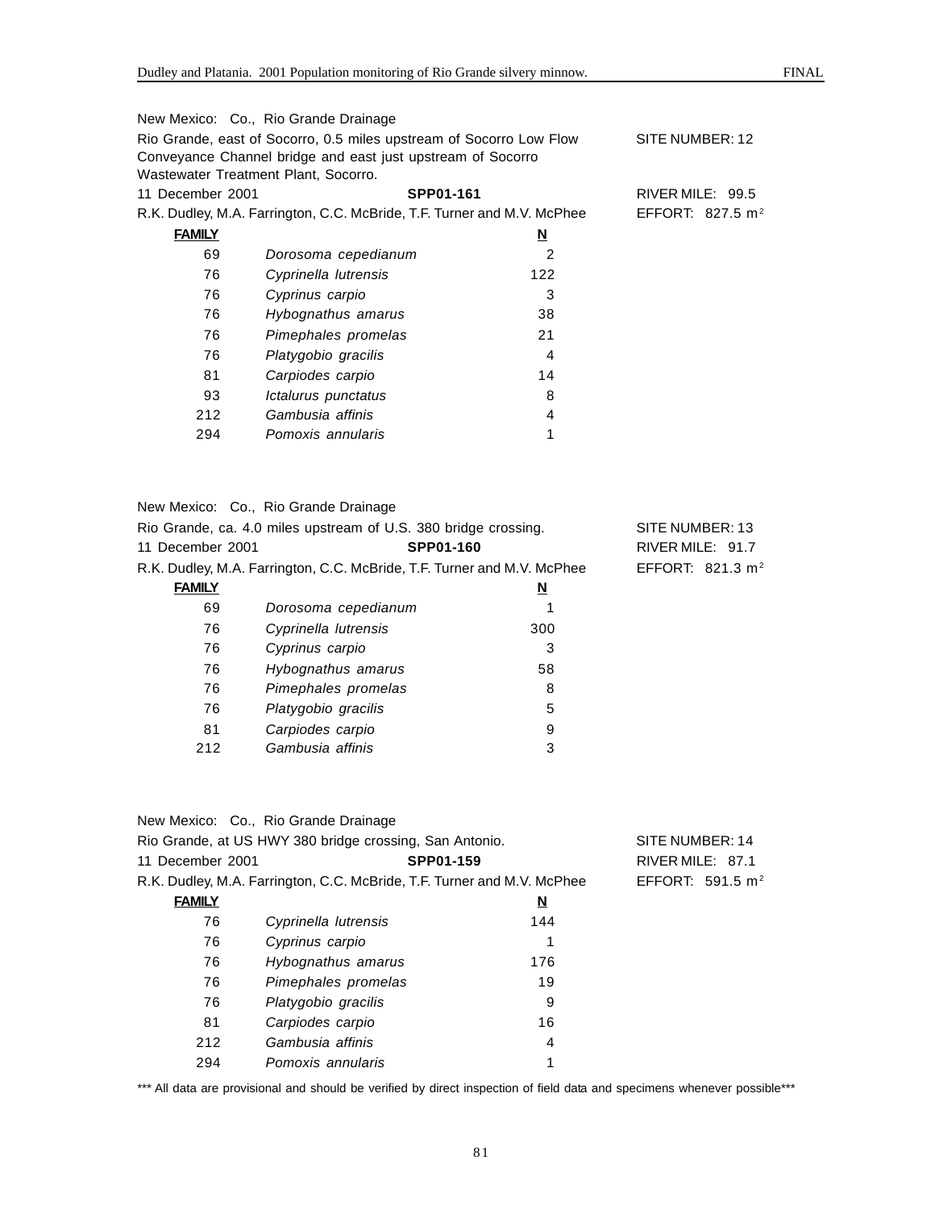New Mexico: Co., Rio Grande Drainage

Rio Grande, east of Socorro, 0.5 miles upstream of Socorro Low Flow Conveyance Channel bridge and east just upstream of Socorro Wastewater Treatment Plant, Socorro.

SITE NUMBER: 12

11 December 2001 **SPP01-161** RIVER MILE: 99.5

R.K. Dudley, M.A. Farrington, C.C. McBride, T.F. Turner and M.V. McPhee EFFORT: 827.5 $m^2$

| **FAMILY** | | **N** |
|---|---|---|
| 69 | *Dorosoma cepedianum* | 2 |
| 76 | *Cyprinella lutrensis* | 122 |
| 76 | *Cyprinus carpio* | 3 |
| 76 | *Hybognathus amarus* | 38 |
| 76 | *Pimephales promelas* | 21 |
| 76 | *Platygobio gracilis* | 4 |
| 81 | *Carpiodes carpio* | 14 |
| 93 | *Ictalurus punctatus* | 8 |
| 212 | *Gambusia affinis* | 4 |
| 294 | *Pomoxis annularis* | 1 |

New Mexico: Co., Rio Grande Drainage

Rio Grande, ca. 4.0 miles upstream of U.S. 380 bridge crossing. SITE NUMBER: 13

11 December 2001 **SPP01-160** RIVER MILE: 91.7

R.K. Dudley, M.A. Farrington, C.C. McBride, T.F. Turner and M.V. McPhee EFFORT: 821.3 $m^2$

| **FAMILY** | | **N** |
|---|---|---|
| 69 | *Dorosoma cepedianum* | 1 |
| 76 | *Cyprinella lutrensis* | 300 |
| 76 | *Cyprinus carpio* | 3 |
| 76 | *Hybognathus amarus* | 58 |
| 76 | *Pimephales promelas* | 8 |
| 76 | *Platygobio gracilis* | 5 |
| 81 | *Carpiodes carpio* | 9 |
| 212 | *Gambusia affinis* | 3 |

New Mexico: Co., Rio Grande Drainage

Rio Grande, at US HWY 380 bridge crossing, San Antonio. SITE NUMBER: 14

11 December 2001 **SPP01-159** RIVER MILE: 87.1

R.K. Dudley, M.A. Farrington, C.C. McBride, T.F. Turner and M.V. McPhee EFFORT: 591.5 $m^2$

| **FAMILY** | | **N** |
|---|---|---|
| 76 | *Cyprinella lutrensis* | 144 |
| 76 | *Cyprinus carpio* | 1 |
| 76 | *Hybognathus amarus* | 176 |
| 76 | *Pimephales promelas* | 19 |
| 76 | *Platygobio gracilis* | 9 |
| 81 | *Carpiodes carpio* | 16 |
| 212 | *Gambusia affinis* | 4 |
| 294 | *Pomoxis annularis* | 1 |

*** All data are provisional and should be verified by direct inspection of field data and specimens whenever possible***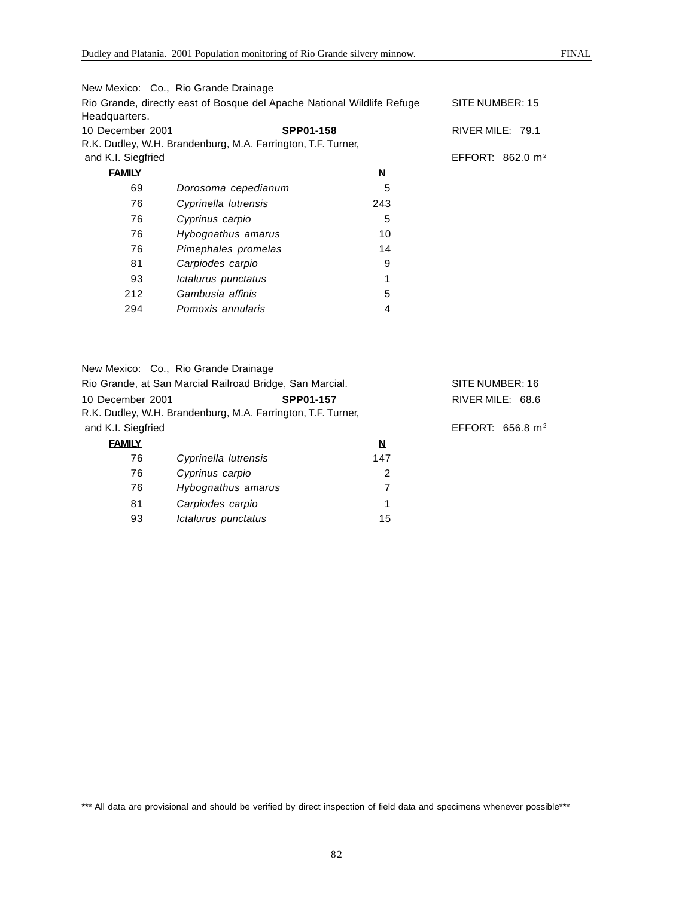New Mexico: Co., Rio Grande Drainage
Rio Grande, directly east of Bosque del Apache National Wildlife Refuge Headquarters. SITE NUMBER: 15
10 December 2001 **SPP01-158** RIVER MILE: 79.1
R.K. Dudley, W.H. Brandenburg, M.A. Farrington, T.F. Turner, and K.I. Siegfried EFFORT: 862.0 $m^2$

| FAMILY | | N |
|---|---|---|
| 69 | *Dorosoma cepedianum* | 5 |
| 76 | *Cyprinella lutrensis* | 243 |
| 76 | *Cyprinus carpio* | 5 |
| 76 | *Hybognathus amarus* | 10 |
| 76 | *Pimephales promelas* | 14 |
| 81 | *Carpiodes carpio* | 9 |
| 93 | *Ictalurus punctatus* | 1 |
| 212 | *Gambusia affinis* | 5 |
| 294 | *Pomoxis annularis* | 4 |

New Mexico: Co., Rio Grande Drainage
Rio Grande, at San Marcial Railroad Bridge, San Marcial. SITE NUMBER: 16
10 December 2001 **SPP01-157** RIVER MILE: 68.6
R.K. Dudley, W.H. Brandenburg, M.A. Farrington, T.F. Turner, and K.I. Siegfried EFFORT: 656.8 $m^2$

| FAMILY | | N |
|---|---|---|
| 76 | *Cyprinella lutrensis* | 147 |
| 76 | *Cyprinus carpio* | 2 |
| 76 | *Hybognathus amarus* | 7 |
| 81 | *Carpiodes carpio* | 1 |
| 93 | *Ictalurus punctatus* | 15 |

*** All data are provisional and should be verified by direct inspection of field data and specimens whenever possible***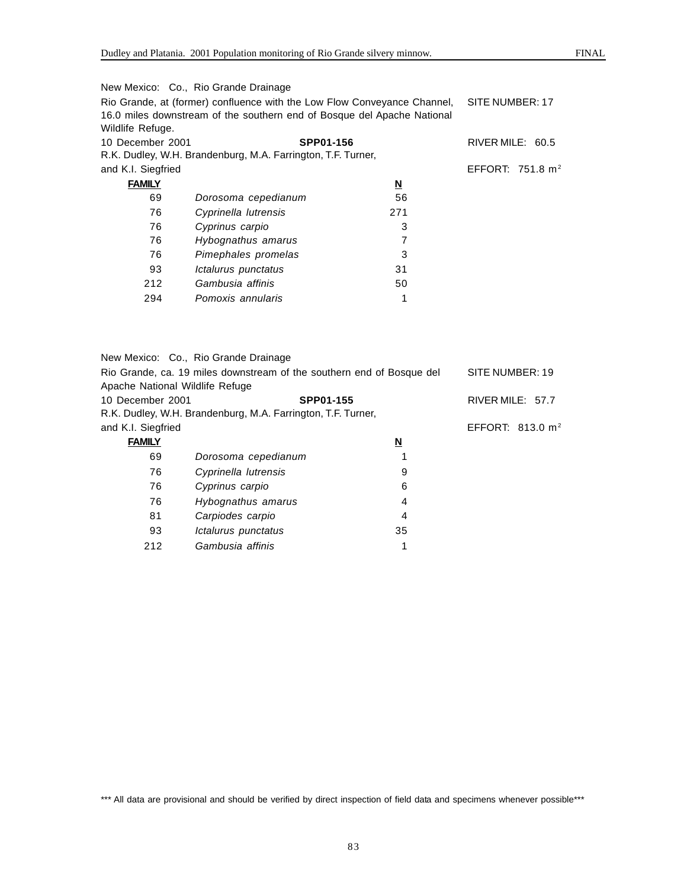New Mexico: Co., Rio Grande Drainage

Rio Grande, at (former) confluence with the Low Flow Conveyance Channel, 16.0 miles downstream of the southern end of Bosque del Apache National Wildlife Refuge.

SITE NUMBER: 17

10 December 2001 **SPP01-156** RIVER MILE: 60.5

R.K. Dudley, W.H. Brandenburg, M.A. Farrington, T.F. Turner, and K.I. Siegfried

EFFORT: 751.8 $m^2$

| **FAMILY** | | **N** |
|---|---|---|
| 69 | *Dorosoma cepedianum* | 56 |
| 76 | *Cyprinella lutrensis* | 271 |
| 76 | *Cyprinus carpio* | 3 |
| 76 | *Hybognathus amarus* | 7 |
| 76 | *Pimephales promelas* | 3 |
| 93 | *Ictalurus punctatus* | 31 |
| 212 | *Gambusia affinis* | 50 |
| 294 | *Pomoxis annularis* | 1 |

New Mexico: Co., Rio Grande Drainage

Rio Grande, ca. 19 miles downstream of the southern end of Bosque del Apache National Wildlife Refuge

SITE NUMBER: 19

10 December 2001 **SPP01-155** RIVER MILE: 57.7

R.K. Dudley, W.H. Brandenburg, M.A. Farrington, T.F. Turner, and K.I. Siegfried

EFFORT: 813.0 $m^2$

| **FAMILY** | | **N** |
|---|---|---|
| 69 | *Dorosoma cepedianum* | 1 |
| 76 | *Cyprinella lutrensis* | 9 |
| 76 | *Cyprinus carpio* | 6 |
| 76 | *Hybognathus amarus* | 4 |
| 81 | *Carpiodes carpio* | 4 |
| 93 | *Ictalurus punctatus* | 35 |
| 212 | *Gambusia affinis* | 1 |

*** All data are provisional and should be verified by direct inspection of field data and specimens whenever possible***